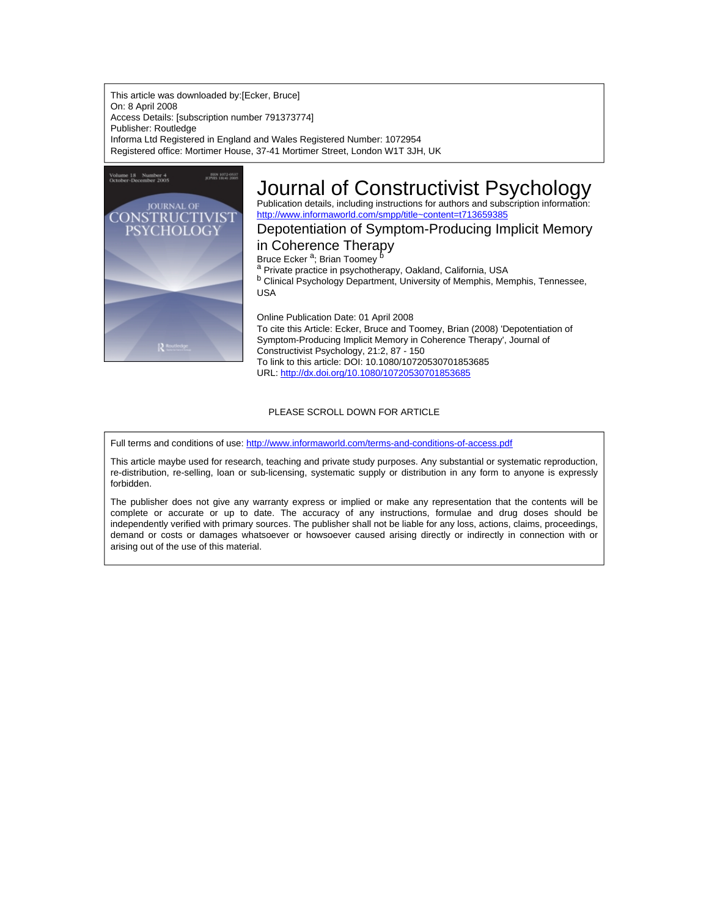This article was downloaded by:[Ecker, Bruce]
On: 8 April 2008
Access Details: [subscription number 791373774]
Publisher: Routledge
Informa Ltd Registered in England and Wales Registered Number: 1072954
Registered office: Mortimer House, 37-41 Mortimer Street, London W1T 3JH, UK

# Journal of Constructivist Psychology

Publication details, including instructions for authors and subscription information:
http://www.informaworld.com/smpp/title~content=t713659385

## Depotentiation of Symptom-Producing Implicit Memory in Coherence Therapy

Bruce Ecker [a]; Brian Toomey [b]

[a] Private practice in psychotherapy, Oakland, California, USA

[b] Clinical Psychology Department, University of Memphis, Memphis, Tennessee, USA

Online Publication Date: 01 April 2008

To cite this Article: Ecker, Bruce and Toomey, Brian (2008) 'Depotentiation of Symptom-Producing Implicit Memory in Coherence Therapy', Journal of Constructivist Psychology, 21:2, 87 - 150

To link to this article: DOI: 10.1080/10720530701853685

URL: http://dx.doi.org/10.1080/10720530701853685

PLEASE SCROLL DOWN FOR ARTICLE

Full terms and conditions of use: http://www.informaworld.com/terms-and-conditions-of-access.pdf

This article maybe used for research, teaching and private study purposes. Any substantial or systematic reproduction, re-distribution, re-selling, loan or sub-licensing, systematic supply or distribution in any form to anyone is expressly forbidden.

The publisher does not give any warranty express or implied or make any representation that the contents will be complete or accurate or up to date. The accuracy of any instructions, formulae and drug doses should be independently verified with primary sources. The publisher shall not be liable for any loss, actions, claims, proceedings, demand or costs or damages whatsoever or howsoever caused arising directly or indirectly in connection with or arising out of the use of this material.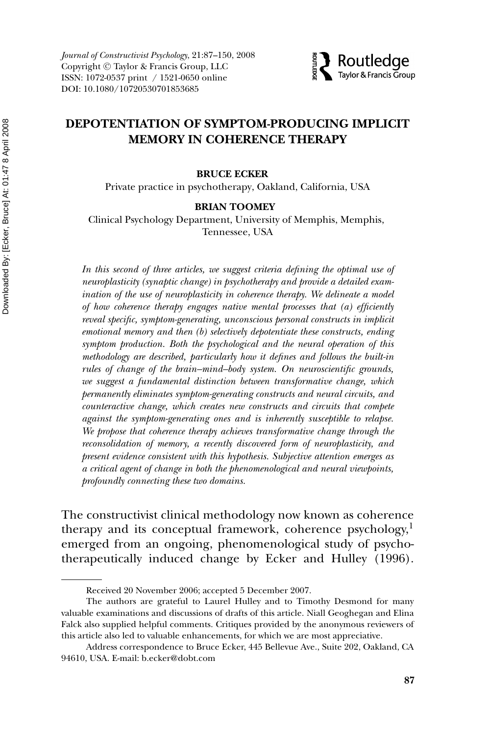# DEPOTENTIATION OF SYMPTOM-PRODUCING IMPLICIT MEMORY IN COHERENCE THERAPY

**BRUCE ECKER**
Private practice in psychotherapy, Oakland, California, USA

**BRIAN TOOMEY**
Clinical Psychology Department, University of Memphis, Memphis, Tennessee, USA

*In this second of three articles, we suggest criteria defining the optimal use of neuroplasticity (synaptic change) in psychotherapy and provide a detailed examination of the use of neuroplasticity in coherence therapy. We delineate a model of how coherence therapy engages native mental processes that (a) efficiently reveal specific, symptom-generating, unconscious personal constructs in implicit emotional memory and then (b) selectively depotentiate these constructs, ending symptom production. Both the psychological and the neural operation of this methodology are described, particularly how it defines and follows the built-in rules of change of the brain–mind–body system. On neuroscientific grounds, we suggest a fundamental distinction between transformative change, which permanently eliminates symptom-generating constructs and neural circuits, and counteractive change, which creates new constructs and circuits that compete against the symptom-generating ones and is inherently susceptible to relapse. We propose that coherence therapy achieves transformative change through the reconsolidation of memory, a recently discovered form of neuroplasticity, and present evidence consistent with this hypothesis. Subjective attention emerges as a critical agent of change in both the phenomenological and neural viewpoints, profoundly connecting these two domains.*

The constructivist clinical methodology now known as coherence therapy and its conceptual framework, coherence psychology,[1] emerged from an ongoing, phenomenological study of psychotherapeutically induced change by Ecker and Hulley (1996).

---

Received 20 November 2006; accepted 5 December 2007.

The authors are grateful to Laurel Hulley and to Timothy Desmond for many valuable examinations and discussions of drafts of this article. Niall Geoghegan and Elina Falck also supplied helpful comments. Critiques provided by the anonymous reviewers of this article also led to valuable enhancements, for which we are most appreciative.

Address correspondence to Bruce Ecker, 445 Bellevue Ave., Suite 202, Oakland, CA 94610, USA. E-mail: b.ecker@dobt.com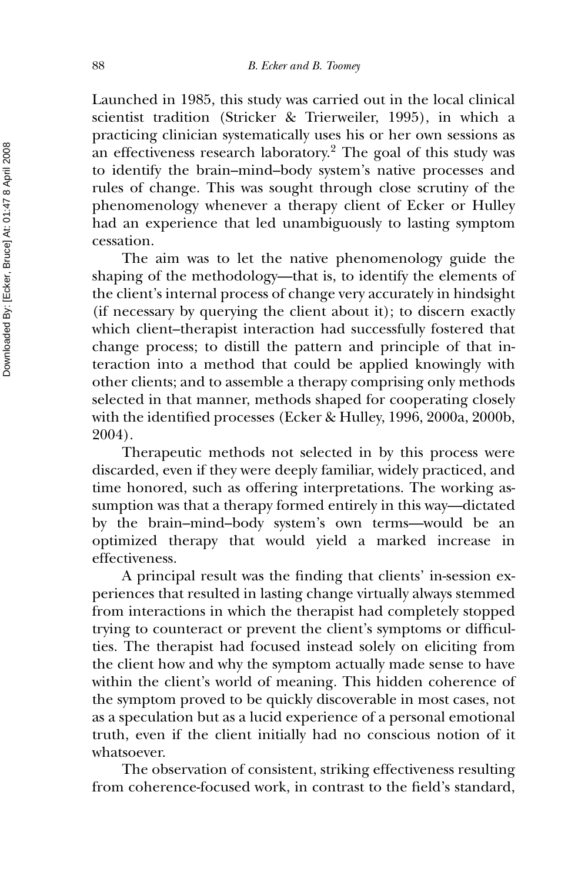Launched in 1985, this study was carried out in the local clinical scientist tradition (Stricker & Trierweiler, 1995), in which a practicing clinician systematically uses his or her own sessions as an effectiveness research laboratory.[2] The goal of this study was to identify the brain–mind–body system's native processes and rules of change. This was sought through close scrutiny of the phenomenology whenever a therapy client of Ecker or Hulley had an experience that led unambiguously to lasting symptom cessation.

The aim was to let the native phenomenology guide the shaping of the methodology—that is, to identify the elements of the client's internal process of change very accurately in hindsight (if necessary by querying the client about it); to discern exactly which client–therapist interaction had successfully fostered that change process; to distill the pattern and principle of that interaction into a method that could be applied knowingly with other clients; and to assemble a therapy comprising only methods selected in that manner, methods shaped for cooperating closely with the identified processes (Ecker & Hulley, 1996, 2000a, 2000b, 2004).

Therapeutic methods not selected in by this process were discarded, even if they were deeply familiar, widely practiced, and time honored, such as offering interpretations. The working assumption was that a therapy formed entirely in this way—dictated by the brain–mind–body system's own terms—would be an optimized therapy that would yield a marked increase in effectiveness.

A principal result was the finding that clients' in-session experiences that resulted in lasting change virtually always stemmed from interactions in which the therapist had completely stopped trying to counteract or prevent the client's symptoms or difficulties. The therapist had focused instead solely on eliciting from the client how and why the symptom actually made sense to have within the client's world of meaning. This hidden coherence of the symptom proved to be quickly discoverable in most cases, not as a speculation but as a lucid experience of a personal emotional truth, even if the client initially had no conscious notion of it whatsoever.

The observation of consistent, striking effectiveness resulting from coherence-focused work, in contrast to the field's standard,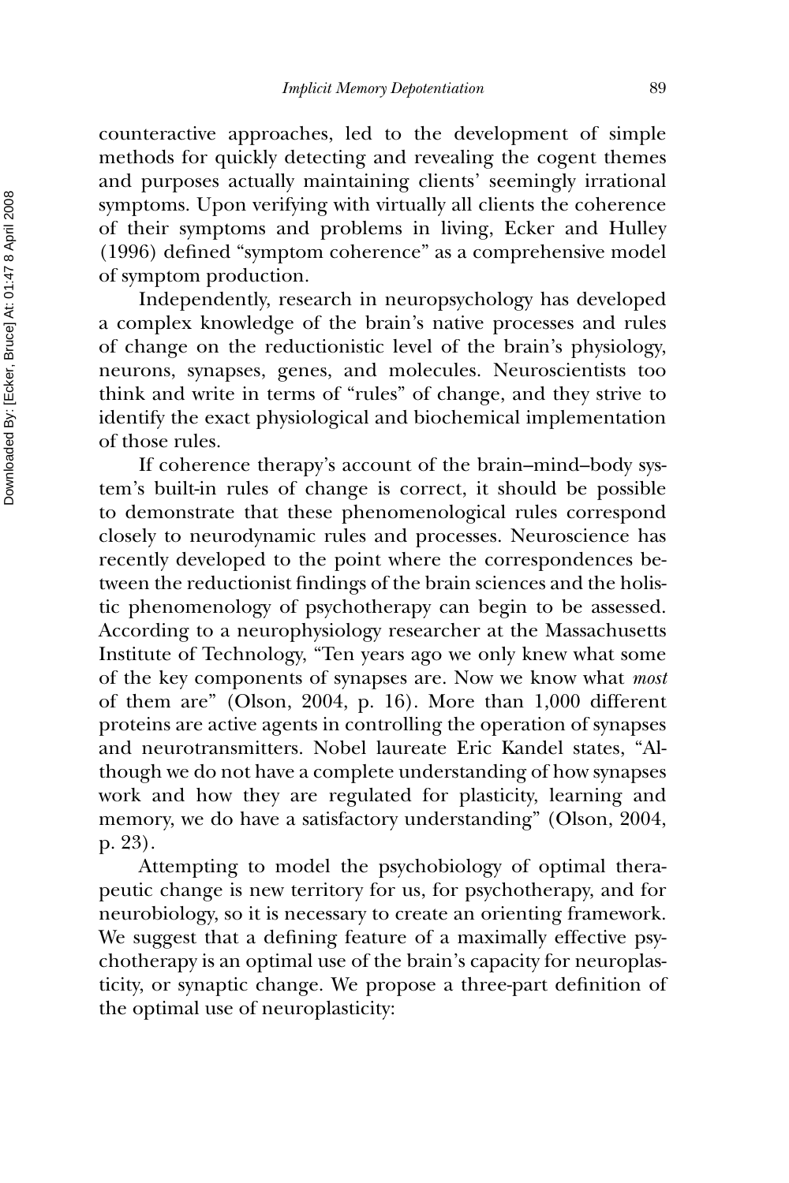counteractive approaches, led to the development of simple methods for quickly detecting and revealing the cogent themes and purposes actually maintaining clients' seemingly irrational symptoms. Upon verifying with virtually all clients the coherence of their symptoms and problems in living, Ecker and Hulley (1996) defined "symptom coherence" as a comprehensive model of symptom production.

Independently, research in neuropsychology has developed a complex knowledge of the brain's native processes and rules of change on the reductionistic level of the brain's physiology, neurons, synapses, genes, and molecules. Neuroscientists too think and write in terms of "rules" of change, and they strive to identify the exact physiological and biochemical implementation of those rules.

If coherence therapy's account of the brain–mind–body system's built-in rules of change is correct, it should be possible to demonstrate that these phenomenological rules correspond closely to neurodynamic rules and processes. Neuroscience has recently developed to the point where the correspondences between the reductionist findings of the brain sciences and the holistic phenomenology of psychotherapy can begin to be assessed. According to a neurophysiology researcher at the Massachusetts Institute of Technology, "Ten years ago we only knew what some of the key components of synapses are. Now we know what *most* of them are" (Olson, 2004, p. 16). More than 1,000 different proteins are active agents in controlling the operation of synapses and neurotransmitters. Nobel laureate Eric Kandel states, "Although we do not have a complete understanding of how synapses work and how they are regulated for plasticity, learning and memory, we do have a satisfactory understanding" (Olson, 2004, p. 23).

Attempting to model the psychobiology of optimal therapeutic change is new territory for us, for psychotherapy, and for neurobiology, so it is necessary to create an orienting framework. We suggest that a defining feature of a maximally effective psychotherapy is an optimal use of the brain's capacity for neuroplasticity, or synaptic change. We propose a three-part definition of the optimal use of neuroplasticity: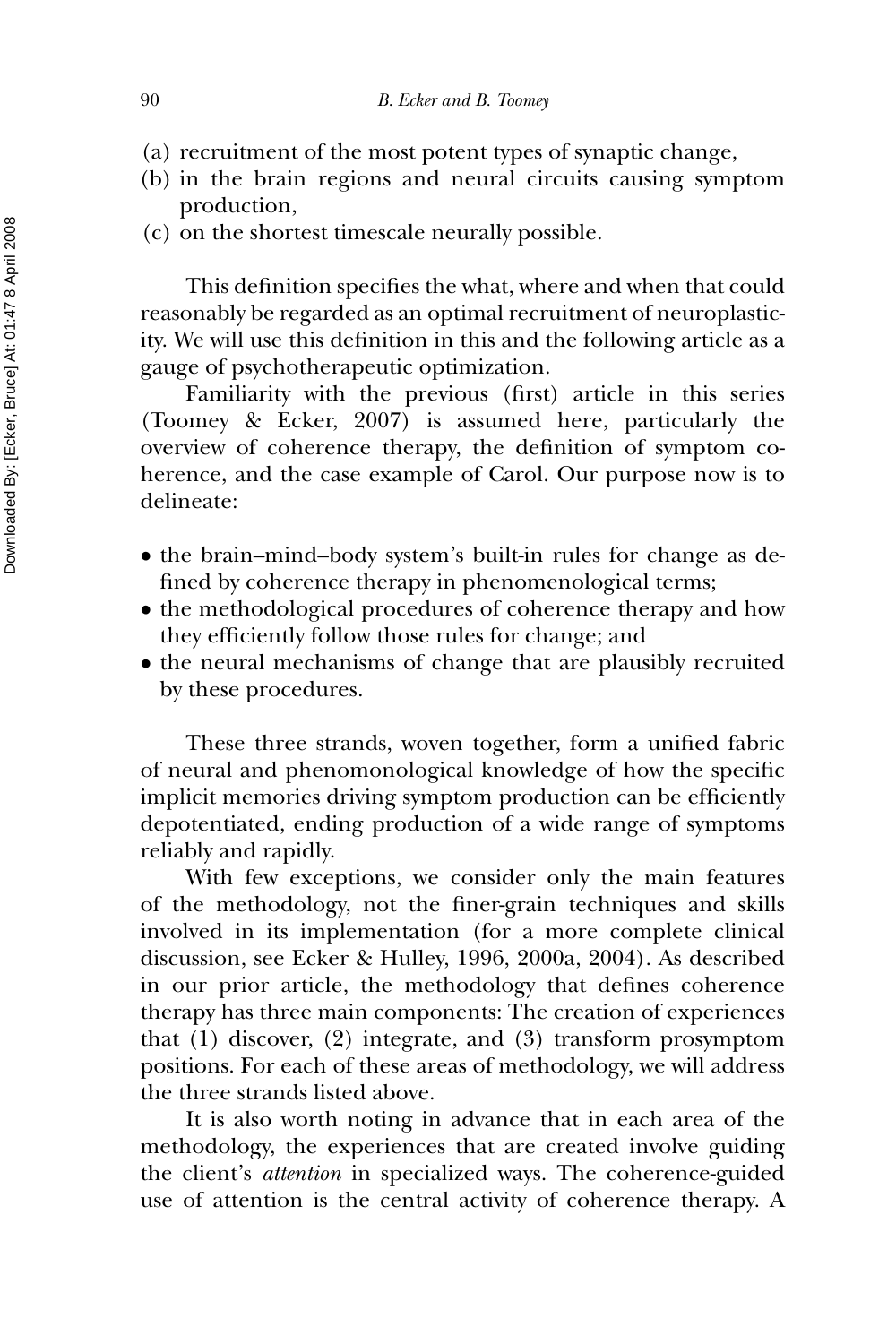(a) recruitment of the most potent types of synaptic change,
(b) in the brain regions and neural circuits causing symptom production,
(c) on the shortest timescale neurally possible.

This definition specifies the what, where and when that could reasonably be regarded as an optimal recruitment of neuroplasticity. We will use this definition in this and the following article as a gauge of psychotherapeutic optimization.

Familiarity with the previous (first) article in this series (Toomey & Ecker, 2007) is assumed here, particularly the overview of coherence therapy, the definition of symptom coherence, and the case example of Carol. Our purpose now is to delineate:

- the brain–mind–body system's built-in rules for change as defined by coherence therapy in phenomenological terms;
- the methodological procedures of coherence therapy and how they efficiently follow those rules for change; and
- the neural mechanisms of change that are plausibly recruited by these procedures.

These three strands, woven together, form a unified fabric of neural and phenomonological knowledge of how the specific implicit memories driving symptom production can be efficiently depotentiated, ending production of a wide range of symptoms reliably and rapidly.

With few exceptions, we consider only the main features of the methodology, not the finer-grain techniques and skills involved in its implementation (for a more complete clinical discussion, see Ecker & Hulley, 1996, 2000a, 2004). As described in our prior article, the methodology that defines coherence therapy has three main components: The creation of experiences that (1) discover, (2) integrate, and (3) transform prosymptom positions. For each of these areas of methodology, we will address the three strands listed above.

It is also worth noting in advance that in each area of the methodology, the experiences that are created involve guiding the client's *attention* in specialized ways. The coherence-guided use of attention is the central activity of coherence therapy. A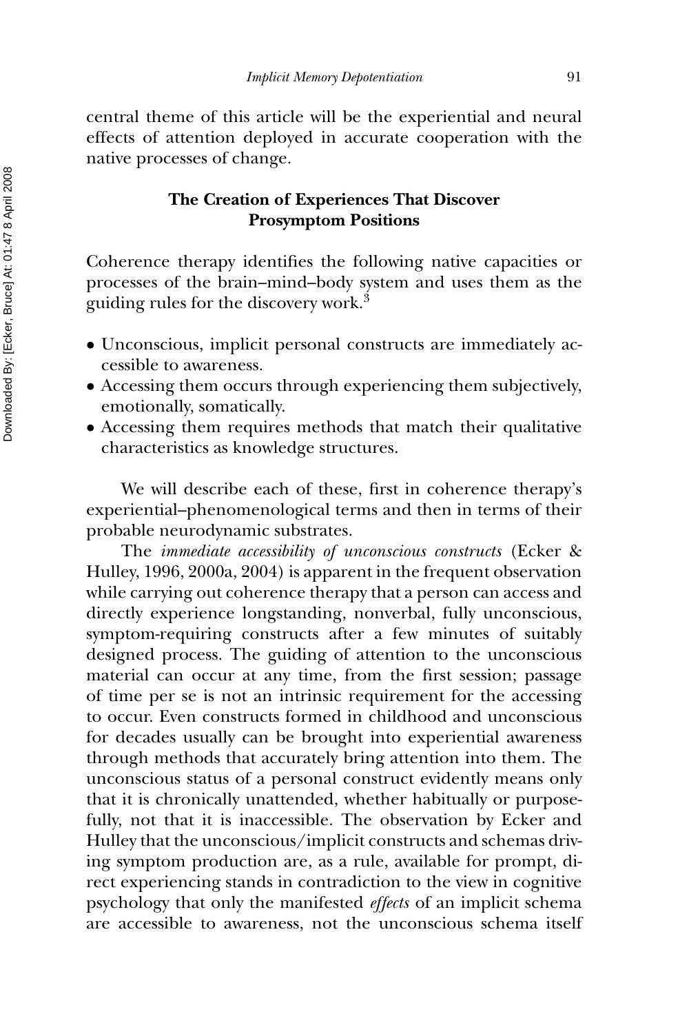central theme of this article will be the experiential and neural effects of attention deployed in accurate cooperation with the native processes of change.

## The Creation of Experiences That Discover Prosymptom Positions

Coherence therapy identifies the following native capacities or processes of the brain–mind–body system and uses them as the guiding rules for the discovery work.[3]

- Unconscious, implicit personal constructs are immediately accessible to awareness.
- Accessing them occurs through experiencing them subjectively, emotionally, somatically.
- Accessing them requires methods that match their qualitative characteristics as knowledge structures.

We will describe each of these, first in coherence therapy's experiential–phenomenological terms and then in terms of their probable neurodynamic substrates.

The *immediate accessibility of unconscious constructs* (Ecker & Hulley, 1996, 2000a, 2004) is apparent in the frequent observation while carrying out coherence therapy that a person can access and directly experience longstanding, nonverbal, fully unconscious, symptom-requiring constructs after a few minutes of suitably designed process. The guiding of attention to the unconscious material can occur at any time, from the first session; passage of time per se is not an intrinsic requirement for the accessing to occur. Even constructs formed in childhood and unconscious for decades usually can be brought into experiential awareness through methods that accurately bring attention into them. The unconscious status of a personal construct evidently means only that it is chronically unattended, whether habitually or purposefully, not that it is inaccessible. The observation by Ecker and Hulley that the unconscious/implicit constructs and schemas driving symptom production are, as a rule, available for prompt, direct experiencing stands in contradiction to the view in cognitive psychology that only the manifested *effects* of an implicit schema are accessible to awareness, not the unconscious schema itself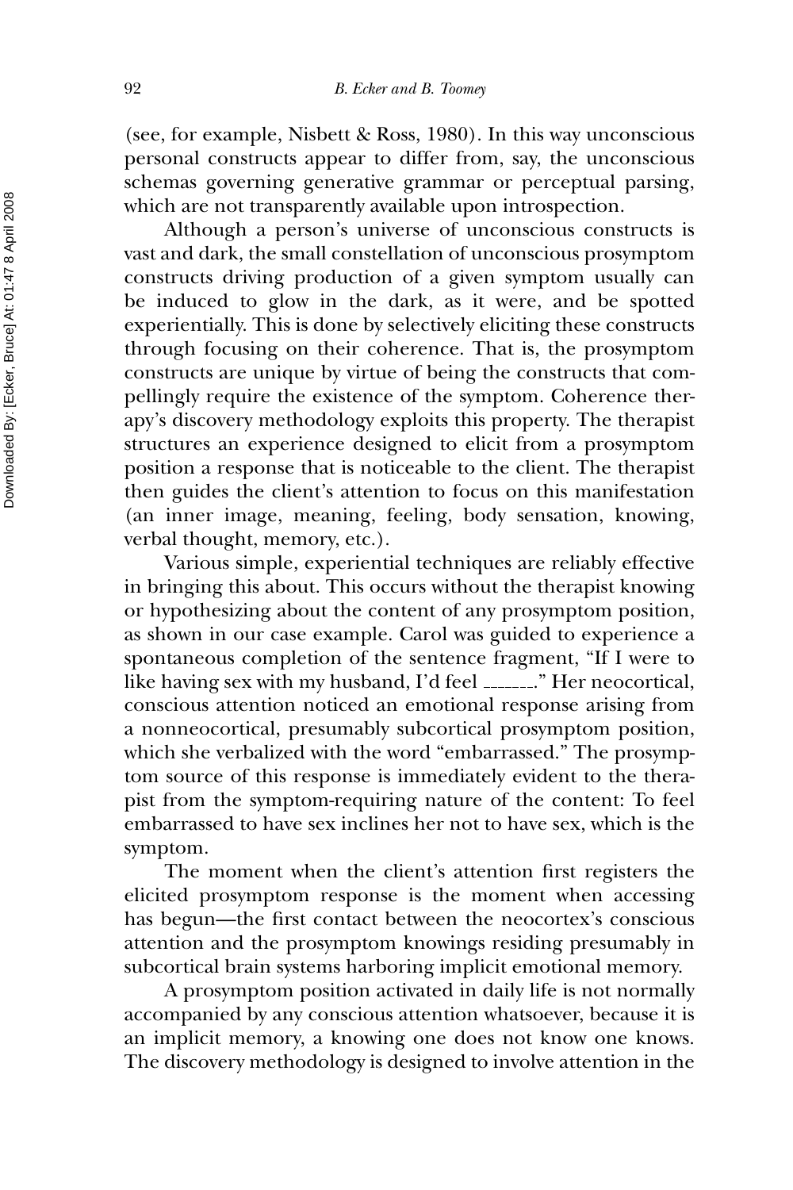(see, for example, Nisbett & Ross, 1980). In this way unconscious personal constructs appear to differ from, say, the unconscious schemas governing generative grammar or perceptual parsing, which are not transparently available upon introspection.

Although a person's universe of unconscious constructs is vast and dark, the small constellation of unconscious prosymptom constructs driving production of a given symptom usually can be induced to glow in the dark, as it were, and be spotted experientially. This is done by selectively eliciting these constructs through focusing on their coherence. That is, the prosymptom constructs are unique by virtue of being the constructs that compellingly require the existence of the symptom. Coherence therapy's discovery methodology exploits this property. The therapist structures an experience designed to elicit from a prosymptom position a response that is noticeable to the client. The therapist then guides the client's attention to focus on this manifestation (an inner image, meaning, feeling, body sensation, knowing, verbal thought, memory, etc.).

Various simple, experiential techniques are reliably effective in bringing this about. This occurs without the therapist knowing or hypothesizing about the content of any prosymptom position, as shown in our case example. Carol was guided to experience a spontaneous completion of the sentence fragment, "If I were to like having sex with my husband, I'd feel _______." Her neocortical, conscious attention noticed an emotional response arising from a nonneocortical, presumably subcortical prosymptom position, which she verbalized with the word "embarrassed." The prosymptom source of this response is immediately evident to the therapist from the symptom-requiring nature of the content: To feel embarrassed to have sex inclines her not to have sex, which is the symptom.

The moment when the client's attention first registers the elicited prosymptom response is the moment when accessing has begun—the first contact between the neocortex's conscious attention and the prosymptom knowings residing presumably in subcortical brain systems harboring implicit emotional memory.

A prosymptom position activated in daily life is not normally accompanied by any conscious attention whatsoever, because it is an implicit memory, a knowing one does not know one knows. The discovery methodology is designed to involve attention in the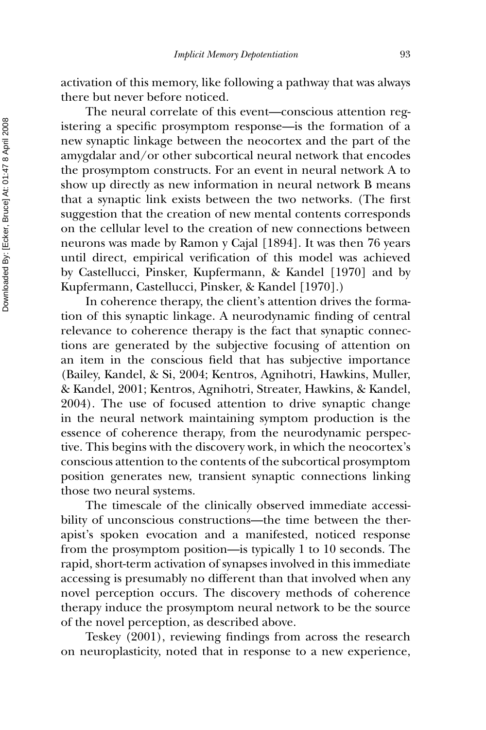activation of this memory, like following a pathway that was always there but never before noticed.

The neural correlate of this event—conscious attention registering a specific prosymptom response—is the formation of a new synaptic linkage between the neocortex and the part of the amygdalar and/or other subcortical neural network that encodes the prosymptom constructs. For an event in neural network A to show up directly as new information in neural network B means that a synaptic link exists between the two networks. (The first suggestion that the creation of new mental contents corresponds on the cellular level to the creation of new connections between neurons was made by Ramon y Cajal [1894]. It was then 76 years until direct, empirical verification of this model was achieved by Castellucci, Pinsker, Kupfermann, & Kandel [1970] and by Kupfermann, Castellucci, Pinsker, & Kandel [1970].)

In coherence therapy, the client's attention drives the formation of this synaptic linkage. A neurodynamic finding of central relevance to coherence therapy is the fact that synaptic connections are generated by the subjective focusing of attention on an item in the conscious field that has subjective importance (Bailey, Kandel, & Si, 2004; Kentros, Agnihotri, Hawkins, Muller, & Kandel, 2001; Kentros, Agnihotri, Streater, Hawkins, & Kandel, 2004). The use of focused attention to drive synaptic change in the neural network maintaining symptom production is the essence of coherence therapy, from the neurodynamic perspective. This begins with the discovery work, in which the neocortex's conscious attention to the contents of the subcortical prosymptom position generates new, transient synaptic connections linking those two neural systems.

The timescale of the clinically observed immediate accessibility of unconscious constructions—the time between the therapist's spoken evocation and a manifested, noticed response from the prosymptom position—is typically 1 to 10 seconds. The rapid, short-term activation of synapses involved in this immediate accessing is presumably no different than that involved when any novel perception occurs. The discovery methods of coherence therapy induce the prosymptom neural network to be the source of the novel perception, as described above.

Teskey (2001), reviewing findings from across the research on neuroplasticity, noted that in response to a new experience,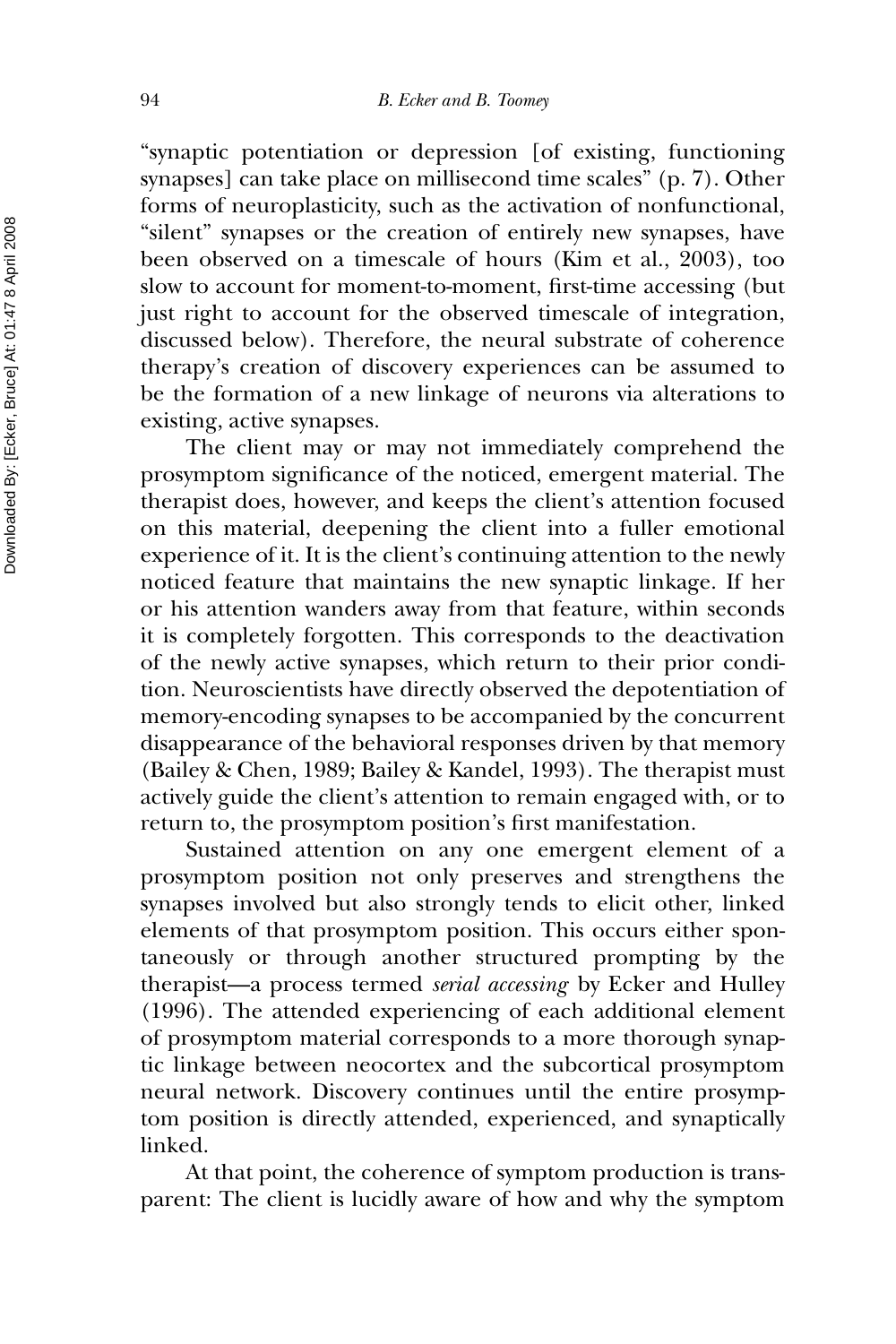"synaptic potentiation or depression [of existing, functioning synapses] can take place on millisecond time scales" (p. 7). Other forms of neuroplasticity, such as the activation of nonfunctional, "silent" synapses or the creation of entirely new synapses, have been observed on a timescale of hours (Kim et al., 2003), too slow to account for moment-to-moment, first-time accessing (but just right to account for the observed timescale of integration, discussed below). Therefore, the neural substrate of coherence therapy's creation of discovery experiences can be assumed to be the formation of a new linkage of neurons via alterations to existing, active synapses.

The client may or may not immediately comprehend the prosymptom significance of the noticed, emergent material. The therapist does, however, and keeps the client's attention focused on this material, deepening the client into a fuller emotional experience of it. It is the client's continuing attention to the newly noticed feature that maintains the new synaptic linkage. If her or his attention wanders away from that feature, within seconds it is completely forgotten. This corresponds to the deactivation of the newly active synapses, which return to their prior condition. Neuroscientists have directly observed the depotentiation of memory-encoding synapses to be accompanied by the concurrent disappearance of the behavioral responses driven by that memory (Bailey & Chen, 1989; Bailey & Kandel, 1993). The therapist must actively guide the client's attention to remain engaged with, or to return to, the prosymptom position's first manifestation.

Sustained attention on any one emergent element of a prosymptom position not only preserves and strengthens the synapses involved but also strongly tends to elicit other, linked elements of that prosymptom position. This occurs either spontaneously or through another structured prompting by the therapist—a process termed *serial accessing* by Ecker and Hulley (1996). The attended experiencing of each additional element of prosymptom material corresponds to a more thorough synaptic linkage between neocortex and the subcortical prosymptom neural network. Discovery continues until the entire prosymptom position is directly attended, experienced, and synaptically linked.

At that point, the coherence of symptom production is transparent: The client is lucidly aware of how and why the symptom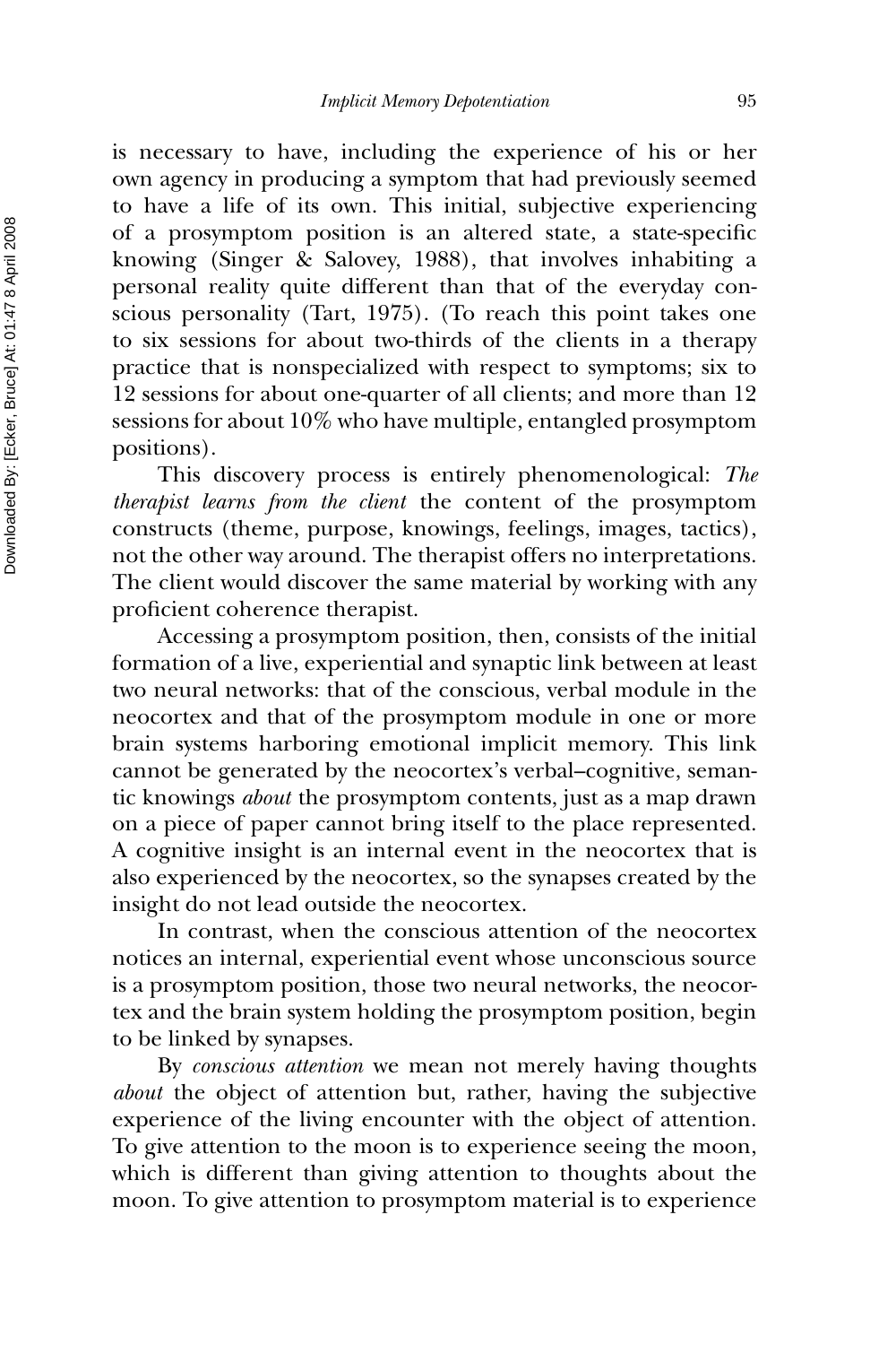is necessary to have, including the experience of his or her own agency in producing a symptom that had previously seemed to have a life of its own. This initial, subjective experiencing of a prosymptom position is an altered state, a state-specific knowing (Singer & Salovey, 1988), that involves inhabiting a personal reality quite different than that of the everyday conscious personality (Tart, 1975). (To reach this point takes one to six sessions for about two-thirds of the clients in a therapy practice that is nonspecialized with respect to symptoms; six to 12 sessions for about one-quarter of all clients; and more than 12 sessions for about 10% who have multiple, entangled prosymptom positions).

This discovery process is entirely phenomenological: *The therapist learns from the client* the content of the prosymptom constructs (theme, purpose, knowings, feelings, images, tactics), not the other way around. The therapist offers no interpretations. The client would discover the same material by working with any proficient coherence therapist.

Accessing a prosymptom position, then, consists of the initial formation of a live, experiential and synaptic link between at least two neural networks: that of the conscious, verbal module in the neocortex and that of the prosymptom module in one or more brain systems harboring emotional implicit memory. This link cannot be generated by the neocortex's verbal–cognitive, semantic knowings *about* the prosymptom contents, just as a map drawn on a piece of paper cannot bring itself to the place represented. A cognitive insight is an internal event in the neocortex that is also experienced by the neocortex, so the synapses created by the insight do not lead outside the neocortex.

In contrast, when the conscious attention of the neocortex notices an internal, experiential event whose unconscious source is a prosymptom position, those two neural networks, the neocortex and the brain system holding the prosymptom position, begin to be linked by synapses.

By *conscious attention* we mean not merely having thoughts *about* the object of attention but, rather, having the subjective experience of the living encounter with the object of attention. To give attention to the moon is to experience seeing the moon, which is different than giving attention to thoughts about the moon. To give attention to prosymptom material is to experience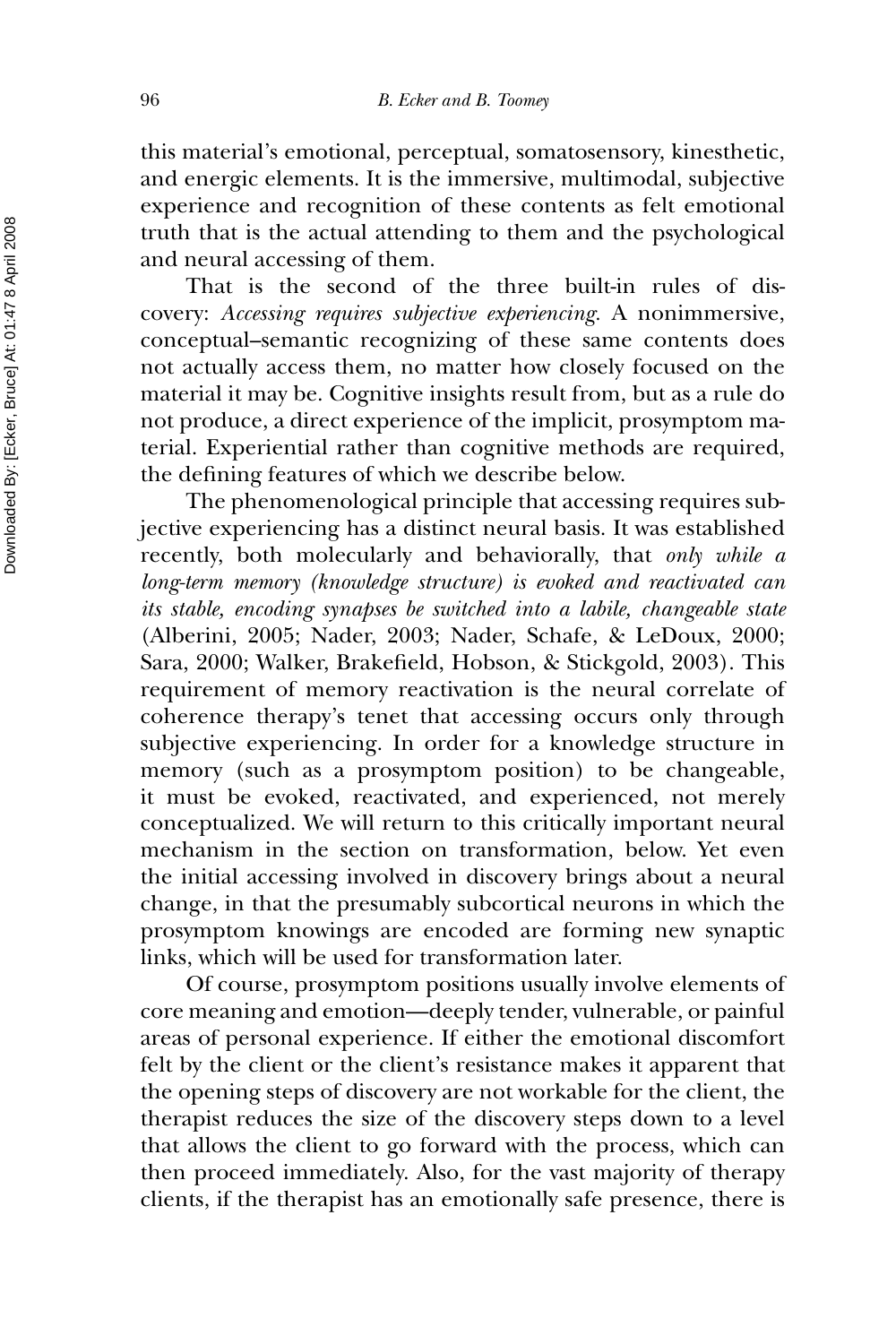this material's emotional, perceptual, somatosensory, kinesthetic, and energic elements. It is the immersive, multimodal, subjective experience and recognition of these contents as felt emotional truth that is the actual attending to them and the psychological and neural accessing of them.

That is the second of the three built-in rules of discovery: *Accessing requires subjective experiencing.* A nonimmersive, conceptual–semantic recognizing of these same contents does not actually access them, no matter how closely focused on the material it may be. Cognitive insights result from, but as a rule do not produce, a direct experience of the implicit, prosymptom material. Experiential rather than cognitive methods are required, the defining features of which we describe below.

The phenomenological principle that accessing requires subjective experiencing has a distinct neural basis. It was established recently, both molecularly and behaviorally, that *only while a long-term memory (knowledge structure) is evoked and reactivated can its stable, encoding synapses be switched into a labile, changeable state* (Alberini, 2005; Nader, 2003; Nader, Schafe, & LeDoux, 2000; Sara, 2000; Walker, Brakefield, Hobson, & Stickgold, 2003). This requirement of memory reactivation is the neural correlate of coherence therapy's tenet that accessing occurs only through subjective experiencing. In order for a knowledge structure in memory (such as a prosymptom position) to be changeable, it must be evoked, reactivated, and experienced, not merely conceptualized. We will return to this critically important neural mechanism in the section on transformation, below. Yet even the initial accessing involved in discovery brings about a neural change, in that the presumably subcortical neurons in which the prosymptom knowings are encoded are forming new synaptic links, which will be used for transformation later.

Of course, prosymptom positions usually involve elements of core meaning and emotion—deeply tender, vulnerable, or painful areas of personal experience. If either the emotional discomfort felt by the client or the client's resistance makes it apparent that the opening steps of discovery are not workable for the client, the therapist reduces the size of the discovery steps down to a level that allows the client to go forward with the process, which can then proceed immediately. Also, for the vast majority of therapy clients, if the therapist has an emotionally safe presence, there is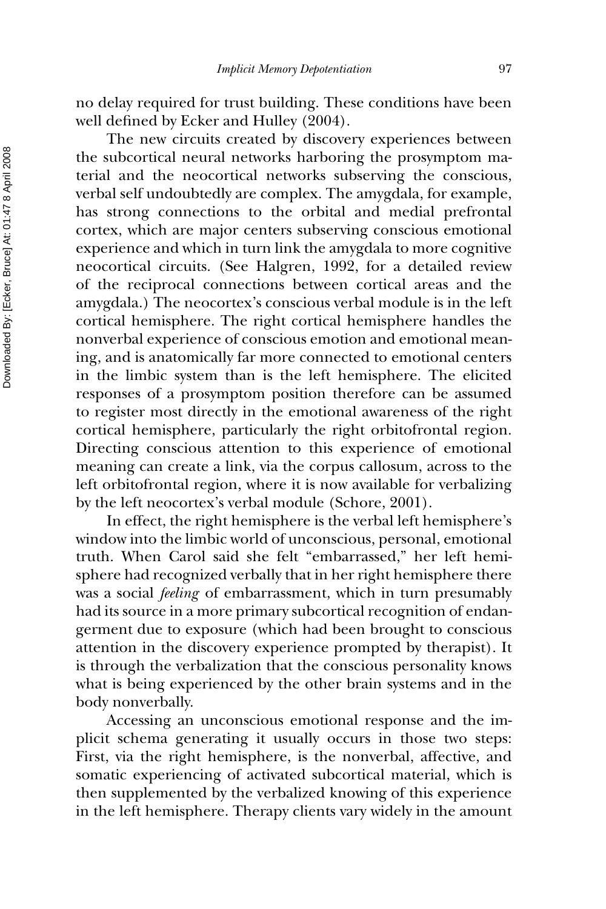no delay required for trust building. These conditions have been well defined by Ecker and Hulley (2004).

The new circuits created by discovery experiences between the subcortical neural networks harboring the prosymptom material and the neocortical networks subserving the conscious, verbal self undoubtedly are complex. The amygdala, for example, has strong connections to the orbital and medial prefrontal cortex, which are major centers subserving conscious emotional experience and which in turn link the amygdala to more cognitive neocortical circuits. (See Halgren, 1992, for a detailed review of the reciprocal connections between cortical areas and the amygdala.) The neocortex's conscious verbal module is in the left cortical hemisphere. The right cortical hemisphere handles the nonverbal experience of conscious emotion and emotional meaning, and is anatomically far more connected to emotional centers in the limbic system than is the left hemisphere. The elicited responses of a prosymptom position therefore can be assumed to register most directly in the emotional awareness of the right cortical hemisphere, particularly the right orbitofrontal region. Directing conscious attention to this experience of emotional meaning can create a link, via the corpus callosum, across to the left orbitofrontal region, where it is now available for verbalizing by the left neocortex's verbal module (Schore, 2001).

In effect, the right hemisphere is the verbal left hemisphere's window into the limbic world of unconscious, personal, emotional truth. When Carol said she felt "embarrassed," her left hemisphere had recognized verbally that in her right hemisphere there was a social *feeling* of embarrassment, which in turn presumably had its source in a more primary subcortical recognition of endangerment due to exposure (which had been brought to conscious attention in the discovery experience prompted by therapist). It is through the verbalization that the conscious personality knows what is being experienced by the other brain systems and in the body nonverbally.

Accessing an unconscious emotional response and the implicit schema generating it usually occurs in those two steps: First, via the right hemisphere, is the nonverbal, affective, and somatic experiencing of activated subcortical material, which is then supplemented by the verbalized knowing of this experience in the left hemisphere. Therapy clients vary widely in the amount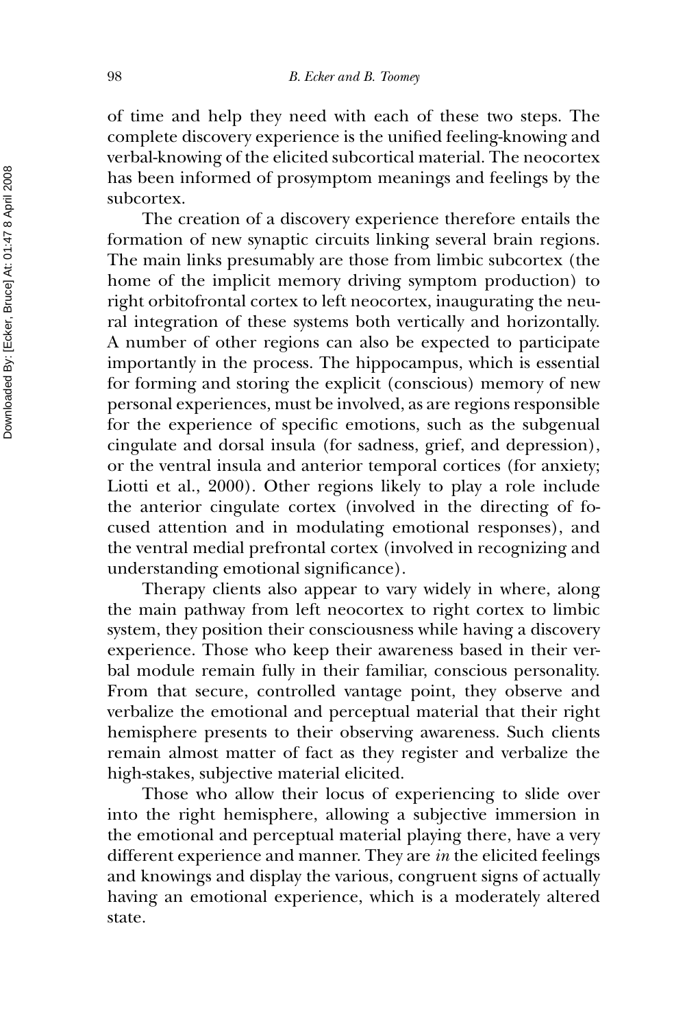of time and help they need with each of these two steps. The complete discovery experience is the unified feeling-knowing and verbal-knowing of the elicited subcortical material. The neocortex has been informed of prosymptom meanings and feelings by the subcortex.

The creation of a discovery experience therefore entails the formation of new synaptic circuits linking several brain regions. The main links presumably are those from limbic subcortex (the home of the implicit memory driving symptom production) to right orbitofrontal cortex to left neocortex, inaugurating the neural integration of these systems both vertically and horizontally. A number of other regions can also be expected to participate importantly in the process. The hippocampus, which is essential for forming and storing the explicit (conscious) memory of new personal experiences, must be involved, as are regions responsible for the experience of specific emotions, such as the subgenual cingulate and dorsal insula (for sadness, grief, and depression), or the ventral insula and anterior temporal cortices (for anxiety; Liotti et al., 2000). Other regions likely to play a role include the anterior cingulate cortex (involved in the directing of focused attention and in modulating emotional responses), and the ventral medial prefrontal cortex (involved in recognizing and understanding emotional significance).

Therapy clients also appear to vary widely in where, along the main pathway from left neocortex to right cortex to limbic system, they position their consciousness while having a discovery experience. Those who keep their awareness based in their verbal module remain fully in their familiar, conscious personality. From that secure, controlled vantage point, they observe and verbalize the emotional and perceptual material that their right hemisphere presents to their observing awareness. Such clients remain almost matter of fact as they register and verbalize the high-stakes, subjective material elicited.

Those who allow their locus of experiencing to slide over into the right hemisphere, allowing a subjective immersion in the emotional and perceptual material playing there, have a very different experience and manner. They are *in* the elicited feelings and knowings and display the various, congruent signs of actually having an emotional experience, which is a moderately altered state.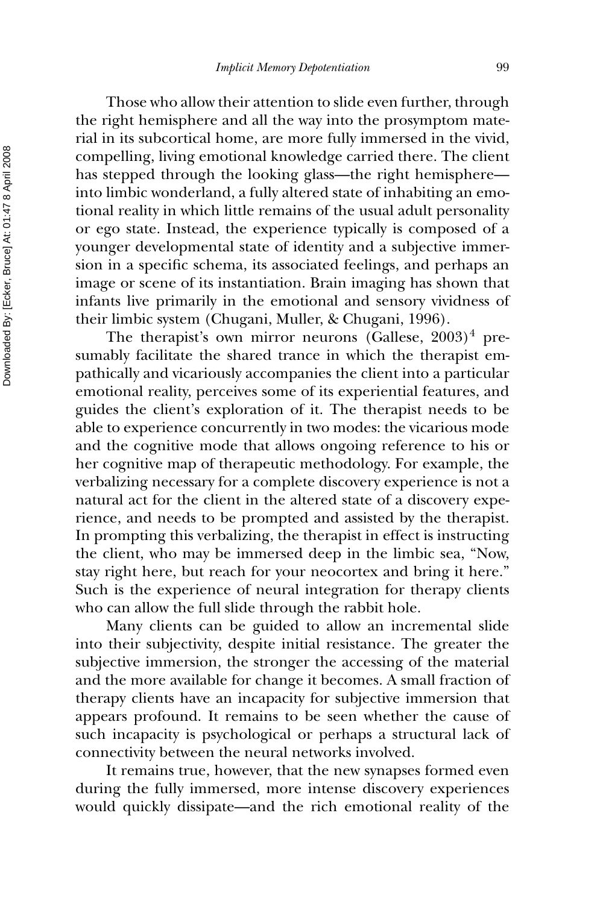Those who allow their attention to slide even further, through the right hemisphere and all the way into the prosymptom material in its subcortical home, are more fully immersed in the vivid, compelling, living emotional knowledge carried there. The client has stepped through the looking glass—the right hemisphere—into limbic wonderland, a fully altered state of inhabiting an emotional reality in which little remains of the usual adult personality or ego state. Instead, the experience typically is composed of a younger developmental state of identity and a subjective immersion in a specific schema, its associated feelings, and perhaps an image or scene of its instantiation. Brain imaging has shown that infants live primarily in the emotional and sensory vividness of their limbic system (Chugani, Muller, & Chugani, 1996).

The therapist's own mirror neurons (Gallese, 2003)[4] presumably facilitate the shared trance in which the therapist empathically and vicariously accompanies the client into a particular emotional reality, perceives some of its experiential features, and guides the client's exploration of it. The therapist needs to be able to experience concurrently in two modes: the vicarious mode and the cognitive mode that allows ongoing reference to his or her cognitive map of therapeutic methodology. For example, the verbalizing necessary for a complete discovery experience is not a natural act for the client in the altered state of a discovery experience, and needs to be prompted and assisted by the therapist. In prompting this verbalizing, the therapist in effect is instructing the client, who may be immersed deep in the limbic sea, "Now, stay right here, but reach for your neocortex and bring it here." Such is the experience of neural integration for therapy clients who can allow the full slide through the rabbit hole.

Many clients can be guided to allow an incremental slide into their subjectivity, despite initial resistance. The greater the subjective immersion, the stronger the accessing of the material and the more available for change it becomes. A small fraction of therapy clients have an incapacity for subjective immersion that appears profound. It remains to be seen whether the cause of such incapacity is psychological or perhaps a structural lack of connectivity between the neural networks involved.

It remains true, however, that the new synapses formed even during the fully immersed, more intense discovery experiences would quickly dissipate—and the rich emotional reality of the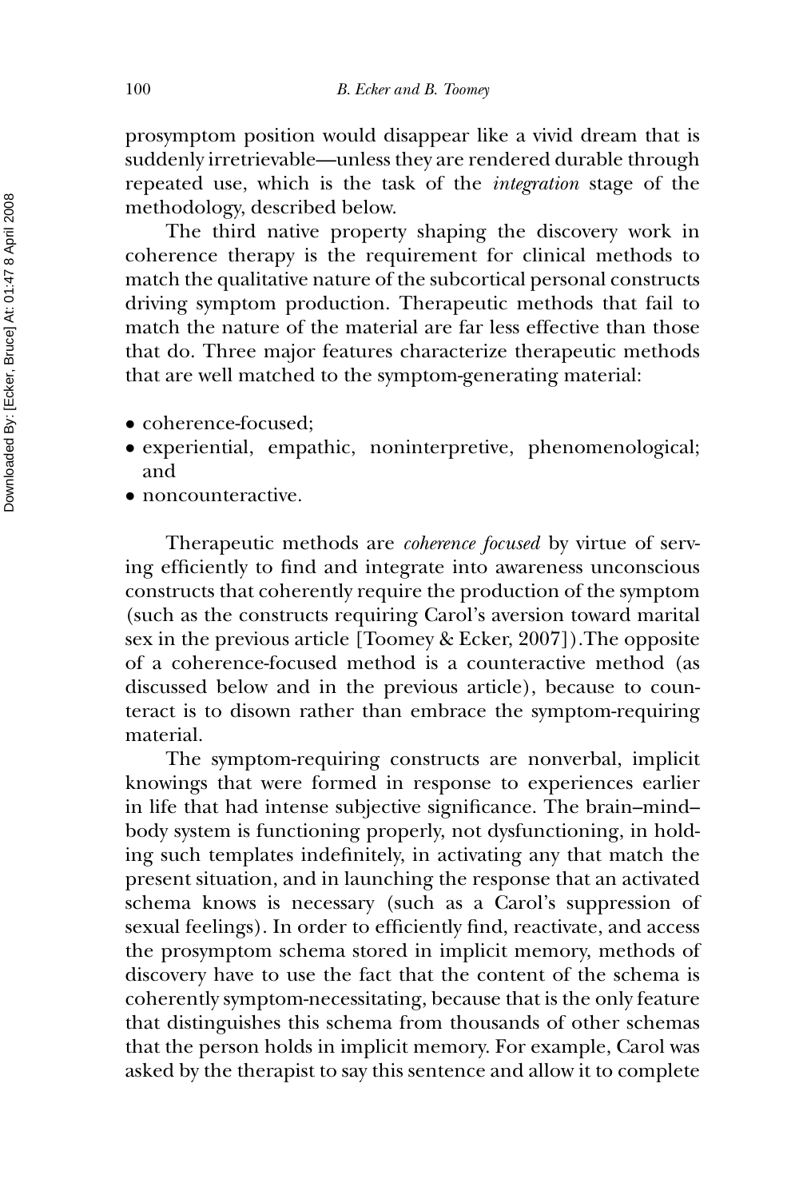prosymptom position would disappear like a vivid dream that is suddenly irretrievable—unless they are rendered durable through repeated use, which is the task of the *integration* stage of the methodology, described below.

The third native property shaping the discovery work in coherence therapy is the requirement for clinical methods to match the qualitative nature of the subcortical personal constructs driving symptom production. Therapeutic methods that fail to match the nature of the material are far less effective than those that do. Three major features characterize therapeutic methods that are well matched to the symptom-generating material:

- coherence-focused;
- experiential, empathic, noninterpretive, phenomenological; and
- noncounteractive.

Therapeutic methods are *coherence focused* by virtue of serving efficiently to find and integrate into awareness unconscious constructs that coherently require the production of the symptom (such as the constructs requiring Carol's aversion toward marital sex in the previous article [Toomey & Ecker, 2007]).The opposite of a coherence-focused method is a counteractive method (as discussed below and in the previous article), because to counteract is to disown rather than embrace the symptom-requiring material.

The symptom-requiring constructs are nonverbal, implicit knowings that were formed in response to experiences earlier in life that had intense subjective significance. The brain–mind–body system is functioning properly, not dysfunctioning, in holding such templates indefinitely, in activating any that match the present situation, and in launching the response that an activated schema knows is necessary (such as a Carol's suppression of sexual feelings). In order to efficiently find, reactivate, and access the prosymptom schema stored in implicit memory, methods of discovery have to use the fact that the content of the schema is coherently symptom-necessitating, because that is the only feature that distinguishes this schema from thousands of other schemas that the person holds in implicit memory. For example, Carol was asked by the therapist to say this sentence and allow it to complete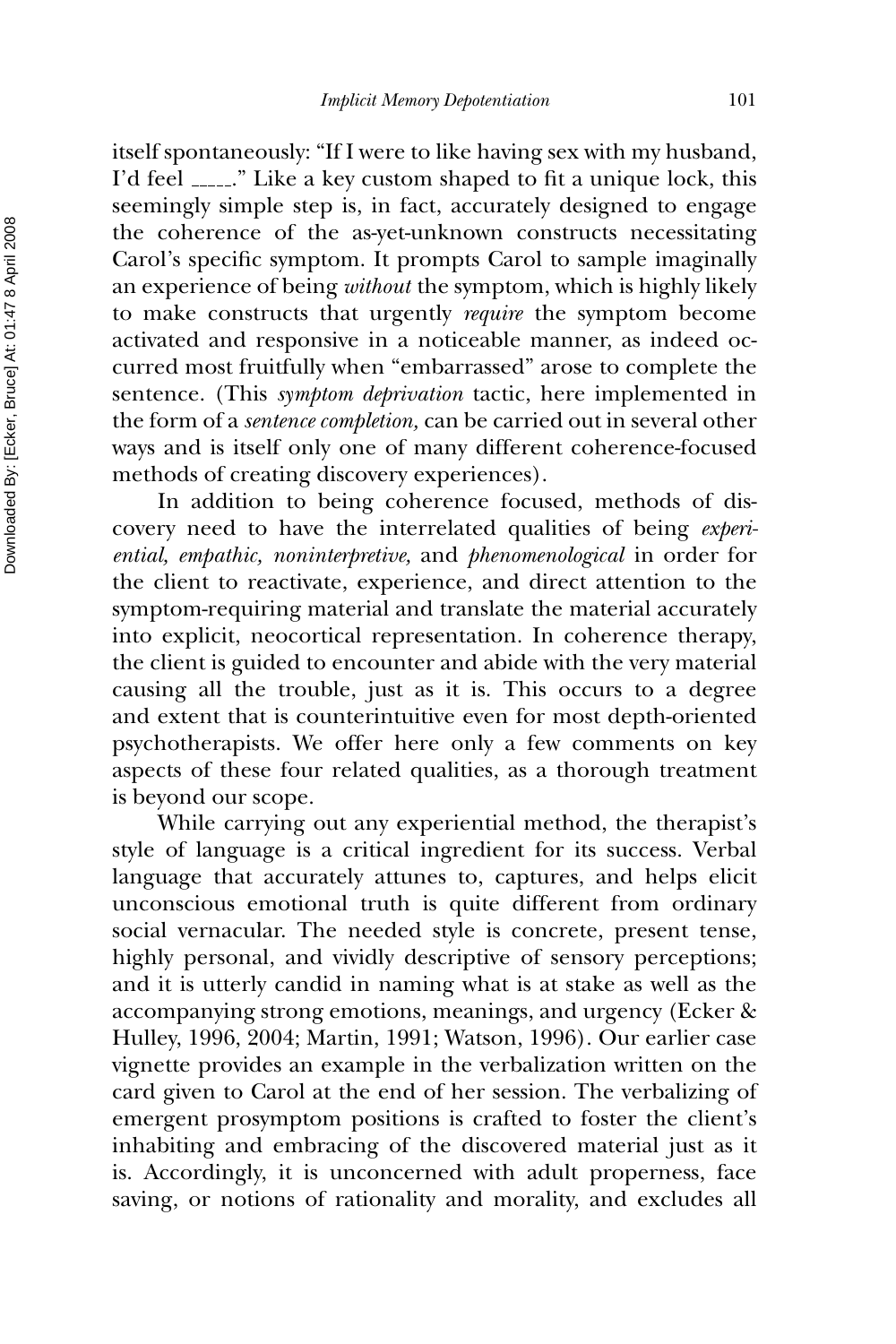itself spontaneously: "If I were to like having sex with my husband, I'd feel _____." Like a key custom shaped to fit a unique lock, this seemingly simple step is, in fact, accurately designed to engage the coherence of the as-yet-unknown constructs necessitating Carol's specific symptom. It prompts Carol to sample imaginally an experience of being *without* the symptom, which is highly likely to make constructs that urgently *require* the symptom become activated and responsive in a noticeable manner, as indeed occurred most fruitfully when "embarrassed" arose to complete the sentence. (This *symptom deprivation* tactic, here implemented in the form of a *sentence completion,* can be carried out in several other ways and is itself only one of many different coherence-focused methods of creating discovery experiences).

In addition to being coherence focused, methods of discovery need to have the interrelated qualities of being *experiential, empathic, noninterpretive,* and *phenomenological* in order for the client to reactivate, experience, and direct attention to the symptom-requiring material and translate the material accurately into explicit, neocortical representation. In coherence therapy, the client is guided to encounter and abide with the very material causing all the trouble, just as it is. This occurs to a degree and extent that is counterintuitive even for most depth-oriented psychotherapists. We offer here only a few comments on key aspects of these four related qualities, as a thorough treatment is beyond our scope.

While carrying out any experiential method, the therapist's style of language is a critical ingredient for its success. Verbal language that accurately attunes to, captures, and helps elicit unconscious emotional truth is quite different from ordinary social vernacular. The needed style is concrete, present tense, highly personal, and vividly descriptive of sensory perceptions; and it is utterly candid in naming what is at stake as well as the accompanying strong emotions, meanings, and urgency (Ecker & Hulley, 1996, 2004; Martin, 1991; Watson, 1996). Our earlier case vignette provides an example in the verbalization written on the card given to Carol at the end of her session. The verbalizing of emergent prosymptom positions is crafted to foster the client's inhabiting and embracing of the discovered material just as it is. Accordingly, it is unconcerned with adult properness, face saving, or notions of rationality and morality, and excludes all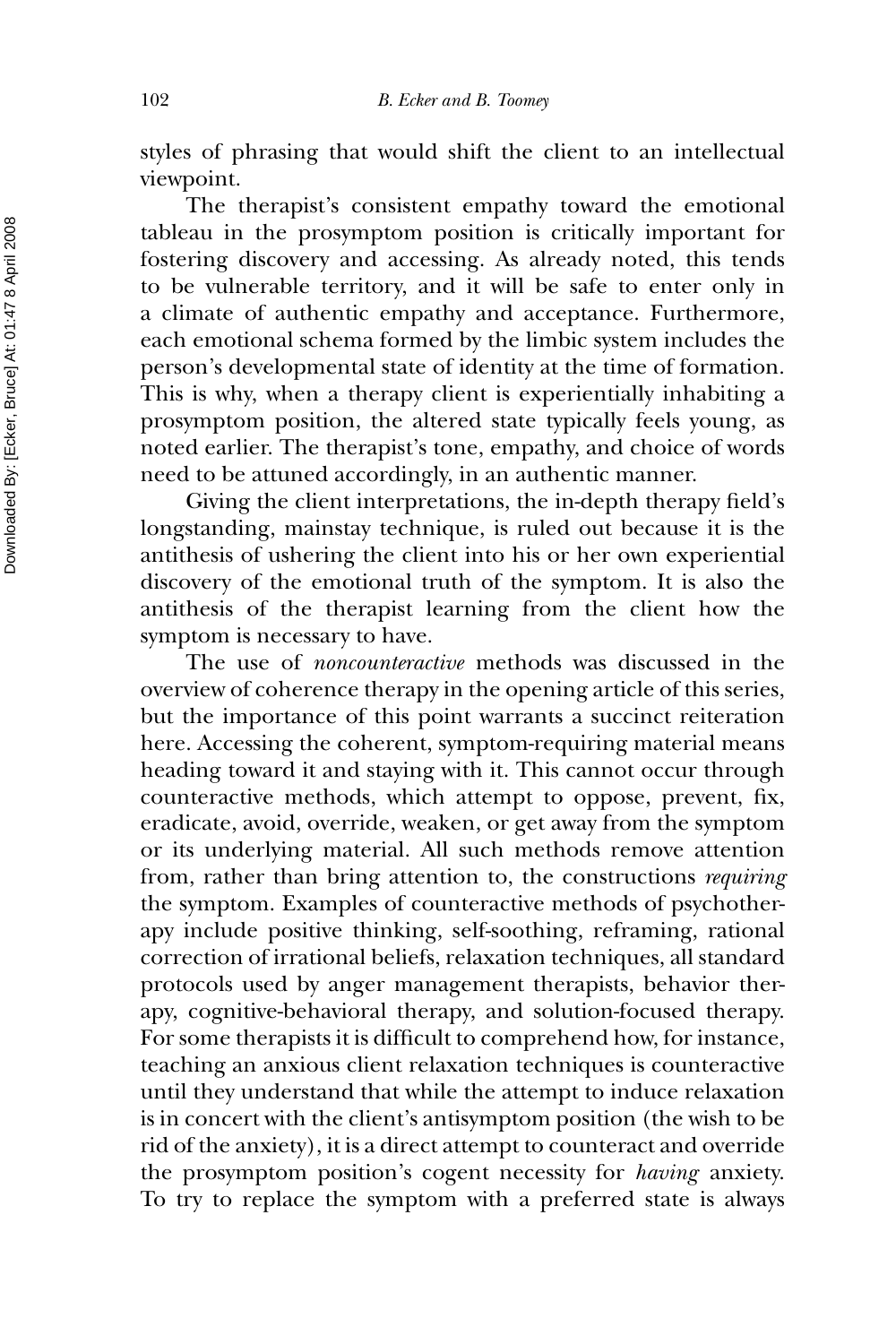styles of phrasing that would shift the client to an intellectual viewpoint.

The therapist's consistent empathy toward the emotional tableau in the prosymptom position is critically important for fostering discovery and accessing. As already noted, this tends to be vulnerable territory, and it will be safe to enter only in a climate of authentic empathy and acceptance. Furthermore, each emotional schema formed by the limbic system includes the person's developmental state of identity at the time of formation. This is why, when a therapy client is experientially inhabiting a prosymptom position, the altered state typically feels young, as noted earlier. The therapist's tone, empathy, and choice of words need to be attuned accordingly, in an authentic manner.

Giving the client interpretations, the in-depth therapy field's longstanding, mainstay technique, is ruled out because it is the antithesis of ushering the client into his or her own experiential discovery of the emotional truth of the symptom. It is also the antithesis of the therapist learning from the client how the symptom is necessary to have.

The use of *noncounteractive* methods was discussed in the overview of coherence therapy in the opening article of this series, but the importance of this point warrants a succinct reiteration here. Accessing the coherent, symptom-requiring material means heading toward it and staying with it. This cannot occur through counteractive methods, which attempt to oppose, prevent, fix, eradicate, avoid, override, weaken, or get away from the symptom or its underlying material. All such methods remove attention from, rather than bring attention to, the constructions *requiring* the symptom. Examples of counteractive methods of psychotherapy include positive thinking, self-soothing, reframing, rational correction of irrational beliefs, relaxation techniques, all standard protocols used by anger management therapists, behavior therapy, cognitive-behavioral therapy, and solution-focused therapy. For some therapists it is difficult to comprehend how, for instance, teaching an anxious client relaxation techniques is counteractive until they understand that while the attempt to induce relaxation is in concert with the client's antisymptom position (the wish to be rid of the anxiety), it is a direct attempt to counteract and override the prosymptom position's cogent necessity for *having* anxiety. To try to replace the symptom with a preferred state is always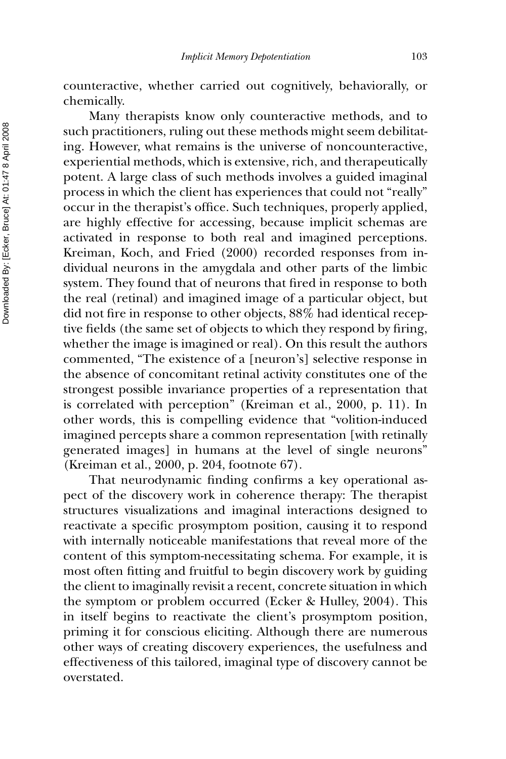counteractive, whether carried out cognitively, behaviorally, or chemically.

Many therapists know only counteractive methods, and to such practitioners, ruling out these methods might seem debilitating. However, what remains is the universe of noncounteractive, experiential methods, which is extensive, rich, and therapeutically potent. A large class of such methods involves a guided imaginal process in which the client has experiences that could not "really" occur in the therapist's office. Such techniques, properly applied, are highly effective for accessing, because implicit schemas are activated in response to both real and imagined perceptions. Kreiman, Koch, and Fried (2000) recorded responses from individual neurons in the amygdala and other parts of the limbic system. They found that of neurons that fired in response to both the real (retinal) and imagined image of a particular object, but did not fire in response to other objects, 88% had identical receptive fields (the same set of objects to which they respond by firing, whether the image is imagined or real). On this result the authors commented, "The existence of a [neuron's] selective response in the absence of concomitant retinal activity constitutes one of the strongest possible invariance properties of a representation that is correlated with perception" (Kreiman et al., 2000, p. 11). In other words, this is compelling evidence that "volition-induced imagined percepts share a common representation [with retinally generated images] in humans at the level of single neurons" (Kreiman et al., 2000, p. 204, footnote 67).

That neurodynamic finding confirms a key operational aspect of the discovery work in coherence therapy: The therapist structures visualizations and imaginal interactions designed to reactivate a specific prosymptom position, causing it to respond with internally noticeable manifestations that reveal more of the content of this symptom-necessitating schema. For example, it is most often fitting and fruitful to begin discovery work by guiding the client to imaginally revisit a recent, concrete situation in which the symptom or problem occurred (Ecker & Hulley, 2004). This in itself begins to reactivate the client's prosymptom position, priming it for conscious eliciting. Although there are numerous other ways of creating discovery experiences, the usefulness and effectiveness of this tailored, imaginal type of discovery cannot be overstated.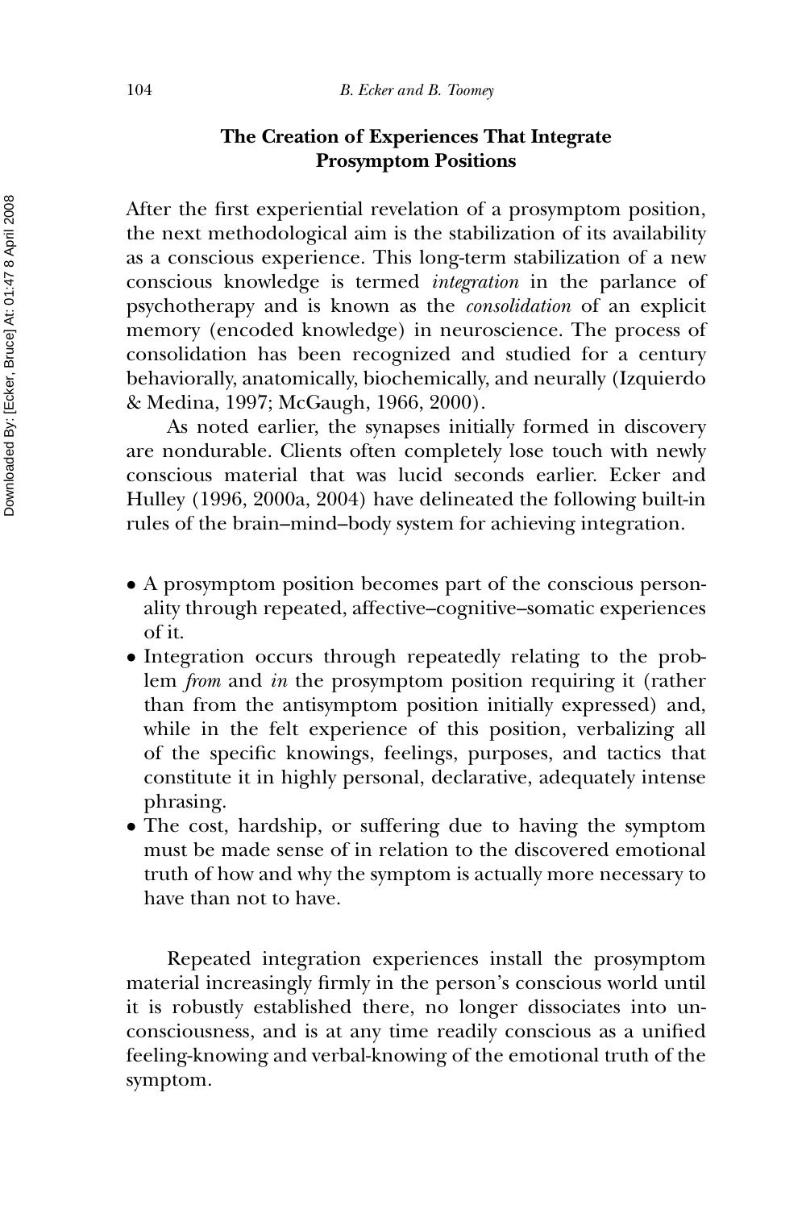## The Creation of Experiences That Integrate Prosymptom Positions

After the first experiential revelation of a prosymptom position, the next methodological aim is the stabilization of its availability as a conscious experience. This long-term stabilization of a new conscious knowledge is termed *integration* in the parlance of psychotherapy and is known as the *consolidation* of an explicit memory (encoded knowledge) in neuroscience. The process of consolidation has been recognized and studied for a century behaviorally, anatomically, biochemically, and neurally (Izquierdo & Medina, 1997; McGaugh, 1966, 2000).

As noted earlier, the synapses initially formed in discovery are nondurable. Clients often completely lose touch with newly conscious material that was lucid seconds earlier. Ecker and Hulley (1996, 2000a, 2004) have delineated the following built-in rules of the brain–mind–body system for achieving integration.

- A prosymptom position becomes part of the conscious personality through repeated, affective–cognitive–somatic experiences of it.
- Integration occurs through repeatedly relating to the problem *from* and *in* the prosymptom position requiring it (rather than from the antisymptom position initially expressed) and, while in the felt experience of this position, verbalizing all of the specific knowings, feelings, purposes, and tactics that constitute it in highly personal, declarative, adequately intense phrasing.
- The cost, hardship, or suffering due to having the symptom must be made sense of in relation to the discovered emotional truth of how and why the symptom is actually more necessary to have than not to have.

Repeated integration experiences install the prosymptom material increasingly firmly in the person's conscious world until it is robustly established there, no longer dissociates into unconsciousness, and is at any time readily conscious as a unified feeling-knowing and verbal-knowing of the emotional truth of the symptom.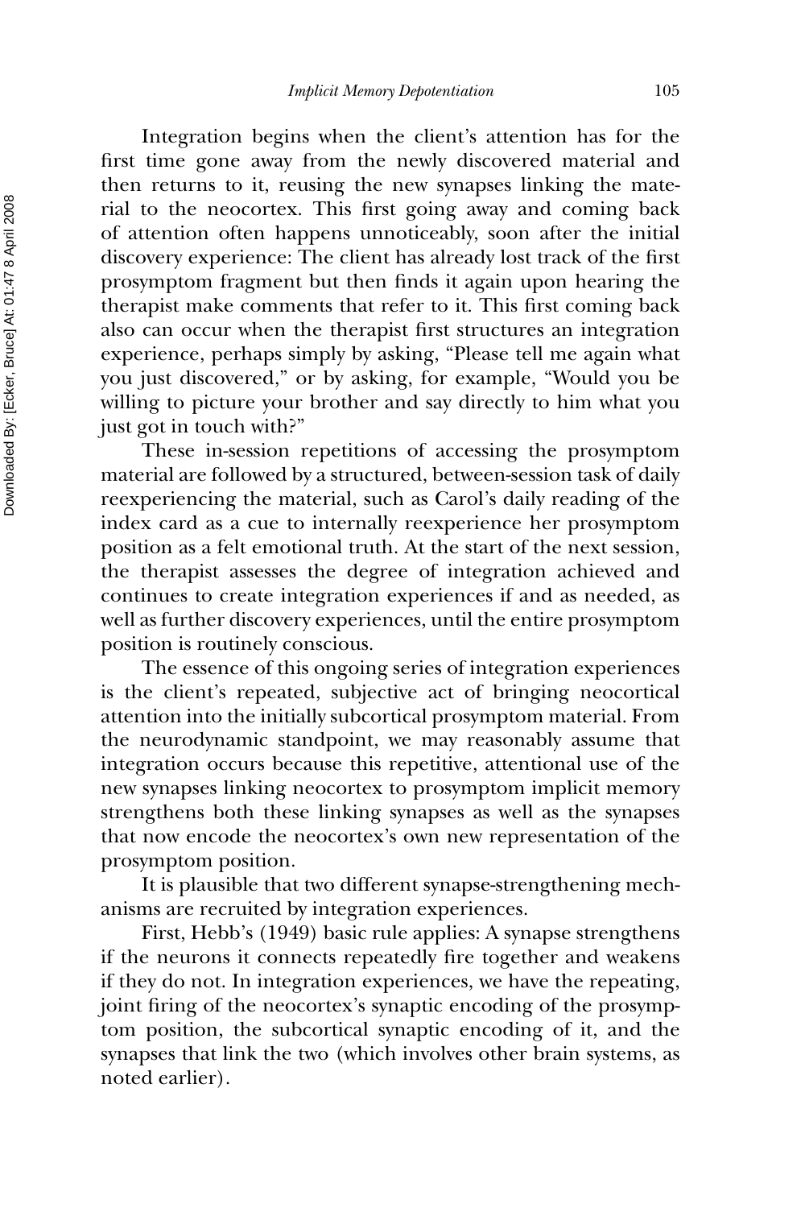Integration begins when the client's attention has for the first time gone away from the newly discovered material and then returns to it, reusing the new synapses linking the material to the neocortex. This first going away and coming back of attention often happens unnoticeably, soon after the initial discovery experience: The client has already lost track of the first prosymptom fragment but then finds it again upon hearing the therapist make comments that refer to it. This first coming back also can occur when the therapist first structures an integration experience, perhaps simply by asking, "Please tell me again what you just discovered," or by asking, for example, "Would you be willing to picture your brother and say directly to him what you just got in touch with?"

These in-session repetitions of accessing the prosymptom material are followed by a structured, between-session task of daily reexperiencing the material, such as Carol's daily reading of the index card as a cue to internally reexperience her prosymptom position as a felt emotional truth. At the start of the next session, the therapist assesses the degree of integration achieved and continues to create integration experiences if and as needed, as well as further discovery experiences, until the entire prosymptom position is routinely conscious.

The essence of this ongoing series of integration experiences is the client's repeated, subjective act of bringing neocortical attention into the initially subcortical prosymptom material. From the neurodynamic standpoint, we may reasonably assume that integration occurs because this repetitive, attentional use of the new synapses linking neocortex to prosymptom implicit memory strengthens both these linking synapses as well as the synapses that now encode the neocortex's own new representation of the prosymptom position.

It is plausible that two different synapse-strengthening mechanisms are recruited by integration experiences.

First, Hebb's (1949) basic rule applies: A synapse strengthens if the neurons it connects repeatedly fire together and weakens if they do not. In integration experiences, we have the repeating, joint firing of the neocortex's synaptic encoding of the prosymptom position, the subcortical synaptic encoding of it, and the synapses that link the two (which involves other brain systems, as noted earlier).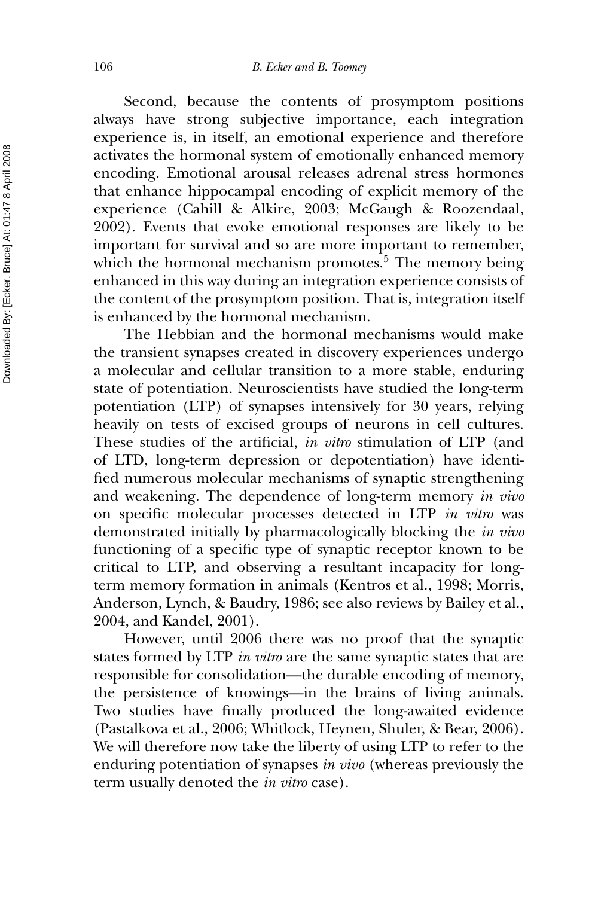Second, because the contents of prosymptom positions always have strong subjective importance, each integration experience is, in itself, an emotional experience and therefore activates the hormonal system of emotionally enhanced memory encoding. Emotional arousal releases adrenal stress hormones that enhance hippocampal encoding of explicit memory of the experience (Cahill & Alkire, 2003; McGaugh & Roozendaal, 2002). Events that evoke emotional responses are likely to be important for survival and so are more important to remember, which the hormonal mechanism promotes.[5] The memory being enhanced in this way during an integration experience consists of the content of the prosymptom position. That is, integration itself is enhanced by the hormonal mechanism.

The Hebbian and the hormonal mechanisms would make the transient synapses created in discovery experiences undergo a molecular and cellular transition to a more stable, enduring state of potentiation. Neuroscientists have studied the long-term potentiation (LTP) of synapses intensively for 30 years, relying heavily on tests of excised groups of neurons in cell cultures. These studies of the artificial, *in vitro* stimulation of LTP (and of LTD, long-term depression or depotentiation) have identified numerous molecular mechanisms of synaptic strengthening and weakening. The dependence of long-term memory *in vivo* on specific molecular processes detected in LTP *in vitro* was demonstrated initially by pharmacologically blocking the *in vivo* functioning of a specific type of synaptic receptor known to be critical to LTP, and observing a resultant incapacity for long-term memory formation in animals (Kentros et al., 1998; Morris, Anderson, Lynch, & Baudry, 1986; see also reviews by Bailey et al., 2004, and Kandel, 2001).

However, until 2006 there was no proof that the synaptic states formed by LTP *in vitro* are the same synaptic states that are responsible for consolidation—the durable encoding of memory, the persistence of knowings—in the brains of living animals. Two studies have finally produced the long-awaited evidence (Pastalkova et al., 2006; Whitlock, Heynen, Shuler, & Bear, 2006). We will therefore now take the liberty of using LTP to refer to the enduring potentiation of synapses *in vivo* (whereas previously the term usually denoted the *in vitro* case).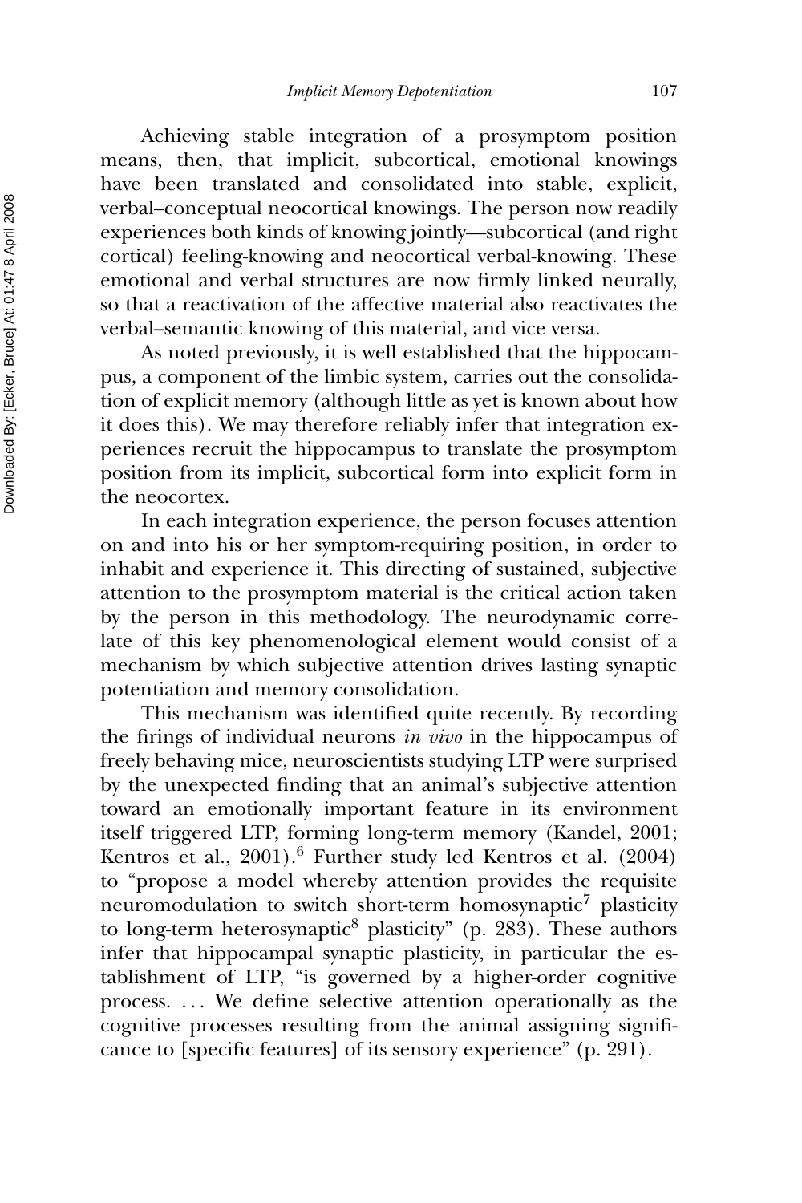Achieving stable integration of a prosymptom position means, then, that implicit, subcortical, emotional knowings have been translated and consolidated into stable, explicit, verbal–conceptual neocortical knowings. The person now readily experiences both kinds of knowing jointly—subcortical (and right cortical) feeling-knowing and neocortical verbal-knowing. These emotional and verbal structures are now firmly linked neurally, so that a reactivation of the affective material also reactivates the verbal–semantic knowing of this material, and vice versa.

As noted previously, it is well established that the hippocampus, a component of the limbic system, carries out the consolidation of explicit memory (although little as yet is known about how it does this). We may therefore reliably infer that integration experiences recruit the hippocampus to translate the prosymptom position from its implicit, subcortical form into explicit form in the neocortex.

In each integration experience, the person focuses attention on and into his or her symptom-requiring position, in order to inhabit and experience it. This directing of sustained, subjective attention to the prosymptom material is the critical action taken by the person in this methodology. The neurodynamic correlate of this key phenomenological element would consist of a mechanism by which subjective attention drives lasting synaptic potentiation and memory consolidation.

This mechanism was identified quite recently. By recording the firings of individual neurons *in vivo* in the hippocampus of freely behaving mice, neuroscientists studying LTP were surprised by the unexpected finding that an animal's subjective attention toward an emotionally important feature in its environment itself triggered LTP, forming long-term memory (Kandel, 2001; Kentros et al., 2001).[6] Further study led Kentros et al. (2004) to "propose a model whereby attention provides the requisite neuromodulation to switch short-term homosynaptic[7] plasticity to long-term heterosynaptic[8] plasticity" (p. 283). These authors infer that hippocampal synaptic plasticity, in particular the establishment of LTP, "is governed by a higher-order cognitive process. . . . We define selective attention operationally as the cognitive processes resulting from the animal assigning significance to [specific features] of its sensory experience" (p. 291).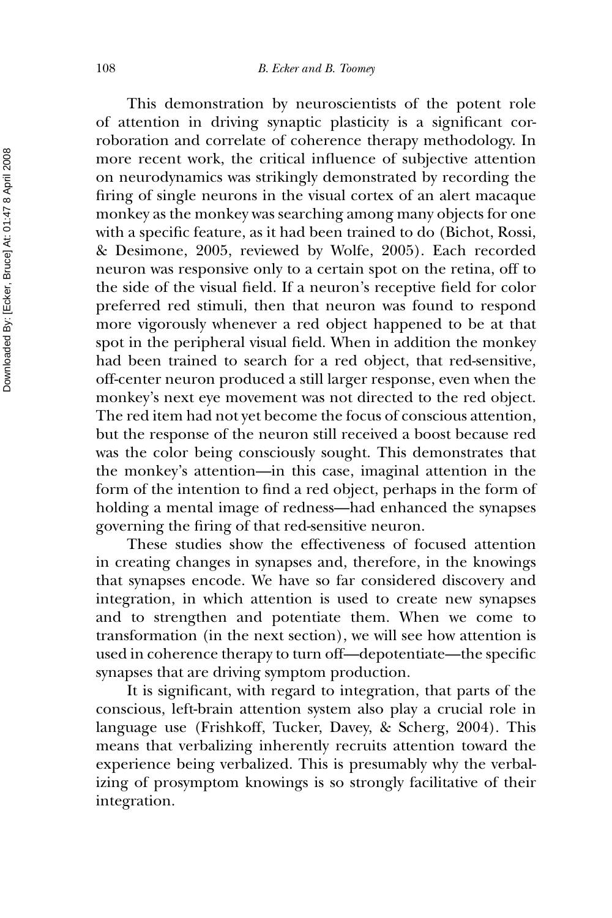This demonstration by neuroscientists of the potent role of attention in driving synaptic plasticity is a significant corroboration and correlate of coherence therapy methodology. In more recent work, the critical influence of subjective attention on neurodynamics was strikingly demonstrated by recording the firing of single neurons in the visual cortex of an alert macaque monkey as the monkey was searching among many objects for one with a specific feature, as it had been trained to do (Bichot, Rossi, & Desimone, 2005, reviewed by Wolfe, 2005). Each recorded neuron was responsive only to a certain spot on the retina, off to the side of the visual field. If a neuron's receptive field for color preferred red stimuli, then that neuron was found to respond more vigorously whenever a red object happened to be at that spot in the peripheral visual field. When in addition the monkey had been trained to search for a red object, that red-sensitive, off-center neuron produced a still larger response, even when the monkey's next eye movement was not directed to the red object. The red item had not yet become the focus of conscious attention, but the response of the neuron still received a boost because red was the color being consciously sought. This demonstrates that the monkey's attention—in this case, imaginal attention in the form of the intention to find a red object, perhaps in the form of holding a mental image of redness—had enhanced the synapses governing the firing of that red-sensitive neuron.

These studies show the effectiveness of focused attention in creating changes in synapses and, therefore, in the knowings that synapses encode. We have so far considered discovery and integration, in which attention is used to create new synapses and to strengthen and potentiate them. When we come to transformation (in the next section), we will see how attention is used in coherence therapy to turn off—depotentiate—the specific synapses that are driving symptom production.

It is significant, with regard to integration, that parts of the conscious, left-brain attention system also play a crucial role in language use (Frishkoff, Tucker, Davey, & Scherg, 2004). This means that verbalizing inherently recruits attention toward the experience being verbalized. This is presumably why the verbalizing of prosymptom knowings is so strongly facilitative of their integration.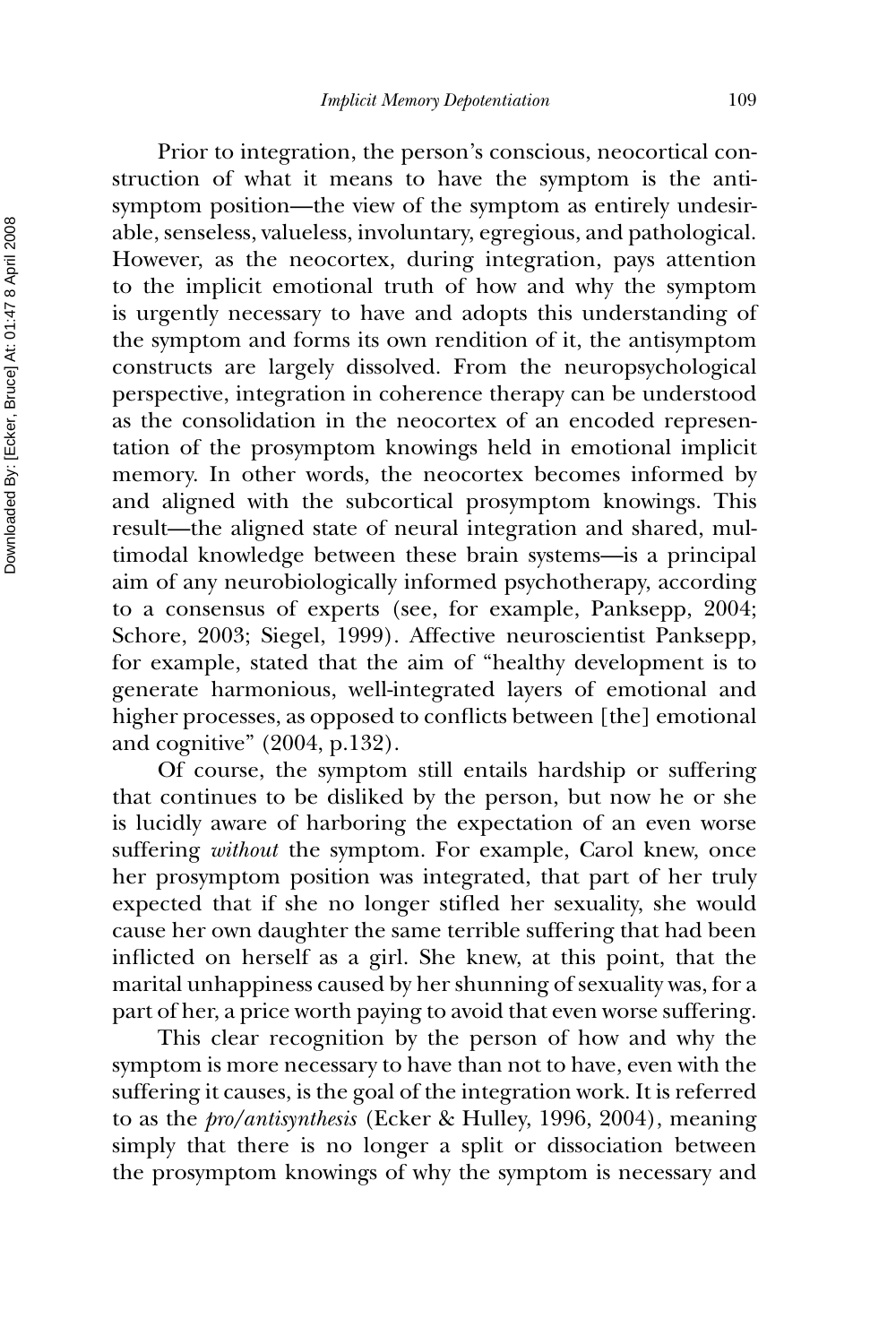Prior to integration, the person's conscious, neocortical construction of what it means to have the symptom is the antisymptom position—the view of the symptom as entirely undesirable, senseless, valueless, involuntary, egregious, and pathological. However, as the neocortex, during integration, pays attention to the implicit emotional truth of how and why the symptom is urgently necessary to have and adopts this understanding of the symptom and forms its own rendition of it, the antisymptom constructs are largely dissolved. From the neuropsychological perspective, integration in coherence therapy can be understood as the consolidation in the neocortex of an encoded representation of the prosymptom knowings held in emotional implicit memory. In other words, the neocortex becomes informed by and aligned with the subcortical prosymptom knowings. This result—the aligned state of neural integration and shared, multimodal knowledge between these brain systems—is a principal aim of any neurobiologically informed psychotherapy, according to a consensus of experts (see, for example, Panksepp, 2004; Schore, 2003; Siegel, 1999). Affective neuroscientist Panksepp, for example, stated that the aim of "healthy development is to generate harmonious, well-integrated layers of emotional and higher processes, as opposed to conflicts between [the] emotional and cognitive" (2004, p.132).

Of course, the symptom still entails hardship or suffering that continues to be disliked by the person, but now he or she is lucidly aware of harboring the expectation of an even worse suffering *without* the symptom. For example, Carol knew, once her prosymptom position was integrated, that part of her truly expected that if she no longer stifled her sexuality, she would cause her own daughter the same terrible suffering that had been inflicted on herself as a girl. She knew, at this point, that the marital unhappiness caused by her shunning of sexuality was, for a part of her, a price worth paying to avoid that even worse suffering.

This clear recognition by the person of how and why the symptom is more necessary to have than not to have, even with the suffering it causes, is the goal of the integration work. It is referred to as the *pro/antisynthesis* (Ecker & Hulley, 1996, 2004), meaning simply that there is no longer a split or dissociation between the prosymptom knowings of why the symptom is necessary and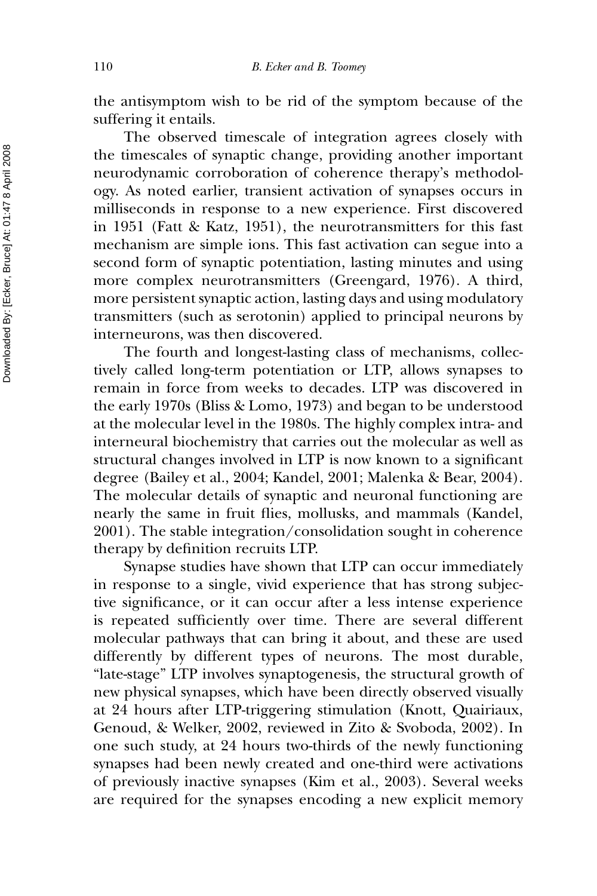the antisymptom wish to be rid of the symptom because of the suffering it entails.

The observed timescale of integration agrees closely with the timescales of synaptic change, providing another important neurodynamic corroboration of coherence therapy's methodology. As noted earlier, transient activation of synapses occurs in milliseconds in response to a new experience. First discovered in 1951 (Fatt & Katz, 1951), the neurotransmitters for this fast mechanism are simple ions. This fast activation can segue into a second form of synaptic potentiation, lasting minutes and using more complex neurotransmitters (Greengard, 1976). A third, more persistent synaptic action, lasting days and using modulatory transmitters (such as serotonin) applied to principal neurons by interneurons, was then discovered.

The fourth and longest-lasting class of mechanisms, collectively called long-term potentiation or LTP, allows synapses to remain in force from weeks to decades. LTP was discovered in the early 1970s (Bliss & Lomo, 1973) and began to be understood at the molecular level in the 1980s. The highly complex intra- and interneural biochemistry that carries out the molecular as well as structural changes involved in LTP is now known to a significant degree (Bailey et al., 2004; Kandel, 2001; Malenka & Bear, 2004). The molecular details of synaptic and neuronal functioning are nearly the same in fruit flies, mollusks, and mammals (Kandel, 2001). The stable integration/consolidation sought in coherence therapy by definition recruits LTP.

Synapse studies have shown that LTP can occur immediately in response to a single, vivid experience that has strong subjective significance, or it can occur after a less intense experience is repeated sufficiently over time. There are several different molecular pathways that can bring it about, and these are used differently by different types of neurons. The most durable, "late-stage" LTP involves synaptogenesis, the structural growth of new physical synapses, which have been directly observed visually at 24 hours after LTP-triggering stimulation (Knott, Quairiaux, Genoud, & Welker, 2002, reviewed in Zito & Svoboda, 2002). In one such study, at 24 hours two-thirds of the newly functioning synapses had been newly created and one-third were activations of previously inactive synapses (Kim et al., 2003). Several weeks are required for the synapses encoding a new explicit memory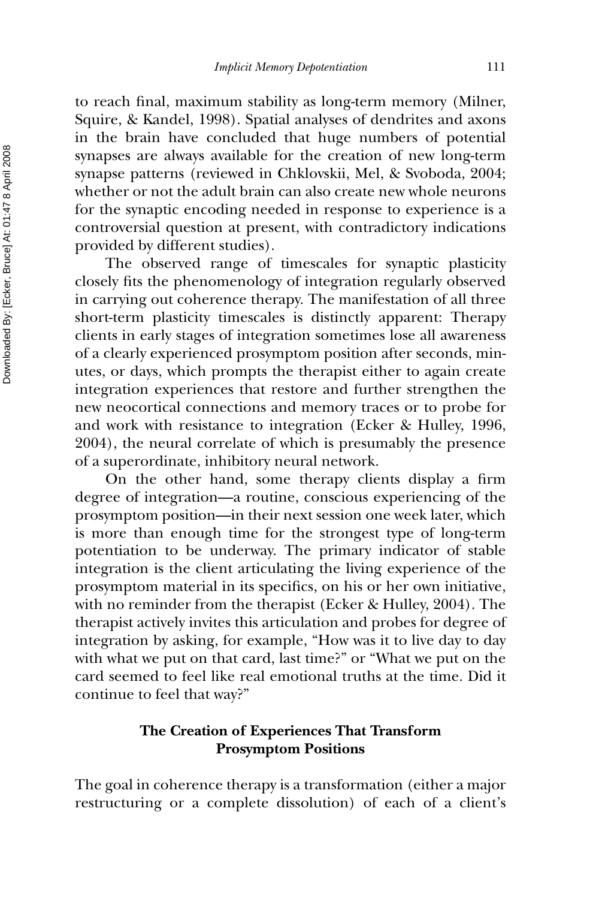to reach final, maximum stability as long-term memory (Milner, Squire, & Kandel, 1998). Spatial analyses of dendrites and axons in the brain have concluded that huge numbers of potential synapses are always available for the creation of new long-term synapse patterns (reviewed in Chklovskii, Mel, & Svoboda, 2004; whether or not the adult brain can also create new whole neurons for the synaptic encoding needed in response to experience is a controversial question at present, with contradictory indications provided by different studies).

The observed range of timescales for synaptic plasticity closely fits the phenomenology of integration regularly observed in carrying out coherence therapy. The manifestation of all three short-term plasticity timescales is distinctly apparent: Therapy clients in early stages of integration sometimes lose all awareness of a clearly experienced prosymptom position after seconds, minutes, or days, which prompts the therapist either to again create integration experiences that restore and further strengthen the new neocortical connections and memory traces or to probe for and work with resistance to integration (Ecker & Hulley, 1996, 2004), the neural correlate of which is presumably the presence of a superordinate, inhibitory neural network.

On the other hand, some therapy clients display a firm degree of integration—a routine, conscious experiencing of the prosymptom position—in their next session one week later, which is more than enough time for the strongest type of long-term potentiation to be underway. The primary indicator of stable integration is the client articulating the living experience of the prosymptom material in its specifics, on his or her own initiative, with no reminder from the therapist (Ecker & Hulley, 2004). The therapist actively invites this articulation and probes for degree of integration by asking, for example, "How was it to live day to day with what we put on that card, last time?" or "What we put on the card seemed to feel like real emotional truths at the time. Did it continue to feel that way?"

## The Creation of Experiences That Transform Prosymptom Positions

The goal in coherence therapy is a transformation (either a major restructuring or a complete dissolution) of each of a client's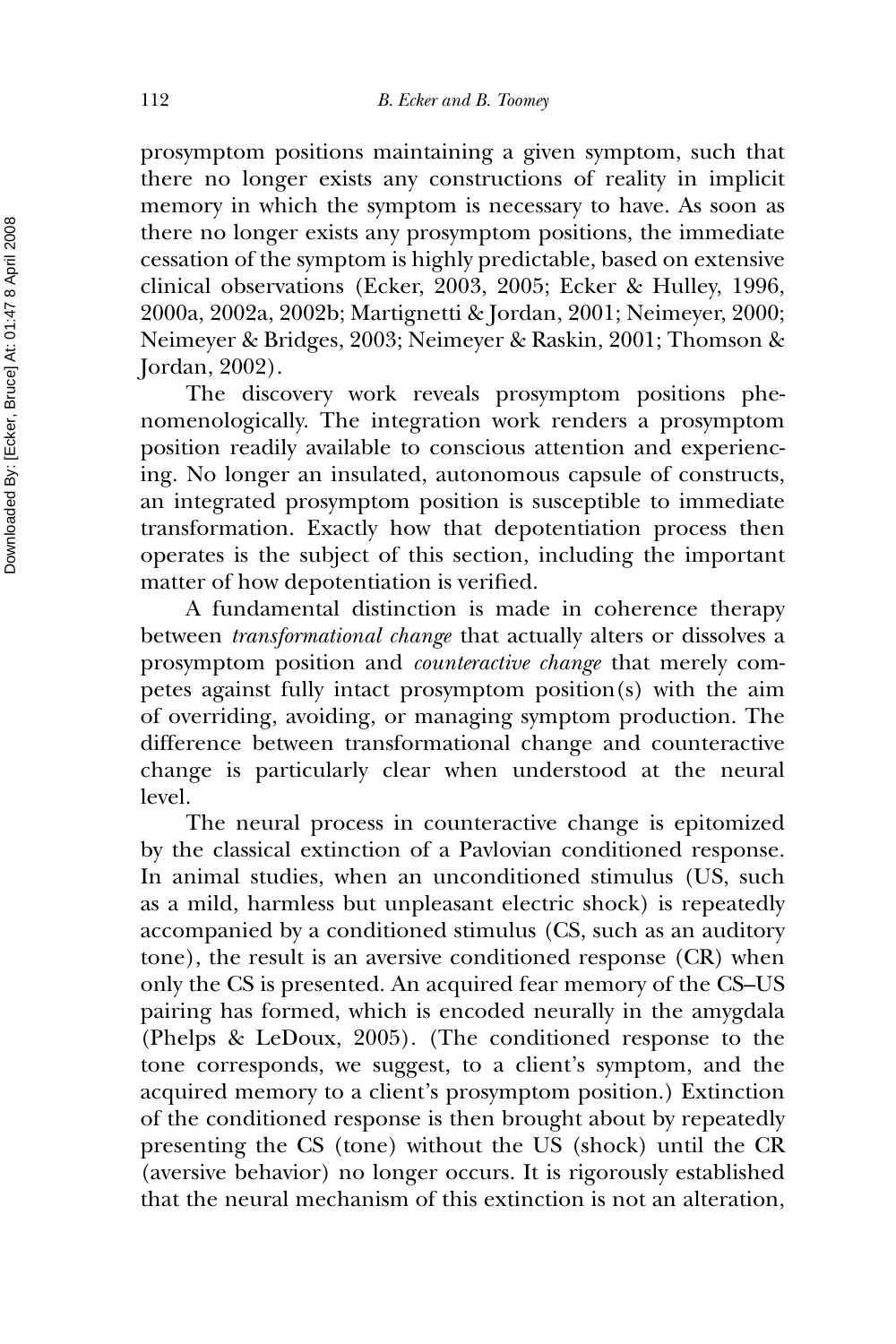prosymptom positions maintaining a given symptom, such that there no longer exists any constructions of reality in implicit memory in which the symptom is necessary to have. As soon as there no longer exists any prosymptom positions, the immediate cessation of the symptom is highly predictable, based on extensive clinical observations (Ecker, 2003, 2005; Ecker & Hulley, 1996, 2000a, 2002a, 2002b; Martignetti & Jordan, 2001; Neimeyer, 2000; Neimeyer & Bridges, 2003; Neimeyer & Raskin, 2001; Thomson & Jordan, 2002).

The discovery work reveals prosymptom positions phenomenologically. The integration work renders a prosymptom position readily available to conscious attention and experiencing. No longer an insulated, autonomous capsule of constructs, an integrated prosymptom position is susceptible to immediate transformation. Exactly how that depotentiation process then operates is the subject of this section, including the important matter of how depotentiation is verified.

A fundamental distinction is made in coherence therapy between *transformational change* that actually alters or dissolves a prosymptom position and *counteractive change* that merely competes against fully intact prosymptom position(s) with the aim of overriding, avoiding, or managing symptom production. The difference between transformational change and counteractive change is particularly clear when understood at the neural level.

The neural process in counteractive change is epitomized by the classical extinction of a Pavlovian conditioned response. In animal studies, when an unconditioned stimulus (US, such as a mild, harmless but unpleasant electric shock) is repeatedly accompanied by a conditioned stimulus (CS, such as an auditory tone), the result is an aversive conditioned response (CR) when only the CS is presented. An acquired fear memory of the CS–US pairing has formed, which is encoded neurally in the amygdala (Phelps & LeDoux, 2005). (The conditioned response to the tone corresponds, we suggest, to a client's symptom, and the acquired memory to a client's prosymptom position.) Extinction of the conditioned response is then brought about by repeatedly presenting the CS (tone) without the US (shock) until the CR (aversive behavior) no longer occurs. It is rigorously established that the neural mechanism of this extinction is not an alteration,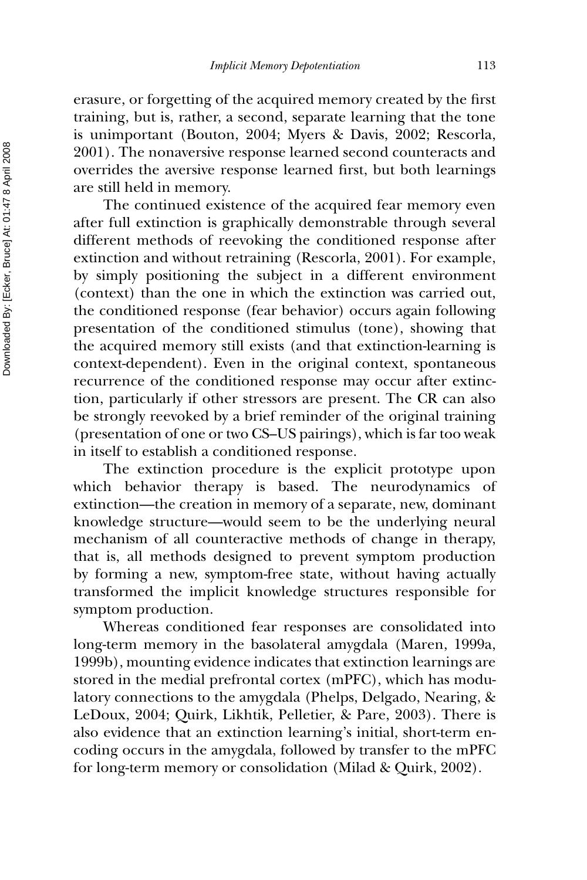erasure, or forgetting of the acquired memory created by the first training, but is, rather, a second, separate learning that the tone is unimportant (Bouton, 2004; Myers & Davis, 2002; Rescorla, 2001). The nonaversive response learned second counteracts and overrides the aversive response learned first, but both learnings are still held in memory.

The continued existence of the acquired fear memory even after full extinction is graphically demonstrable through several different methods of reevoking the conditioned response after extinction and without retraining (Rescorla, 2001). For example, by simply positioning the subject in a different environment (context) than the one in which the extinction was carried out, the conditioned response (fear behavior) occurs again following presentation of the conditioned stimulus (tone), showing that the acquired memory still exists (and that extinction-learning is context-dependent). Even in the original context, spontaneous recurrence of the conditioned response may occur after extinction, particularly if other stressors are present. The CR can also be strongly reevoked by a brief reminder of the original training (presentation of one or two CS–US pairings), which is far too weak in itself to establish a conditioned response.

The extinction procedure is the explicit prototype upon which behavior therapy is based. The neurodynamics of extinction—the creation in memory of a separate, new, dominant knowledge structure—would seem to be the underlying neural mechanism of all counteractive methods of change in therapy, that is, all methods designed to prevent symptom production by forming a new, symptom-free state, without having actually transformed the implicit knowledge structures responsible for symptom production.

Whereas conditioned fear responses are consolidated into long-term memory in the basolateral amygdala (Maren, 1999a, 1999b), mounting evidence indicates that extinction learnings are stored in the medial prefrontal cortex (mPFC), which has modulatory connections to the amygdala (Phelps, Delgado, Nearing, & LeDoux, 2004; Quirk, Likhtik, Pelletier, & Pare, 2003). There is also evidence that an extinction learning's initial, short-term encoding occurs in the amygdala, followed by transfer to the mPFC for long-term memory or consolidation (Milad & Quirk, 2002).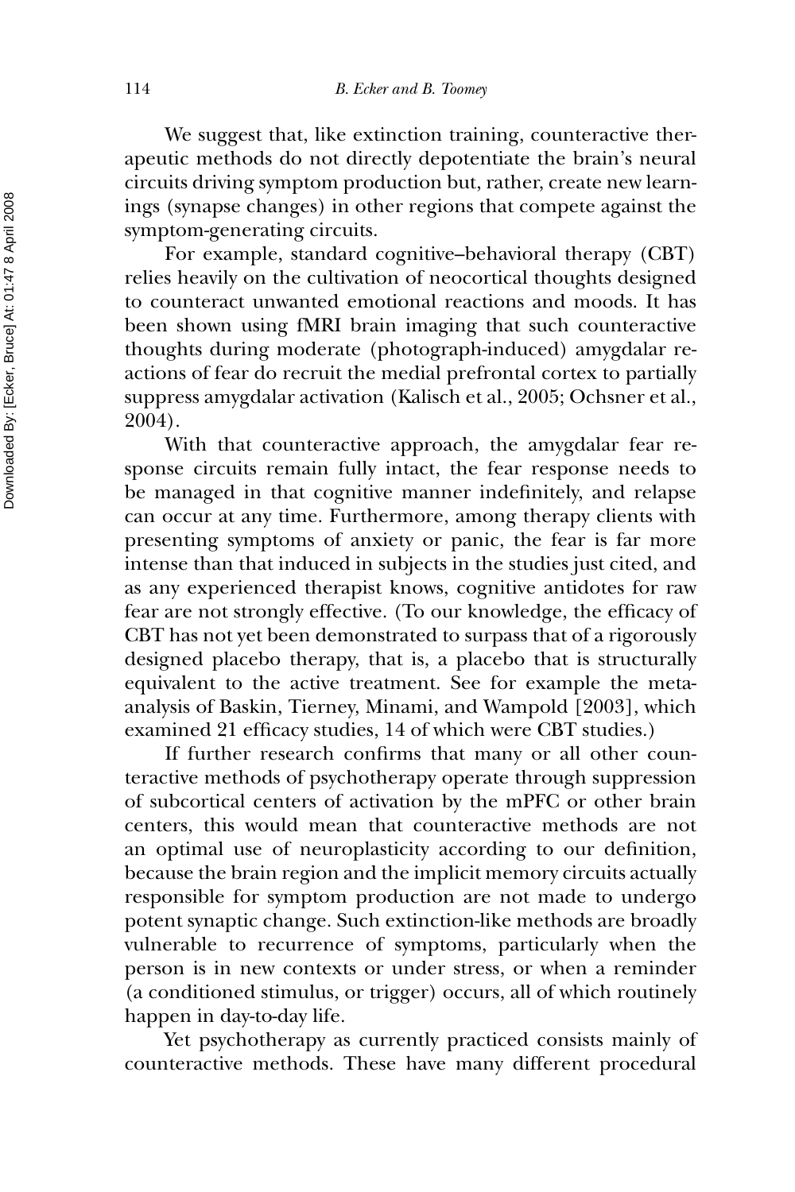We suggest that, like extinction training, counteractive therapeutic methods do not directly depotentiate the brain's neural circuits driving symptom production but, rather, create new learnings (synapse changes) in other regions that compete against the symptom-generating circuits.

For example, standard cognitive–behavioral therapy (CBT) relies heavily on the cultivation of neocortical thoughts designed to counteract unwanted emotional reactions and moods. It has been shown using fMRI brain imaging that such counteractive thoughts during moderate (photograph-induced) amygdalar reactions of fear do recruit the medial prefrontal cortex to partially suppress amygdalar activation (Kalisch et al., 2005; Ochsner et al., 2004).

With that counteractive approach, the amygdalar fear response circuits remain fully intact, the fear response needs to be managed in that cognitive manner indefinitely, and relapse can occur at any time. Furthermore, among therapy clients with presenting symptoms of anxiety or panic, the fear is far more intense than that induced in subjects in the studies just cited, and as any experienced therapist knows, cognitive antidotes for raw fear are not strongly effective. (To our knowledge, the efficacy of CBT has not yet been demonstrated to surpass that of a rigorously designed placebo therapy, that is, a placebo that is structurally equivalent to the active treatment. See for example the meta-analysis of Baskin, Tierney, Minami, and Wampold [2003], which examined 21 efficacy studies, 14 of which were CBT studies.)

If further research confirms that many or all other counteractive methods of psychotherapy operate through suppression of subcortical centers of activation by the mPFC or other brain centers, this would mean that counteractive methods are not an optimal use of neuroplasticity according to our definition, because the brain region and the implicit memory circuits actually responsible for symptom production are not made to undergo potent synaptic change. Such extinction-like methods are broadly vulnerable to recurrence of symptoms, particularly when the person is in new contexts or under stress, or when a reminder (a conditioned stimulus, or trigger) occurs, all of which routinely happen in day-to-day life.

Yet psychotherapy as currently practiced consists mainly of counteractive methods. These have many different procedural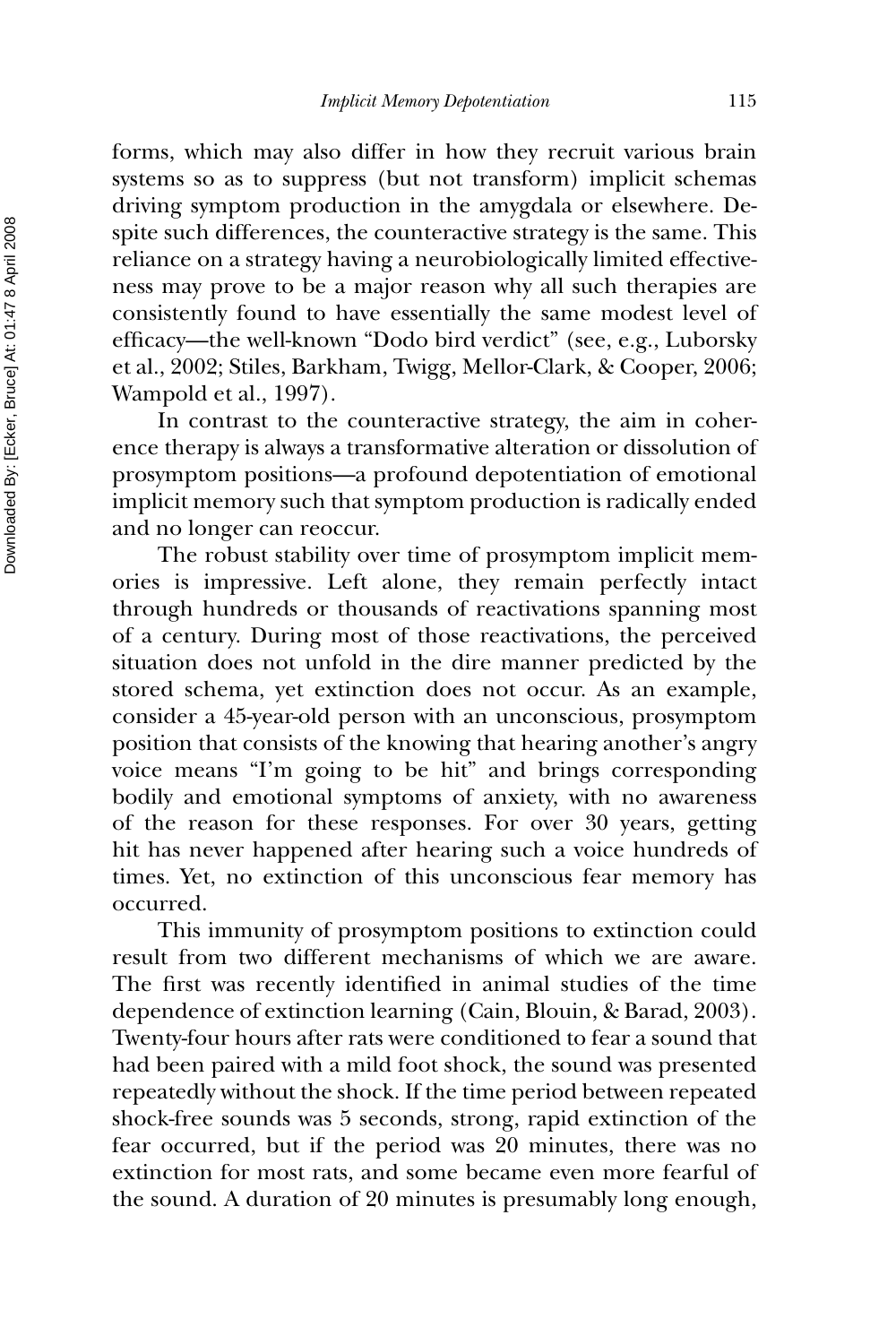forms, which may also differ in how they recruit various brain systems so as to suppress (but not transform) implicit schemas driving symptom production in the amygdala or elsewhere. Despite such differences, the counteractive strategy is the same. This reliance on a strategy having a neurobiologically limited effectiveness may prove to be a major reason why all such therapies are consistently found to have essentially the same modest level of efficacy—the well-known "Dodo bird verdict" (see, e.g., Luborsky et al., 2002; Stiles, Barkham, Twigg, Mellor-Clark, & Cooper, 2006; Wampold et al., 1997).

In contrast to the counteractive strategy, the aim in coherence therapy is always a transformative alteration or dissolution of prosymptom positions—a profound depotentiation of emotional implicit memory such that symptom production is radically ended and no longer can reoccur.

The robust stability over time of prosymptom implicit memories is impressive. Left alone, they remain perfectly intact through hundreds or thousands of reactivations spanning most of a century. During most of those reactivations, the perceived situation does not unfold in the dire manner predicted by the stored schema, yet extinction does not occur. As an example, consider a 45-year-old person with an unconscious, prosymptom position that consists of the knowing that hearing another's angry voice means "I'm going to be hit" and brings corresponding bodily and emotional symptoms of anxiety, with no awareness of the reason for these responses. For over 30 years, getting hit has never happened after hearing such a voice hundreds of times. Yet, no extinction of this unconscious fear memory has occurred.

This immunity of prosymptom positions to extinction could result from two different mechanisms of which we are aware. The first was recently identified in animal studies of the time dependence of extinction learning (Cain, Blouin, & Barad, 2003). Twenty-four hours after rats were conditioned to fear a sound that had been paired with a mild foot shock, the sound was presented repeatedly without the shock. If the time period between repeated shock-free sounds was 5 seconds, strong, rapid extinction of the fear occurred, but if the period was 20 minutes, there was no extinction for most rats, and some became even more fearful of the sound. A duration of 20 minutes is presumably long enough,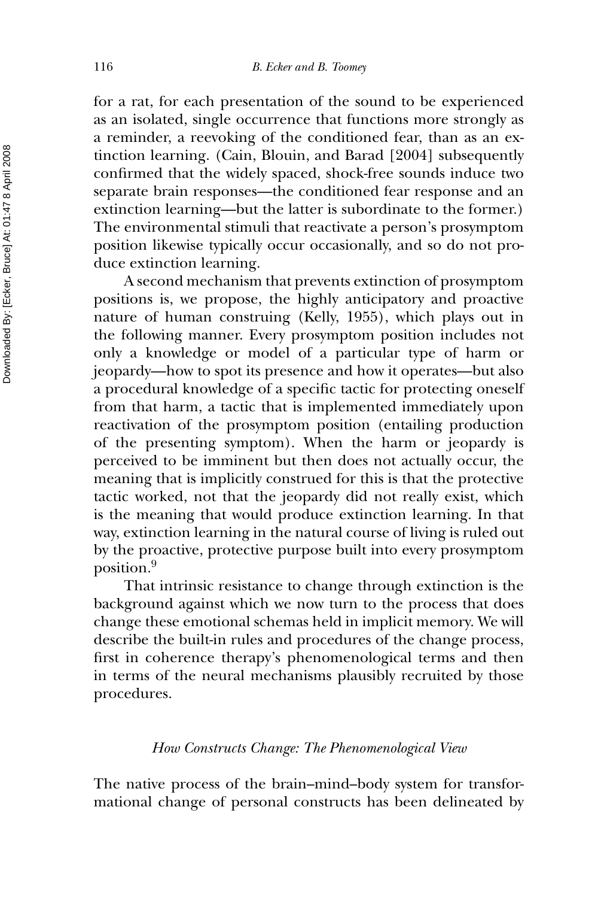for a rat, for each presentation of the sound to be experienced as an isolated, single occurrence that functions more strongly as a reminder, a reevoking of the conditioned fear, than as an extinction learning. (Cain, Blouin, and Barad [2004] subsequently confirmed that the widely spaced, shock-free sounds induce two separate brain responses—the conditioned fear response and an extinction learning—but the latter is subordinate to the former.) The environmental stimuli that reactivate a person's prosymptom position likewise typically occur occasionally, and so do not produce extinction learning.

A second mechanism that prevents extinction of prosymptom positions is, we propose, the highly anticipatory and proactive nature of human construing (Kelly, 1955), which plays out in the following manner. Every prosymptom position includes not only a knowledge or model of a particular type of harm or jeopardy—how to spot its presence and how it operates—but also a procedural knowledge of a specific tactic for protecting oneself from that harm, a tactic that is implemented immediately upon reactivation of the prosymptom position (entailing production of the presenting symptom). When the harm or jeopardy is perceived to be imminent but then does not actually occur, the meaning that is implicitly construed for this is that the protective tactic worked, not that the jeopardy did not really exist, which is the meaning that would produce extinction learning. In that way, extinction learning in the natural course of living is ruled out by the proactive, protective purpose built into every prosymptom position.[9]

That intrinsic resistance to change through extinction is the background against which we now turn to the process that does change these emotional schemas held in implicit memory. We will describe the built-in rules and procedures of the change process, first in coherence therapy's phenomenological terms and then in terms of the neural mechanisms plausibly recruited by those procedures.

### *How Constructs Change: The Phenomenological View*

The native process of the brain–mind–body system for transformational change of personal constructs has been delineated by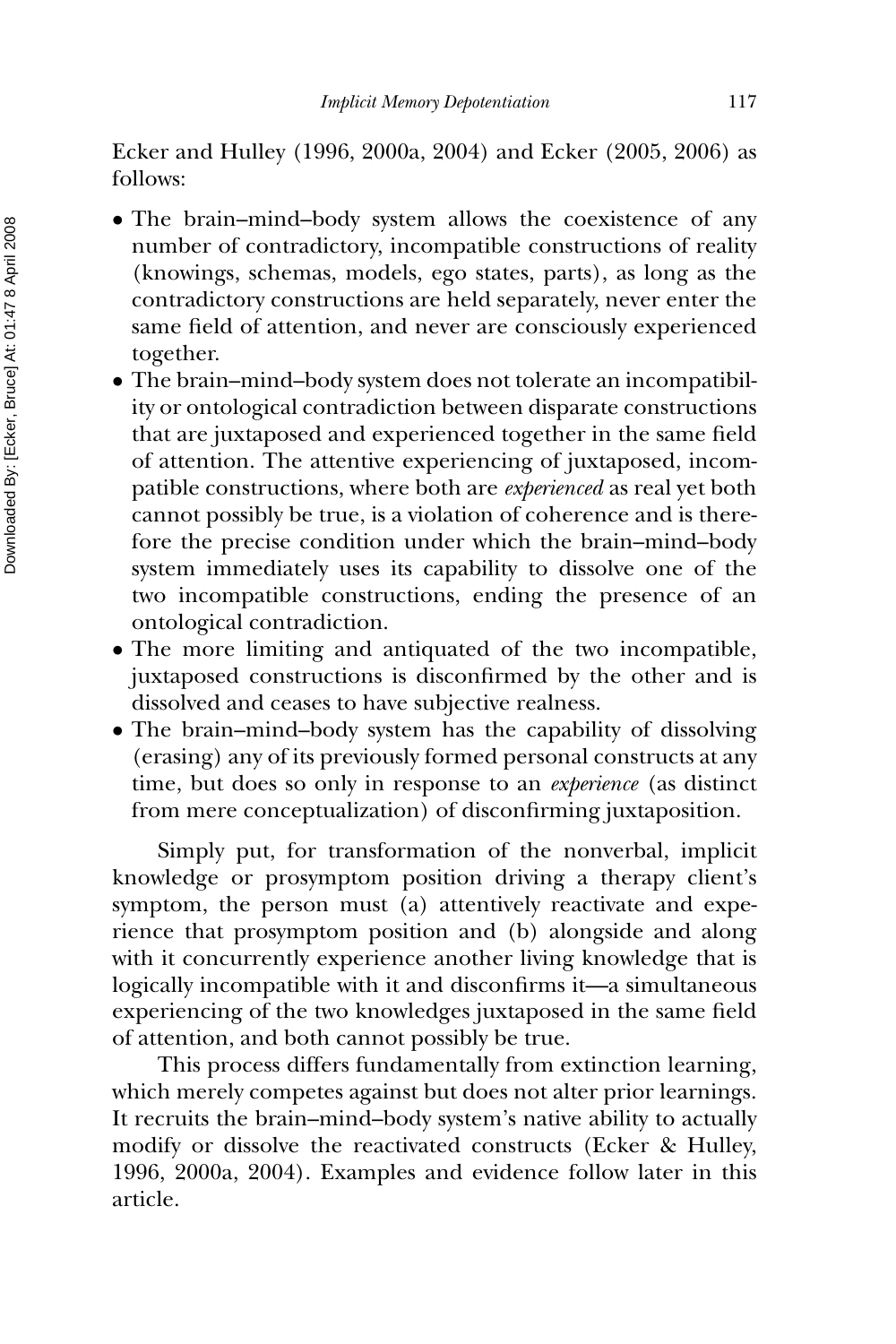Ecker and Hulley (1996, 2000a, 2004) and Ecker (2005, 2006) as follows:

- The brain–mind–body system allows the coexistence of any number of contradictory, incompatible constructions of reality (knowings, schemas, models, ego states, parts), as long as the contradictory constructions are held separately, never enter the same field of attention, and never are consciously experienced together.
- The brain–mind–body system does not tolerate an incompatibility or ontological contradiction between disparate constructions that are juxtaposed and experienced together in the same field of attention. The attentive experiencing of juxtaposed, incompatible constructions, where both are *experienced* as real yet both cannot possibly be true, is a violation of coherence and is therefore the precise condition under which the brain–mind–body system immediately uses its capability to dissolve one of the two incompatible constructions, ending the presence of an ontological contradiction.
- The more limiting and antiquated of the two incompatible, juxtaposed constructions is disconfirmed by the other and is dissolved and ceases to have subjective realness.
- The brain–mind–body system has the capability of dissolving (erasing) any of its previously formed personal constructs at any time, but does so only in response to an *experience* (as distinct from mere conceptualization) of disconfirming juxtaposition.

Simply put, for transformation of the nonverbal, implicit knowledge or prosymptom position driving a therapy client's symptom, the person must (a) attentively reactivate and experience that prosymptom position and (b) alongside and along with it concurrently experience another living knowledge that is logically incompatible with it and disconfirms it—a simultaneous experiencing of the two knowledges juxtaposed in the same field of attention, and both cannot possibly be true.

This process differs fundamentally from extinction learning, which merely competes against but does not alter prior learnings. It recruits the brain–mind–body system's native ability to actually modify or dissolve the reactivated constructs (Ecker & Hulley, 1996, 2000a, 2004). Examples and evidence follow later in this article.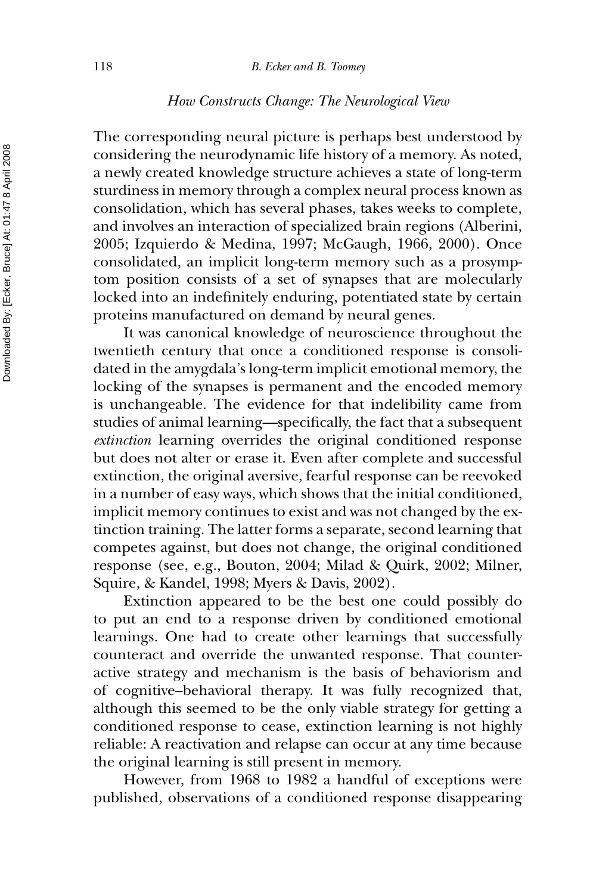### *How Constructs Change: The Neurological View*

The corresponding neural picture is perhaps best understood by considering the neurodynamic life history of a memory. As noted, a newly created knowledge structure achieves a state of long-term sturdiness in memory through a complex neural process known as consolidation, which has several phases, takes weeks to complete, and involves an interaction of specialized brain regions (Alberini, 2005; Izquierdo & Medina, 1997; McGaugh, 1966, 2000). Once consolidated, an implicit long-term memory such as a prosymptom position consists of a set of synapses that are molecularly locked into an indefinitely enduring, potentiated state by certain proteins manufactured on demand by neural genes.

It was canonical knowledge of neuroscience throughout the twentieth century that once a conditioned response is consolidated in the amygdala's long-term implicit emotional memory, the locking of the synapses is permanent and the encoded memory is unchangeable. The evidence for that indelibility came from studies of animal learning—specifically, the fact that a subsequent *extinction* learning overrides the original conditioned response but does not alter or erase it. Even after complete and successful extinction, the original aversive, fearful response can be reevoked in a number of easy ways, which shows that the initial conditioned, implicit memory continues to exist and was not changed by the extinction training. The latter forms a separate, second learning that competes against, but does not change, the original conditioned response (see, e.g., Bouton, 2004; Milad & Quirk, 2002; Milner, Squire, & Kandel, 1998; Myers & Davis, 2002).

Extinction appeared to be the best one could possibly do to put an end to a response driven by conditioned emotional learnings. One had to create other learnings that successfully counteract and override the unwanted response. That counteractive strategy and mechanism is the basis of behaviorism and of cognitive–behavioral therapy. It was fully recognized that, although this seemed to be the only viable strategy for getting a conditioned response to cease, extinction learning is not highly reliable: A reactivation and relapse can occur at any time because the original learning is still present in memory.

However, from 1968 to 1982 a handful of exceptions were published, observations of a conditioned response disappearing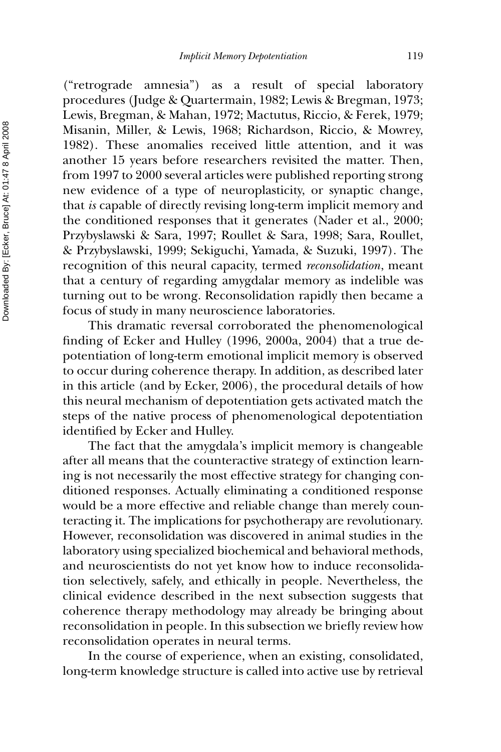("retrograde amnesia") as a result of special laboratory procedures (Judge & Quartermain, 1982; Lewis & Bregman, 1973; Lewis, Bregman, & Mahan, 1972; Mactutus, Riccio, & Ferek, 1979; Misanin, Miller, & Lewis, 1968; Richardson, Riccio, & Mowrey, 1982). These anomalies received little attention, and it was another 15 years before researchers revisited the matter. Then, from 1997 to 2000 several articles were published reporting strong new evidence of a type of neuroplasticity, or synaptic change, that *is* capable of directly revising long-term implicit memory and the conditioned responses that it generates (Nader et al., 2000; Przybyslawski & Sara, 1997; Roullet & Sara, 1998; Sara, Roullet, & Przybyslawski, 1999; Sekiguchi, Yamada, & Suzuki, 1997). The recognition of this neural capacity, termed *reconsolidation*, meant that a century of regarding amygdalar memory as indelible was turning out to be wrong. Reconsolidation rapidly then became a focus of study in many neuroscience laboratories.

This dramatic reversal corroborated the phenomenological finding of Ecker and Hulley (1996, 2000a, 2004) that a true depotentiation of long-term emotional implicit memory is observed to occur during coherence therapy. In addition, as described later in this article (and by Ecker, 2006), the procedural details of how this neural mechanism of depotentiation gets activated match the steps of the native process of phenomenological depotentiation identified by Ecker and Hulley.

The fact that the amygdala's implicit memory is changeable after all means that the counteractive strategy of extinction learning is not necessarily the most effective strategy for changing conditioned responses. Actually eliminating a conditioned response would be a more effective and reliable change than merely counteracting it. The implications for psychotherapy are revolutionary. However, reconsolidation was discovered in animal studies in the laboratory using specialized biochemical and behavioral methods, and neuroscientists do not yet know how to induce reconsolidation selectively, safely, and ethically in people. Nevertheless, the clinical evidence described in the next subsection suggests that coherence therapy methodology may already be bringing about reconsolidation in people. In this subsection we briefly review how reconsolidation operates in neural terms.

In the course of experience, when an existing, consolidated, long-term knowledge structure is called into active use by retrieval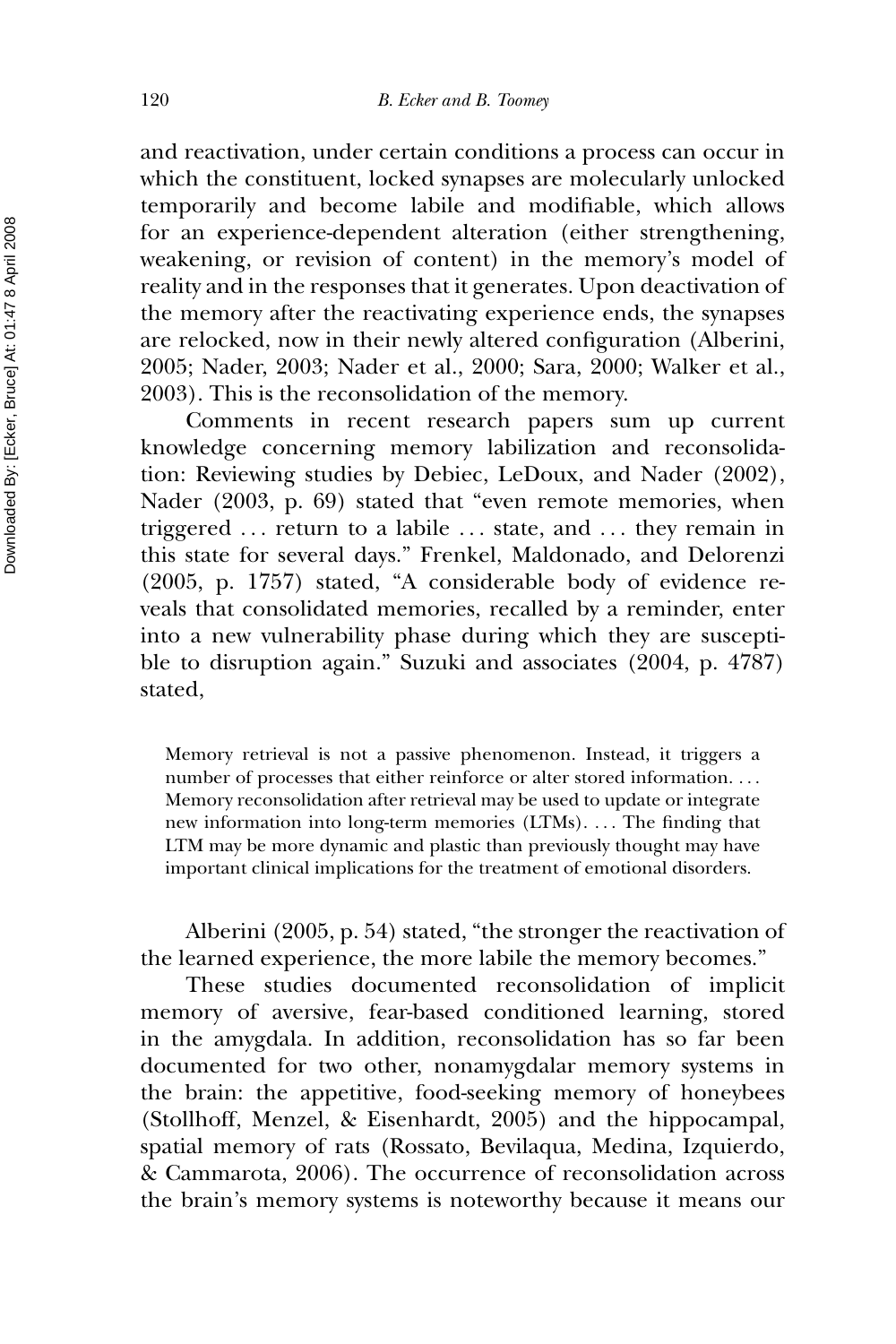and reactivation, under certain conditions a process can occur in which the constituent, locked synapses are molecularly unlocked temporarily and become labile and modifiable, which allows for an experience-dependent alteration (either strengthening, weakening, or revision of content) in the memory's model of reality and in the responses that it generates. Upon deactivation of the memory after the reactivating experience ends, the synapses are relocked, now in their newly altered configuration (Alberini, 2005; Nader, 2003; Nader et al., 2000; Sara, 2000; Walker et al., 2003). This is the reconsolidation of the memory.

Comments in recent research papers sum up current knowledge concerning memory labilization and reconsolidation: Reviewing studies by Debiec, LeDoux, and Nader (2002), Nader (2003, p. 69) stated that "even remote memories, when triggered ... return to a labile ... state, and ... they remain in this state for several days." Frenkel, Maldonado, and Delorenzi (2005, p. 1757) stated, "A considerable body of evidence reveals that consolidated memories, recalled by a reminder, enter into a new vulnerability phase during which they are susceptible to disruption again." Suzuki and associates (2004, p. 4787) stated,

> Memory retrieval is not a passive phenomenon. Instead, it triggers a number of processes that either reinforce or alter stored information. ... Memory reconsolidation after retrieval may be used to update or integrate new information into long-term memories (LTMs). ... The finding that LTM may be more dynamic and plastic than previously thought may have important clinical implications for the treatment of emotional disorders.

Alberini (2005, p. 54) stated, "the stronger the reactivation of the learned experience, the more labile the memory becomes."

These studies documented reconsolidation of implicit memory of aversive, fear-based conditioned learning, stored in the amygdala. In addition, reconsolidation has so far been documented for two other, nonamygdalar memory systems in the brain: the appetitive, food-seeking memory of honeybees (Stollhoff, Menzel, & Eisenhardt, 2005) and the hippocampal, spatial memory of rats (Rossato, Bevilaqua, Medina, Izquierdo, & Cammarota, 2006). The occurrence of reconsolidation across the brain's memory systems is noteworthy because it means our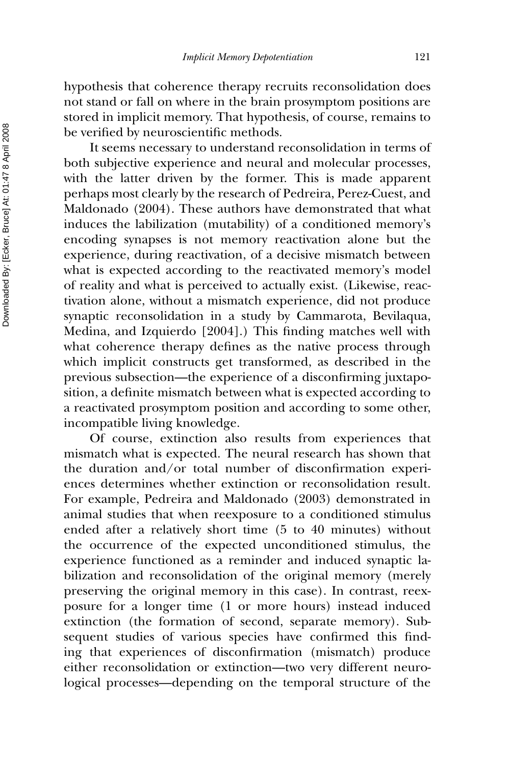hypothesis that coherence therapy recruits reconsolidation does not stand or fall on where in the brain prosymptom positions are stored in implicit memory. That hypothesis, of course, remains to be verified by neuroscientific methods.

It seems necessary to understand reconsolidation in terms of both subjective experience and neural and molecular processes, with the latter driven by the former. This is made apparent perhaps most clearly by the research of Pedreira, Perez-Cuest, and Maldonado (2004). These authors have demonstrated that what induces the labilization (mutability) of a conditioned memory's encoding synapses is not memory reactivation alone but the experience, during reactivation, of a decisive mismatch between what is expected according to the reactivated memory's model of reality and what is perceived to actually exist. (Likewise, reactivation alone, without a mismatch experience, did not produce synaptic reconsolidation in a study by Cammarota, Bevilaqua, Medina, and Izquierdo [2004].) This finding matches well with what coherence therapy defines as the native process through which implicit constructs get transformed, as described in the previous subsection—the experience of a disconfirming juxtaposition, a definite mismatch between what is expected according to a reactivated prosymptom position and according to some other, incompatible living knowledge.

Of course, extinction also results from experiences that mismatch what is expected. The neural research has shown that the duration and/or total number of disconfirmation experiences determines whether extinction or reconsolidation result. For example, Pedreira and Maldonado (2003) demonstrated in animal studies that when reexposure to a conditioned stimulus ended after a relatively short time (5 to 40 minutes) without the occurrence of the expected unconditioned stimulus, the experience functioned as a reminder and induced synaptic labilization and reconsolidation of the original memory (merely preserving the original memory in this case). In contrast, reexposure for a longer time (1 or more hours) instead induced extinction (the formation of second, separate memory). Subsequent studies of various species have confirmed this finding that experiences of disconfirmation (mismatch) produce either reconsolidation or extinction—two very different neurological processes—depending on the temporal structure of the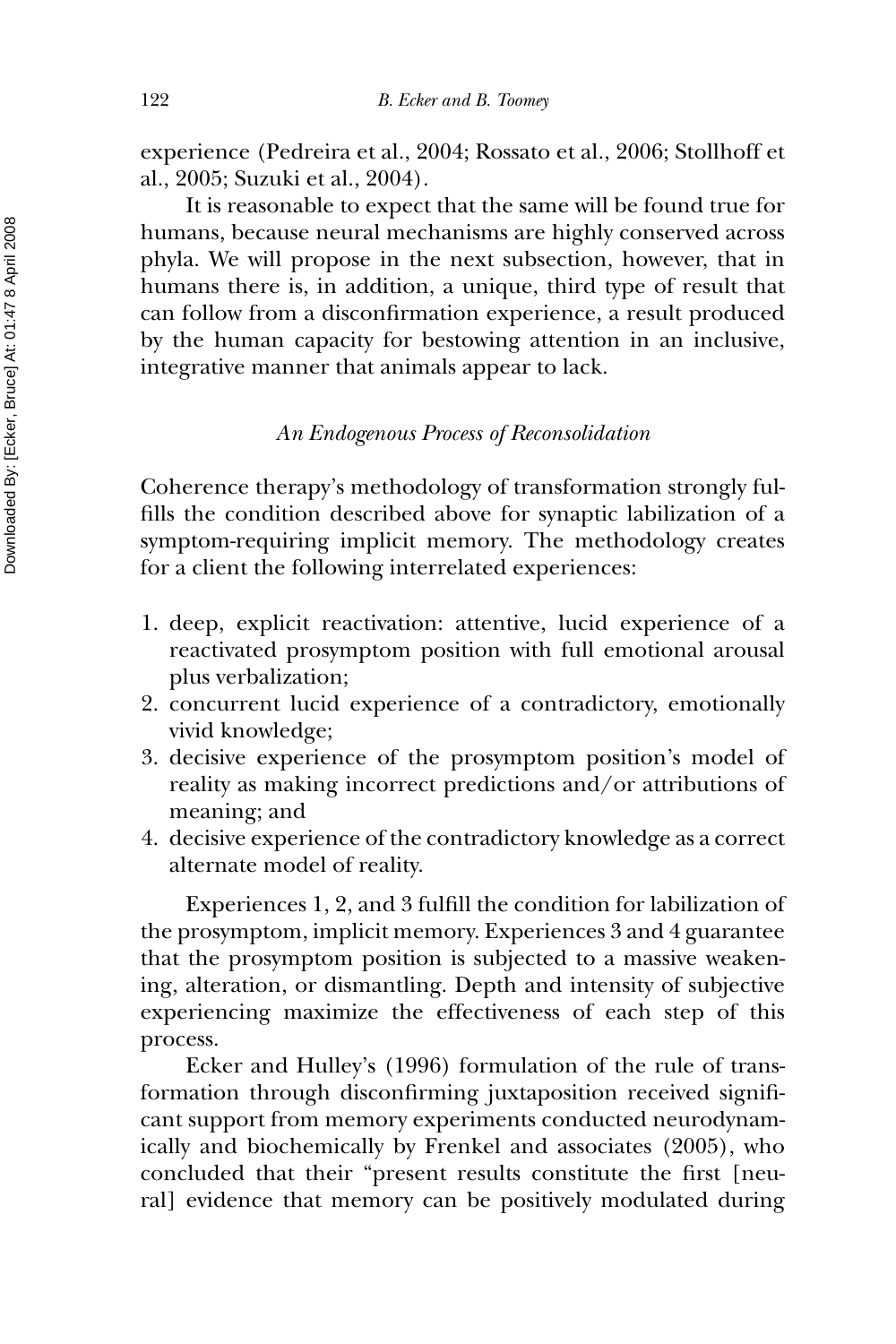experience (Pedreira et al., 2004; Rossato et al., 2006; Stollhoff et al., 2005; Suzuki et al., 2004).

It is reasonable to expect that the same will be found true for humans, because neural mechanisms are highly conserved across phyla. We will propose in the next subsection, however, that in humans there is, in addition, a unique, third type of result that can follow from a disconfirmation experience, a result produced by the human capacity for bestowing attention in an inclusive, integrative manner that animals appear to lack.

### *An Endogenous Process of Reconsolidation*

Coherence therapy's methodology of transformation strongly fulfills the condition described above for synaptic labilization of a symptom-requiring implicit memory. The methodology creates for a client the following interrelated experiences:

1. deep, explicit reactivation: attentive, lucid experience of a reactivated prosymptom position with full emotional arousal plus verbalization;
2. concurrent lucid experience of a contradictory, emotionally vivid knowledge;
3. decisive experience of the prosymptom position's model of reality as making incorrect predictions and/or attributions of meaning; and
4. decisive experience of the contradictory knowledge as a correct alternate model of reality.

Experiences 1, 2, and 3 fulfill the condition for labilization of the prosymptom, implicit memory. Experiences 3 and 4 guarantee that the prosymptom position is subjected to a massive weakening, alteration, or dismantling. Depth and intensity of subjective experiencing maximize the effectiveness of each step of this process.

Ecker and Hulley's (1996) formulation of the rule of transformation through disconfirming juxtaposition received significant support from memory experiments conducted neurodynamically and biochemically by Frenkel and associates (2005), who concluded that their "present results constitute the first [neural] evidence that memory can be positively modulated during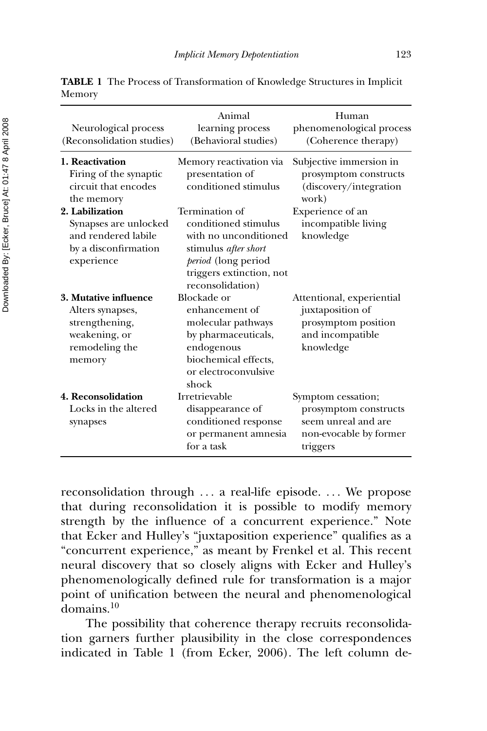**TABLE 1** The Process of Transformation of Knowledge Structures in Implicit Memory

| Neurological process (Reconsolidation studies) | Animal learning process (Behavioral studies) | Human phenomenological process (Coherence therapy) |
|---|---|---|
| **1. Reactivation** Firing of the synaptic circuit that encodes the memory | Memory reactivation via presentation of conditioned stimulus | Subjective immersion in prosymptom constructs (discovery/integration work) |
| **2. Labilization** Synapses are unlocked and rendered labile by a disconfirmation experience | Termination of conditioned stimulus with no unconditioned stimulus *after short period* (long period triggers extinction, not reconsolidation) | Experience of an incompatible living knowledge |
| **3. Mutative influence** Alters synapses, strengthening, weakening, or remodeling the memory | Blockade or enhancement of molecular pathways by pharmaceuticals, endogenous biochemical effects, or electroconvulsive shock | Attentional, experiential juxtaposition of prosymptom position and incompatible knowledge |
| **4. Reconsolidation** Locks in the altered synapses | Irretrievable disappearance of conditioned response or permanent amnesia for a task | Symptom cessation; prosymptom constructs seem unreal and are non-evocable by former triggers |

reconsolidation through ... a real-life episode. ... We propose that during reconsolidation it is possible to modify memory strength by the influence of a concurrent experience." Note that Ecker and Hulley's "juxtaposition experience" qualifies as a "concurrent experience," as meant by Frenkel et al. This recent neural discovery that so closely aligns with Ecker and Hulley's phenomenologically defined rule for transformation is a major point of unification between the neural and phenomenological domains.[10]

The possibility that coherence therapy recruits reconsolidation garners further plausibility in the close correspondences indicated in Table 1 (from Ecker, 2006). The left column de-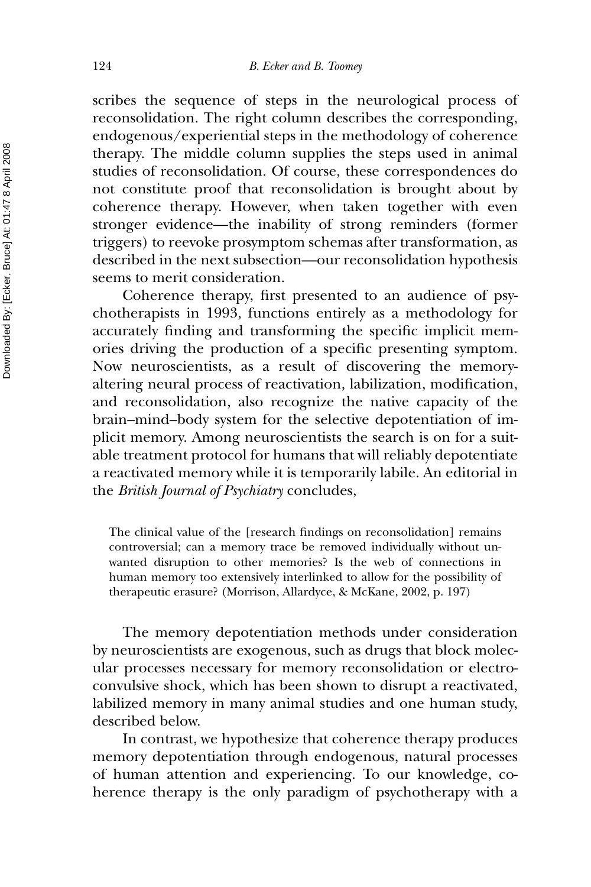scribes the sequence of steps in the neurological process of reconsolidation. The right column describes the corresponding, endogenous/experiential steps in the methodology of coherence therapy. The middle column supplies the steps used in animal studies of reconsolidation. Of course, these correspondences do not constitute proof that reconsolidation is brought about by coherence therapy. However, when taken together with even stronger evidence—the inability of strong reminders (former triggers) to reevoke prosymptom schemas after transformation, as described in the next subsection—our reconsolidation hypothesis seems to merit consideration.

Coherence therapy, first presented to an audience of psychotherapists in 1993, functions entirely as a methodology for accurately finding and transforming the specific implicit memories driving the production of a specific presenting symptom. Now neuroscientists, as a result of discovering the memory-altering neural process of reactivation, labilization, modification, and reconsolidation, also recognize the native capacity of the brain–mind–body system for the selective depotentiation of implicit memory. Among neuroscientists the search is on for a suitable treatment protocol for humans that will reliably depotentiate a reactivated memory while it is temporarily labile. An editorial in the *British Journal of Psychiatry* concludes,

> The clinical value of the [research findings on reconsolidation] remains controversial; can a memory trace be removed individually without unwanted disruption to other memories? Is the web of connections in human memory too extensively interlinked to allow for the possibility of therapeutic erasure? (Morrison, Allardyce, & McKane, 2002, p. 197)

The memory depotentiation methods under consideration by neuroscientists are exogenous, such as drugs that block molecular processes necessary for memory reconsolidation or electroconvulsive shock, which has been shown to disrupt a reactivated, labilized memory in many animal studies and one human study, described below.

In contrast, we hypothesize that coherence therapy produces memory depotentiation through endogenous, natural processes of human attention and experiencing. To our knowledge, coherence therapy is the only paradigm of psychotherapy with a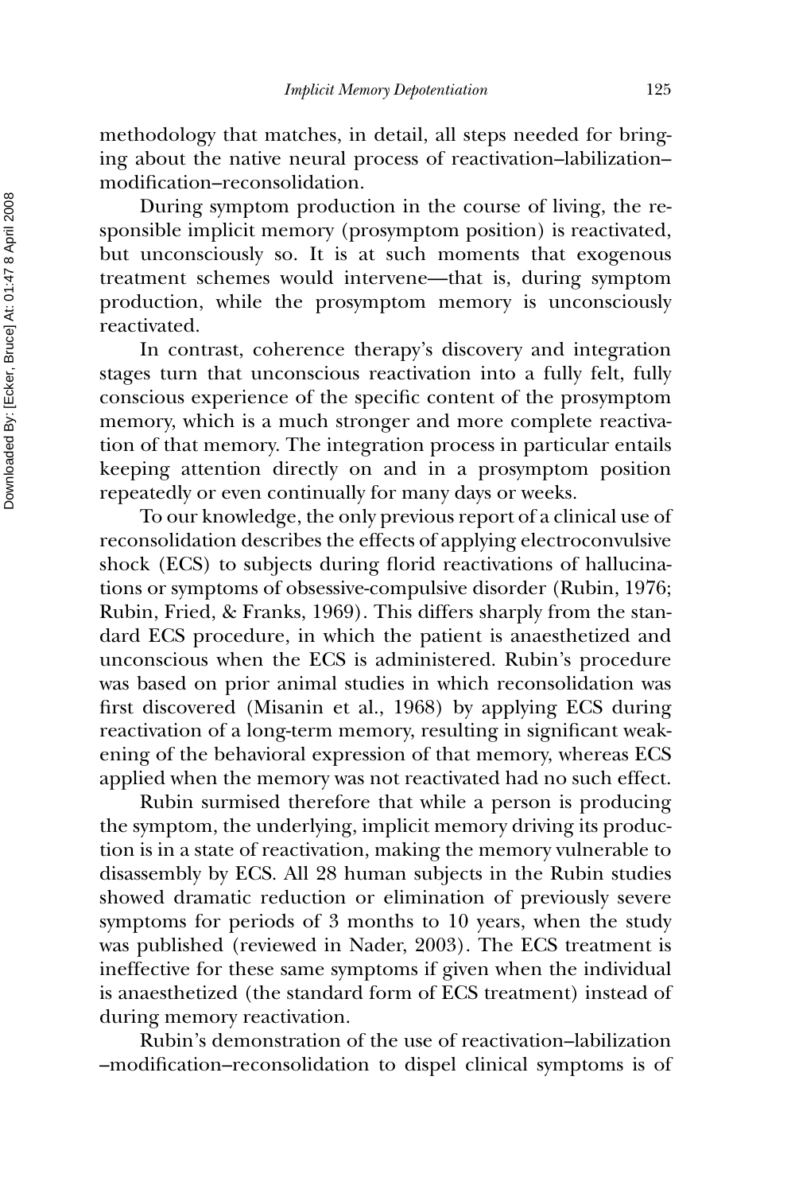methodology that matches, in detail, all steps needed for bringing about the native neural process of reactivation–labilization–modification–reconsolidation.

During symptom production in the course of living, the responsible implicit memory (prosymptom position) is reactivated, but unconsciously so. It is at such moments that exogenous treatment schemes would intervene—that is, during symptom production, while the prosymptom memory is unconsciously reactivated.

In contrast, coherence therapy's discovery and integration stages turn that unconscious reactivation into a fully felt, fully conscious experience of the specific content of the prosymptom memory, which is a much stronger and more complete reactivation of that memory. The integration process in particular entails keeping attention directly on and in a prosymptom position repeatedly or even continually for many days or weeks.

To our knowledge, the only previous report of a clinical use of reconsolidation describes the effects of applying electroconvulsive shock (ECS) to subjects during florid reactivations of hallucinations or symptoms of obsessive-compulsive disorder (Rubin, 1976; Rubin, Fried, & Franks, 1969). This differs sharply from the standard ECS procedure, in which the patient is anaesthetized and unconscious when the ECS is administered. Rubin's procedure was based on prior animal studies in which reconsolidation was first discovered (Misanin et al., 1968) by applying ECS during reactivation of a long-term memory, resulting in significant weakening of the behavioral expression of that memory, whereas ECS applied when the memory was not reactivated had no such effect.

Rubin surmised therefore that while a person is producing the symptom, the underlying, implicit memory driving its production is in a state of reactivation, making the memory vulnerable to disassembly by ECS. All 28 human subjects in the Rubin studies showed dramatic reduction or elimination of previously severe symptoms for periods of 3 months to 10 years, when the study was published (reviewed in Nader, 2003). The ECS treatment is ineffective for these same symptoms if given when the individual is anaesthetized (the standard form of ECS treatment) instead of during memory reactivation.

Rubin's demonstration of the use of reactivation–labilization–modification–reconsolidation to dispel clinical symptoms is of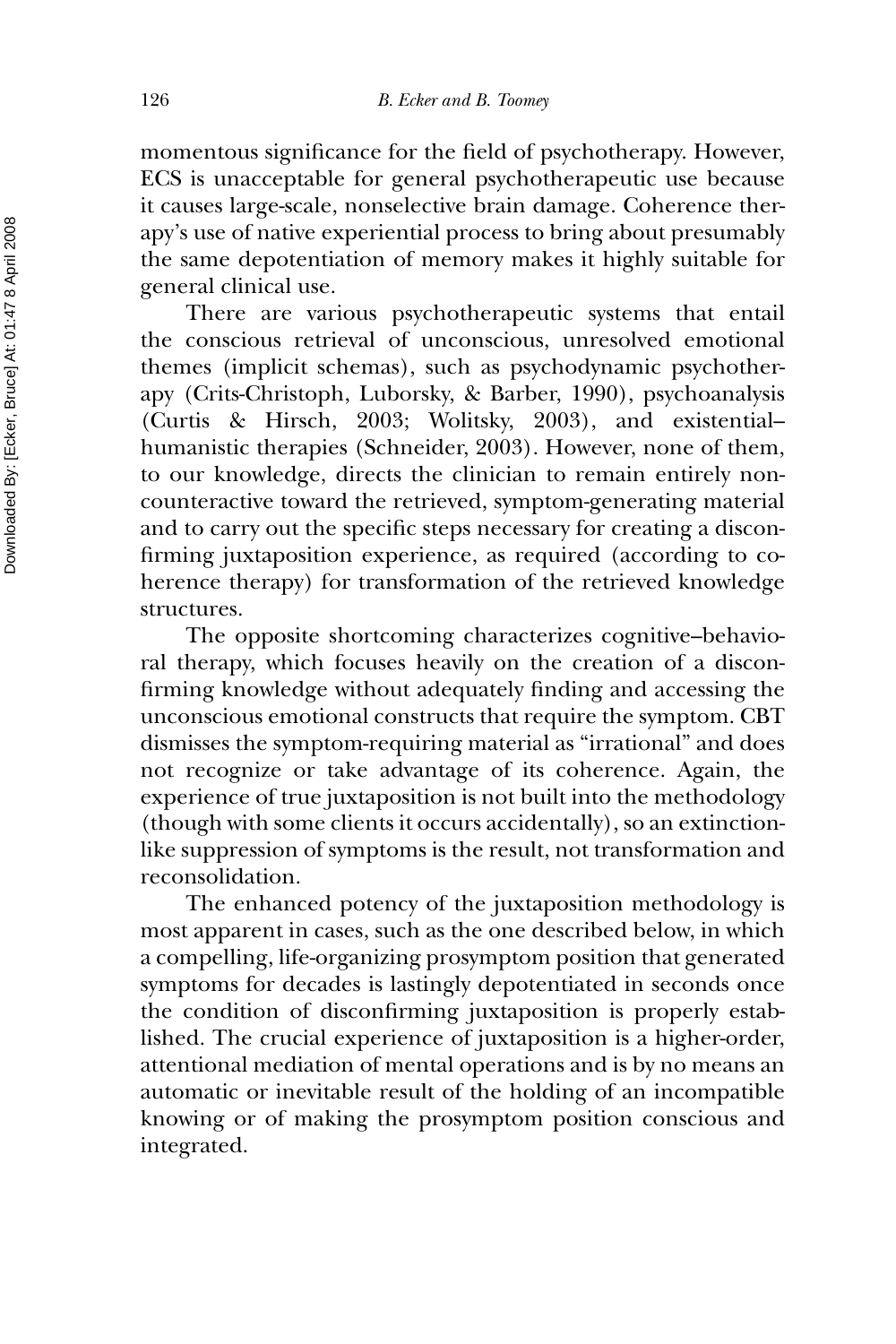momentous significance for the field of psychotherapy. However, ECS is unacceptable for general psychotherapeutic use because it causes large-scale, nonselective brain damage. Coherence therapy's use of native experiential process to bring about presumably the same depotentiation of memory makes it highly suitable for general clinical use.

There are various psychotherapeutic systems that entail the conscious retrieval of unconscious, unresolved emotional themes (implicit schemas), such as psychodynamic psychotherapy (Crits-Christoph, Luborsky, & Barber, 1990), psychoanalysis (Curtis & Hirsch, 2003; Wolitsky, 2003), and existential–humanistic therapies (Schneider, 2003). However, none of them, to our knowledge, directs the clinician to remain entirely noncounteractive toward the retrieved, symptom-generating material and to carry out the specific steps necessary for creating a disconfirming juxtaposition experience, as required (according to coherence therapy) for transformation of the retrieved knowledge structures.

The opposite shortcoming characterizes cognitive–behavioral therapy, which focuses heavily on the creation of a disconfirming knowledge without adequately finding and accessing the unconscious emotional constructs that require the symptom. CBT dismisses the symptom-requiring material as "irrational" and does not recognize or take advantage of its coherence. Again, the experience of true juxtaposition is not built into the methodology (though with some clients it occurs accidentally), so an extinction-like suppression of symptoms is the result, not transformation and reconsolidation.

The enhanced potency of the juxtaposition methodology is most apparent in cases, such as the one described below, in which a compelling, life-organizing prosymptom position that generated symptoms for decades is lastingly depotentiated in seconds once the condition of disconfirming juxtaposition is properly established. The crucial experience of juxtaposition is a higher-order, attentional mediation of mental operations and is by no means an automatic or inevitable result of the holding of an incompatible knowing or of making the prosymptom position conscious and integrated.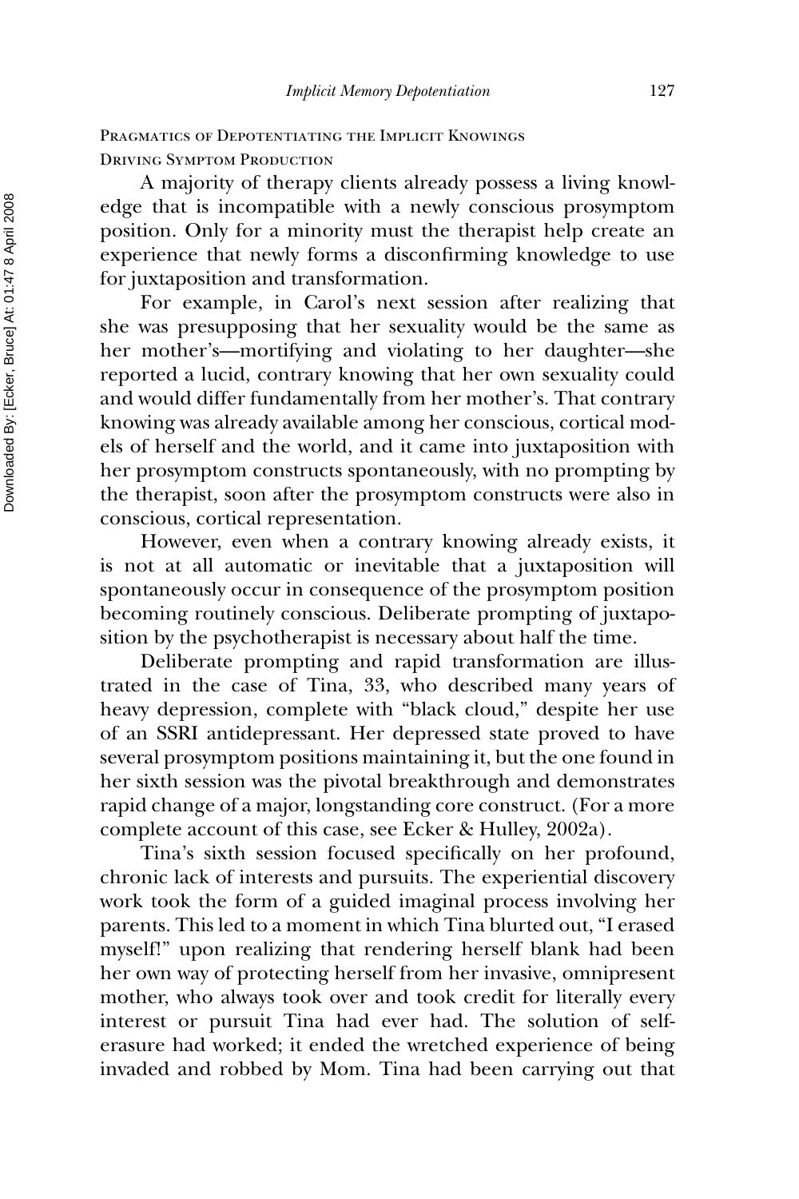### Pragmatics of Depotentiating the Implicit Knowings Driving Symptom Production

A majority of therapy clients already possess a living knowledge that is incompatible with a newly conscious prosymptom position. Only for a minority must the therapist help create an experience that newly forms a disconfirming knowledge to use for juxtaposition and transformation.

For example, in Carol's next session after realizing that she was presupposing that her sexuality would be the same as her mother's—mortifying and violating to her daughter—she reported a lucid, contrary knowing that her own sexuality could and would differ fundamentally from her mother's. That contrary knowing was already available among her conscious, cortical models of herself and the world, and it came into juxtaposition with her prosymptom constructs spontaneously, with no prompting by the therapist, soon after the prosymptom constructs were also in conscious, cortical representation.

However, even when a contrary knowing already exists, it is not at all automatic or inevitable that a juxtaposition will spontaneously occur in consequence of the prosymptom position becoming routinely conscious. Deliberate prompting of juxtaposition by the psychotherapist is necessary about half the time.

Deliberate prompting and rapid transformation are illustrated in the case of Tina, 33, who described many years of heavy depression, complete with "black cloud," despite her use of an SSRI antidepressant. Her depressed state proved to have several prosymptom positions maintaining it, but the one found in her sixth session was the pivotal breakthrough and demonstrates rapid change of a major, longstanding core construct. (For a more complete account of this case, see Ecker & Hulley, 2002a).

Tina's sixth session focused specifically on her profound, chronic lack of interests and pursuits. The experiential discovery work took the form of a guided imaginal process involving her parents. This led to a moment in which Tina blurted out, "I erased myself!" upon realizing that rendering herself blank had been her own way of protecting herself from her invasive, omnipresent mother, who always took over and took credit for literally every interest or pursuit Tina had ever had. The solution of self-erasure had worked; it ended the wretched experience of being invaded and robbed by Mom. Tina had been carrying out that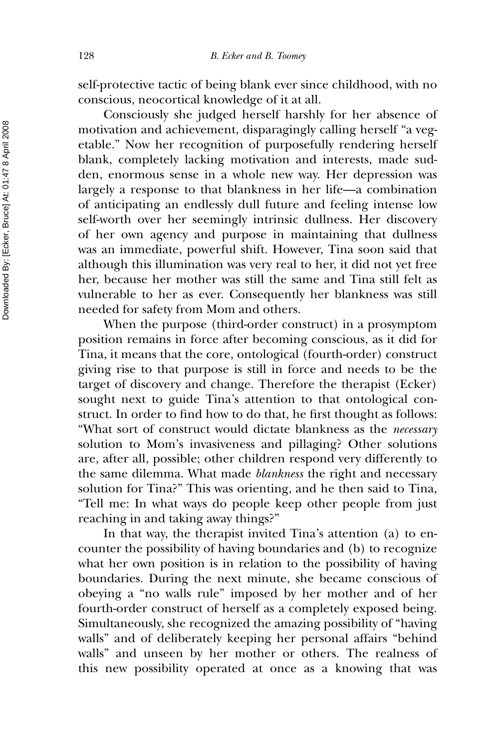self-protective tactic of being blank ever since childhood, with no conscious, neocortical knowledge of it at all.

Consciously she judged herself harshly for her absence of motivation and achievement, disparagingly calling herself "a vegetable." Now her recognition of purposefully rendering herself blank, completely lacking motivation and interests, made sudden, enormous sense in a whole new way. Her depression was largely a response to that blankness in her life—a combination of anticipating an endlessly dull future and feeling intense low self-worth over her seemingly intrinsic dullness. Her discovery of her own agency and purpose in maintaining that dullness was an immediate, powerful shift. However, Tina soon said that although this illumination was very real to her, it did not yet free her, because her mother was still the same and Tina still felt as vulnerable to her as ever. Consequently her blankness was still needed for safety from Mom and others.

When the purpose (third-order construct) in a prosymptom position remains in force after becoming conscious, as it did for Tina, it means that the core, ontological (fourth-order) construct giving rise to that purpose is still in force and needs to be the target of discovery and change. Therefore the therapist (Ecker) sought next to guide Tina's attention to that ontological construct. In order to find how to do that, he first thought as follows: "What sort of construct would dictate blankness as the *necessary* solution to Mom's invasiveness and pillaging? Other solutions are, after all, possible; other children respond very differently to the same dilemma. What made *blankness* the right and necessary solution for Tina?" This was orienting, and he then said to Tina, "Tell me: In what ways do people keep other people from just reaching in and taking away things?"

In that way, the therapist invited Tina's attention (a) to encounter the possibility of having boundaries and (b) to recognize what her own position is in relation to the possibility of having boundaries. During the next minute, she became conscious of obeying a "no walls rule" imposed by her mother and of her fourth-order construct of herself as a completely exposed being. Simultaneously, she recognized the amazing possibility of "having walls" and of deliberately keeping her personal affairs "behind walls" and unseen by her mother or others. The realness of this new possibility operated at once as a knowing that was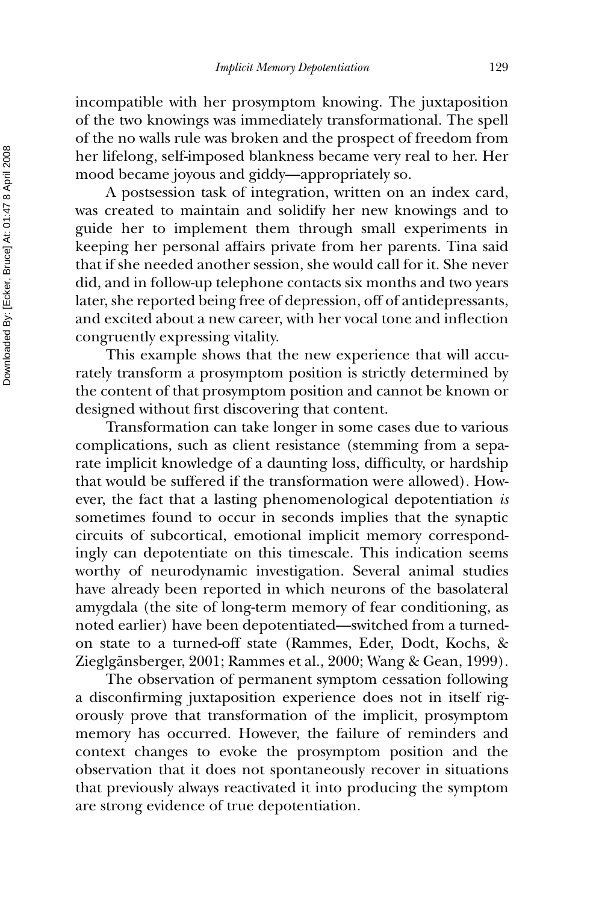incompatible with her prosymptom knowing. The juxtaposition of the two knowings was immediately transformational. The spell of the no walls rule was broken and the prospect of freedom from her lifelong, self-imposed blankness became very real to her. Her mood became joyous and giddy—appropriately so.

A postsession task of integration, written on an index card, was created to maintain and solidify her new knowings and to guide her to implement them through small experiments in keeping her personal affairs private from her parents. Tina said that if she needed another session, she would call for it. She never did, and in follow-up telephone contacts six months and two years later, she reported being free of depression, off of antidepressants, and excited about a new career, with her vocal tone and inflection congruently expressing vitality.

This example shows that the new experience that will accurately transform a prosymptom position is strictly determined by the content of that prosymptom position and cannot be known or designed without first discovering that content.

Transformation can take longer in some cases due to various complications, such as client resistance (stemming from a separate implicit knowledge of a daunting loss, difficulty, or hardship that would be suffered if the transformation were allowed). However, the fact that a lasting phenomenological depotentiation *is* sometimes found to occur in seconds implies that the synaptic circuits of subcortical, emotional implicit memory correspondingly can depotentiate on this timescale. This indication seems worthy of neurodynamic investigation. Several animal studies have already been reported in which neurons of the basolateral amygdala (the site of long-term memory of fear conditioning, as noted earlier) have been depotentiated—switched from a turned-on state to a turned-off state (Rammes, Eder, Dodt, Kochs, & Zieglgänsberger, 2001; Rammes et al., 2000; Wang & Gean, 1999).

The observation of permanent symptom cessation following a disconfirming juxtaposition experience does not in itself rigorously prove that transformation of the implicit, prosymptom memory has occurred. However, the failure of reminders and context changes to evoke the prosymptom position and the observation that it does not spontaneously recover in situations that previously always reactivated it into producing the symptom are strong evidence of true depotentiation.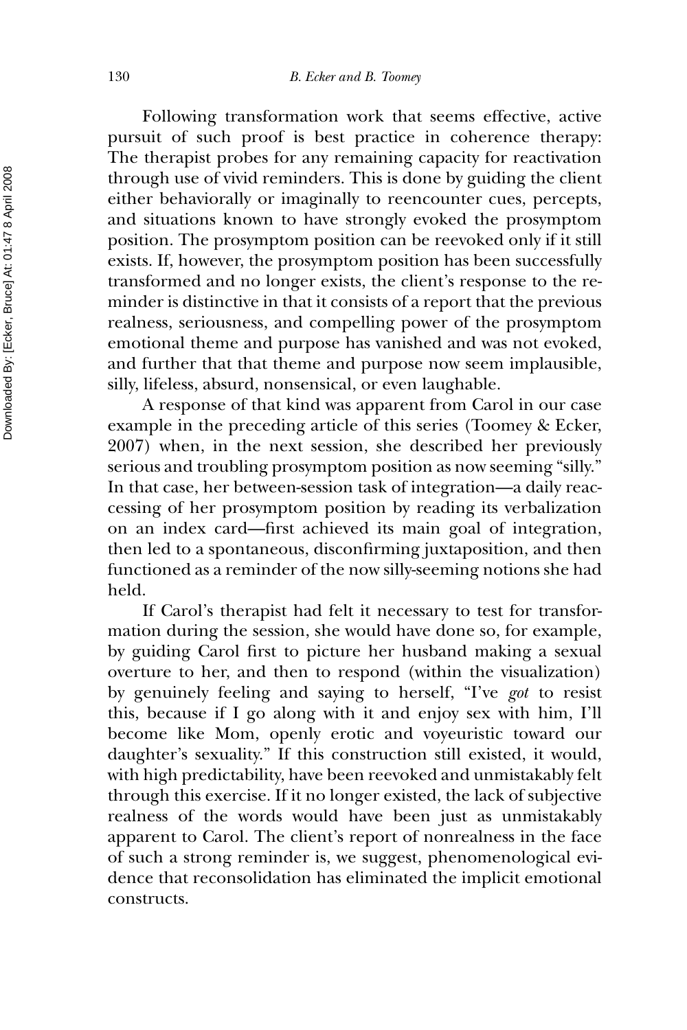Following transformation work that seems effective, active pursuit of such proof is best practice in coherence therapy: The therapist probes for any remaining capacity for reactivation through use of vivid reminders. This is done by guiding the client either behaviorally or imaginally to reencounter cues, percepts, and situations known to have strongly evoked the prosymptom position. The prosymptom position can be reevoked only if it still exists. If, however, the prosymptom position has been successfully transformed and no longer exists, the client's response to the reminder is distinctive in that it consists of a report that the previous realness, seriousness, and compelling power of the prosymptom emotional theme and purpose has vanished and was not evoked, and further that that theme and purpose now seem implausible, silly, lifeless, absurd, nonsensical, or even laughable.

A response of that kind was apparent from Carol in our case example in the preceding article of this series (Toomey & Ecker, 2007) when, in the next session, she described her previously serious and troubling prosymptom position as now seeming "silly." In that case, her between-session task of integration—a daily reaccessing of her prosymptom position by reading its verbalization on an index card—first achieved its main goal of integration, then led to a spontaneous, disconfirming juxtaposition, and then functioned as a reminder of the now silly-seeming notions she had held.

If Carol's therapist had felt it necessary to test for transformation during the session, she would have done so, for example, by guiding Carol first to picture her husband making a sexual overture to her, and then to respond (within the visualization) by genuinely feeling and saying to herself, "I've *got* to resist this, because if I go along with it and enjoy sex with him, I'll become like Mom, openly erotic and voyeuristic toward our daughter's sexuality." If this construction still existed, it would, with high predictability, have been reevoked and unmistakably felt through this exercise. If it no longer existed, the lack of subjective realness of the words would have been just as unmistakably apparent to Carol. The client's report of nonrealness in the face of such a strong reminder is, we suggest, phenomenological evidence that reconsolidation has eliminated the implicit emotional constructs.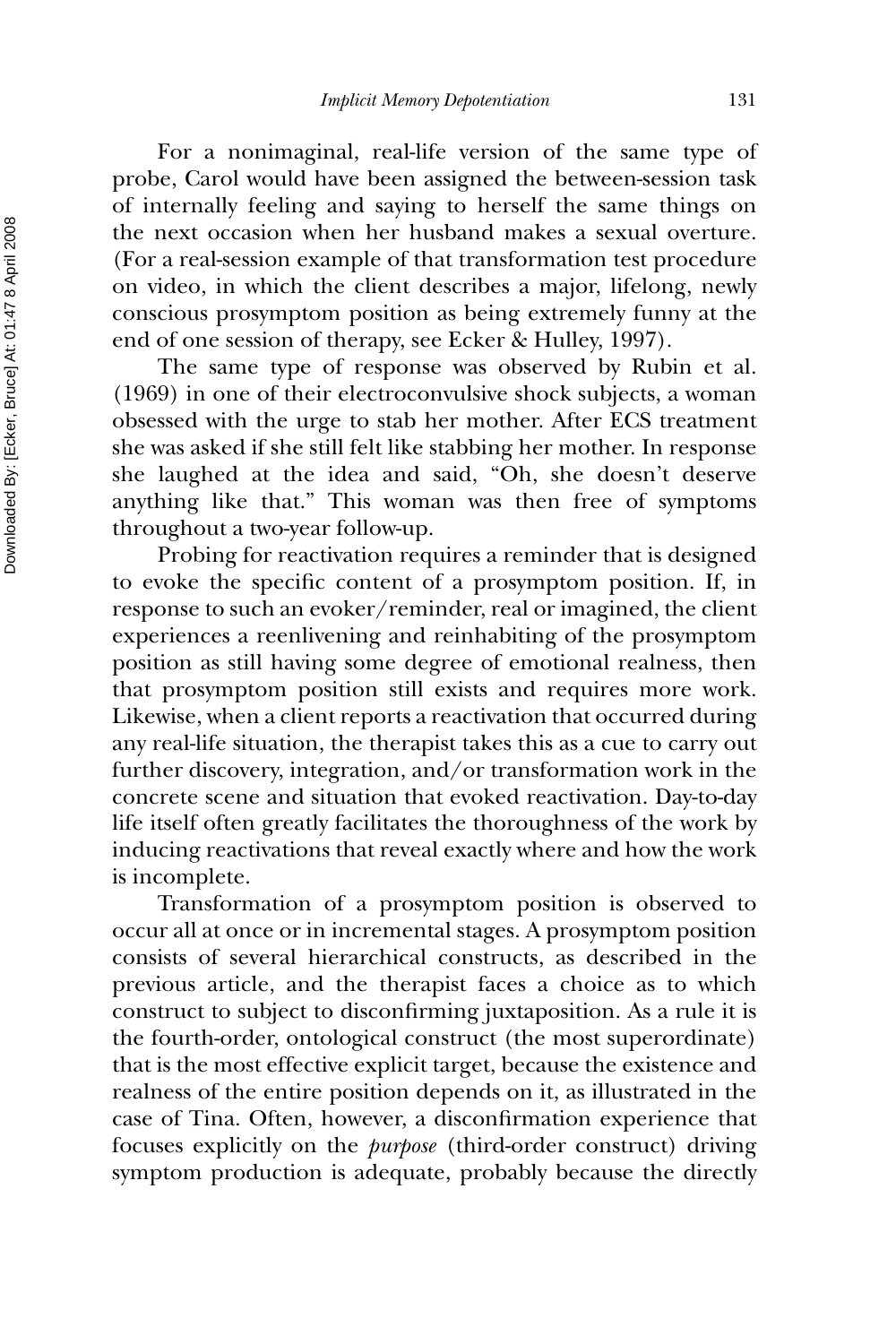For a nonimaginal, real-life version of the same type of probe, Carol would have been assigned the between-session task of internally feeling and saying to herself the same things on the next occasion when her husband makes a sexual overture. (For a real-session example of that transformation test procedure on video, in which the client describes a major, lifelong, newly conscious prosymptom position as being extremely funny at the end of one session of therapy, see Ecker & Hulley, 1997).

The same type of response was observed by Rubin et al. (1969) in one of their electroconvulsive shock subjects, a woman obsessed with the urge to stab her mother. After ECS treatment she was asked if she still felt like stabbing her mother. In response she laughed at the idea and said, "Oh, she doesn't deserve anything like that." This woman was then free of symptoms throughout a two-year follow-up.

Probing for reactivation requires a reminder that is designed to evoke the specific content of a prosymptom position. If, in response to such an evoker/reminder, real or imagined, the client experiences a reenlivening and reinhabiting of the prosymptom position as still having some degree of emotional realness, then that prosymptom position still exists and requires more work. Likewise, when a client reports a reactivation that occurred during any real-life situation, the therapist takes this as a cue to carry out further discovery, integration, and/or transformation work in the concrete scene and situation that evoked reactivation. Day-to-day life itself often greatly facilitates the thoroughness of the work by inducing reactivations that reveal exactly where and how the work is incomplete.

Transformation of a prosymptom position is observed to occur all at once or in incremental stages. A prosymptom position consists of several hierarchical constructs, as described in the previous article, and the therapist faces a choice as to which construct to subject to disconfirming juxtaposition. As a rule it is the fourth-order, ontological construct (the most superordinate) that is the most effective explicit target, because the existence and realness of the entire position depends on it, as illustrated in the case of Tina. Often, however, a disconfirmation experience that focuses explicitly on the *purpose* (third-order construct) driving symptom production is adequate, probably because the directly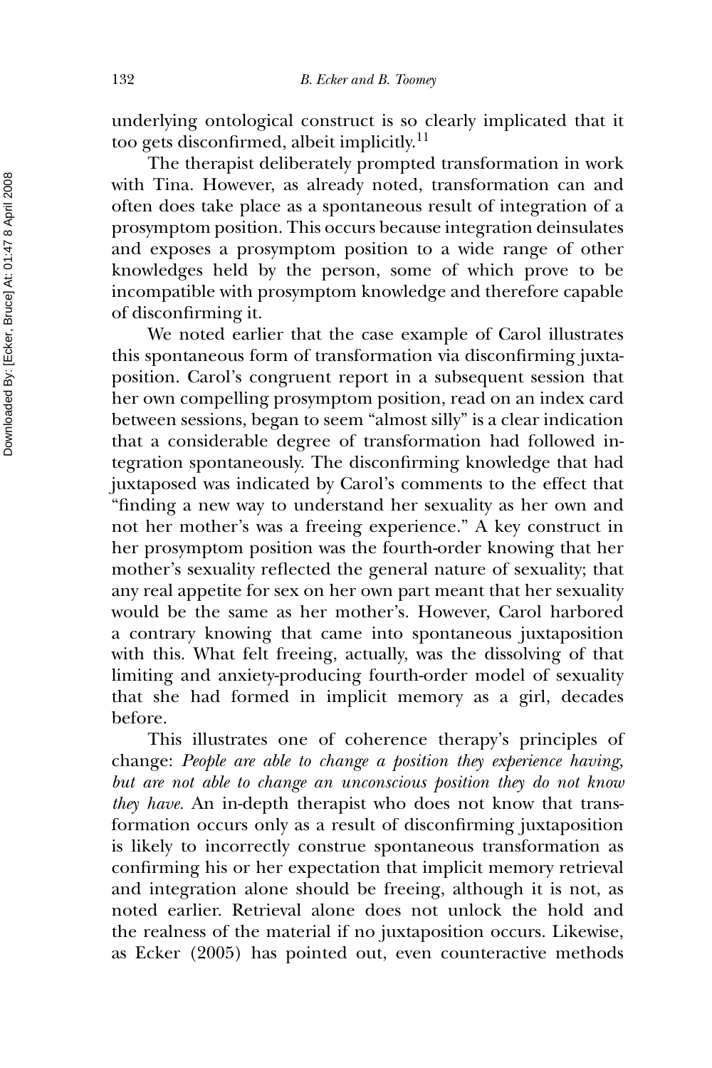underlying ontological construct is so clearly implicated that it too gets disconfirmed, albeit implicitly.[11]

The therapist deliberately prompted transformation in work with Tina. However, as already noted, transformation can and often does take place as a spontaneous result of integration of a prosymptom position. This occurs because integration deinsulates and exposes a prosymptom position to a wide range of other knowledges held by the person, some of which prove to be incompatible with prosymptom knowledge and therefore capable of disconfirming it.

We noted earlier that the case example of Carol illustrates this spontaneous form of transformation via disconfirming juxtaposition. Carol's congruent report in a subsequent session that her own compelling prosymptom position, read on an index card between sessions, began to seem "almost silly" is a clear indication that a considerable degree of transformation had followed integration spontaneously. The disconfirming knowledge that had juxtaposed was indicated by Carol's comments to the effect that "finding a new way to understand her sexuality as her own and not her mother's was a freeing experience." A key construct in her prosymptom position was the fourth-order knowing that her mother's sexuality reflected the general nature of sexuality; that any real appetite for sex on her own part meant that her sexuality would be the same as her mother's. However, Carol harbored a contrary knowing that came into spontaneous juxtaposition with this. What felt freeing, actually, was the dissolving of that limiting and anxiety-producing fourth-order model of sexuality that she had formed in implicit memory as a girl, decades before.

This illustrates one of coherence therapy's principles of change: *People are able to change a position they experience having, but are not able to change an unconscious position they do not know they have*. An in-depth therapist who does not know that transformation occurs only as a result of disconfirming juxtaposition is likely to incorrectly construe spontaneous transformation as confirming his or her expectation that implicit memory retrieval and integration alone should be freeing, although it is not, as noted earlier. Retrieval alone does not unlock the hold and the realness of the material if no juxtaposition occurs. Likewise, as Ecker (2005) has pointed out, even counteractive methods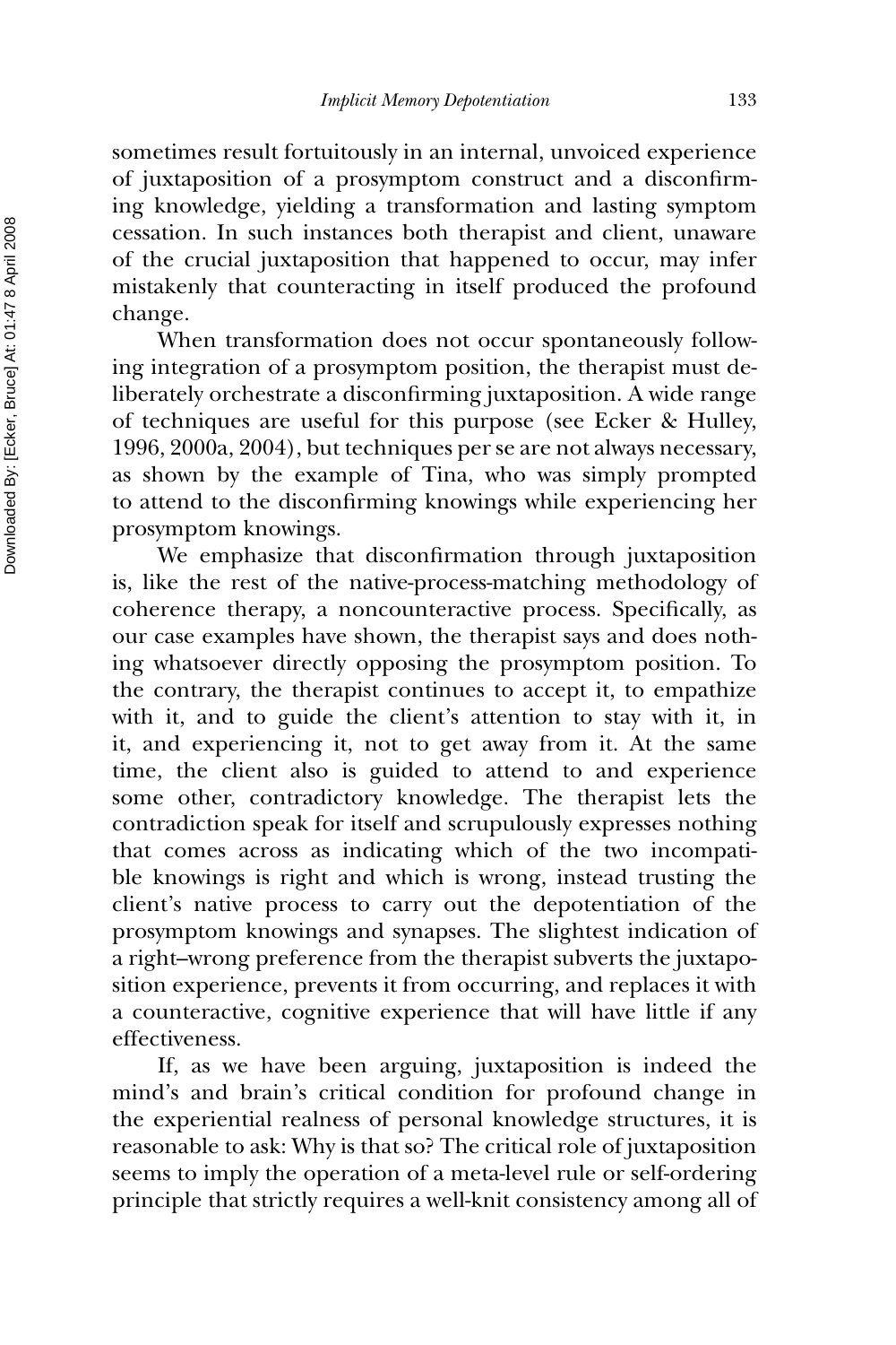sometimes result fortuitously in an internal, unvoiced experience of juxtaposition of a prosymptom construct and a disconfirming knowledge, yielding a transformation and lasting symptom cessation. In such instances both therapist and client, unaware of the crucial juxtaposition that happened to occur, may infer mistakenly that counteracting in itself produced the profound change.

When transformation does not occur spontaneously following integration of a prosymptom position, the therapist must deliberately orchestrate a disconfirming juxtaposition. A wide range of techniques are useful for this purpose (see Ecker & Hulley, 1996, 2000a, 2004), but techniques per se are not always necessary, as shown by the example of Tina, who was simply prompted to attend to the disconfirming knowings while experiencing her prosymptom knowings.

We emphasize that disconfirmation through juxtaposition is, like the rest of the native-process-matching methodology of coherence therapy, a noncounteractive process. Specifically, as our case examples have shown, the therapist says and does nothing whatsoever directly opposing the prosymptom position. To the contrary, the therapist continues to accept it, to empathize with it, and to guide the client's attention to stay with it, in it, and experiencing it, not to get away from it. At the same time, the client also is guided to attend to and experience some other, contradictory knowledge. The therapist lets the contradiction speak for itself and scrupulously expresses nothing that comes across as indicating which of the two incompatible knowings is right and which is wrong, instead trusting the client's native process to carry out the depotentiation of the prosymptom knowings and synapses. The slightest indication of a right–wrong preference from the therapist subverts the juxtaposition experience, prevents it from occurring, and replaces it with a counteractive, cognitive experience that will have little if any effectiveness.

If, as we have been arguing, juxtaposition is indeed the mind's and brain's critical condition for profound change in the experiential realness of personal knowledge structures, it is reasonable to ask: Why is that so? The critical role of juxtaposition seems to imply the operation of a meta-level rule or self-ordering principle that strictly requires a well-knit consistency among all of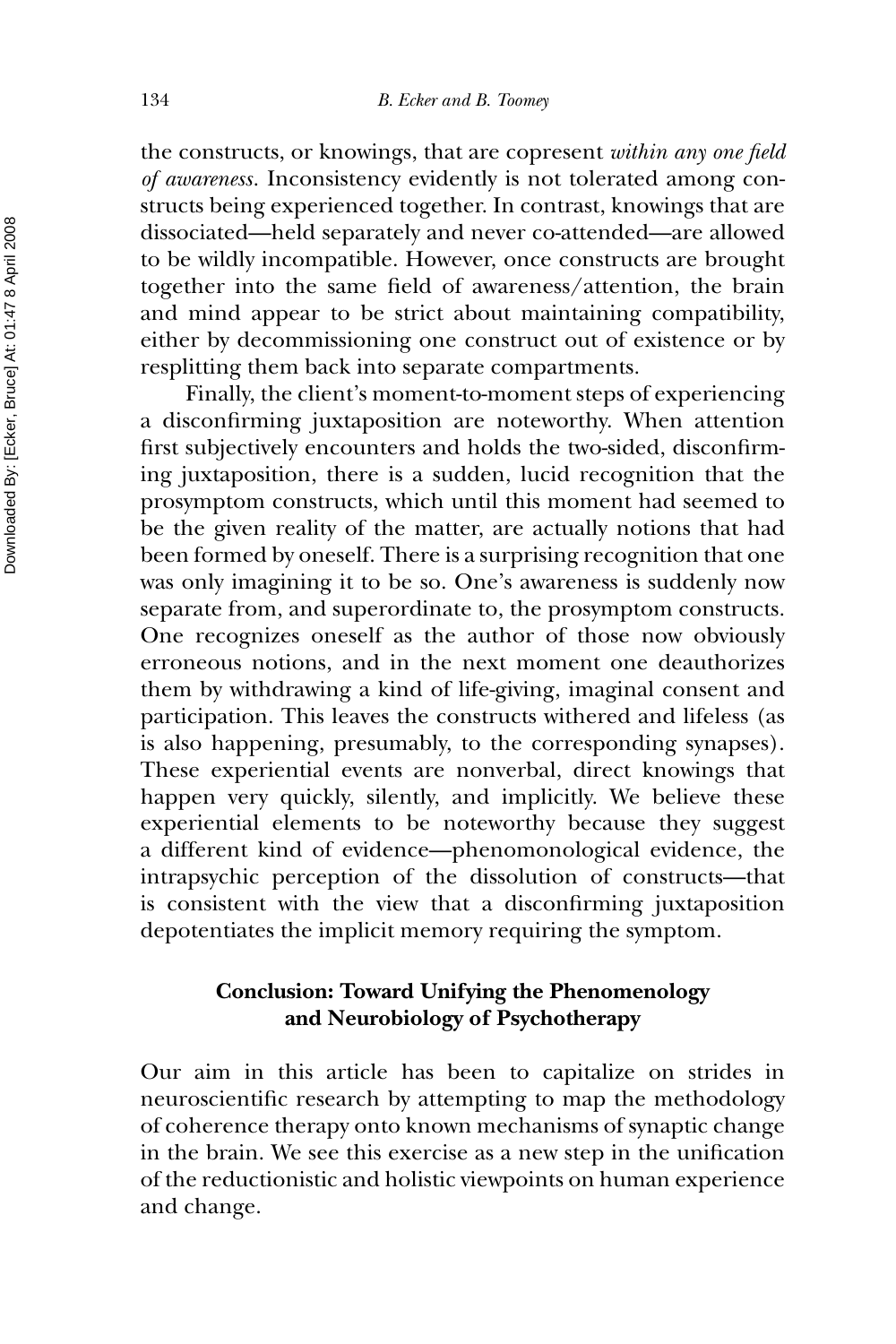the constructs, or knowings, that are copresent *within any one field of awareness*. Inconsistency evidently is not tolerated among constructs being experienced together. In contrast, knowings that are dissociated—held separately and never co-attended—are allowed to be wildly incompatible. However, once constructs are brought together into the same field of awareness/attention, the brain and mind appear to be strict about maintaining compatibility, either by decommissioning one construct out of existence or by resplitting them back into separate compartments.

Finally, the client's moment-to-moment steps of experiencing a disconfirming juxtaposition are noteworthy. When attention first subjectively encounters and holds the two-sided, disconfirming juxtaposition, there is a sudden, lucid recognition that the prosymptom constructs, which until this moment had seemed to be the given reality of the matter, are actually notions that had been formed by oneself. There is a surprising recognition that one was only imagining it to be so. One's awareness is suddenly now separate from, and superordinate to, the prosymptom constructs. One recognizes oneself as the author of those now obviously erroneous notions, and in the next moment one deauthorizes them by withdrawing a kind of life-giving, imaginal consent and participation. This leaves the constructs withered and lifeless (as is also happening, presumably, to the corresponding synapses). These experiential events are nonverbal, direct knowings that happen very quickly, silently, and implicitly. We believe these experiential elements to be noteworthy because they suggest a different kind of evidence—phenomonological evidence, the intrapsychic perception of the dissolution of constructs—that is consistent with the view that a disconfirming juxtaposition depotentiates the implicit memory requiring the symptom.

## Conclusion: Toward Unifying the Phenomenology and Neurobiology of Psychotherapy

Our aim in this article has been to capitalize on strides in neuroscientific research by attempting to map the methodology of coherence therapy onto known mechanisms of synaptic change in the brain. We see this exercise as a new step in the unification of the reductionistic and holistic viewpoints on human experience and change.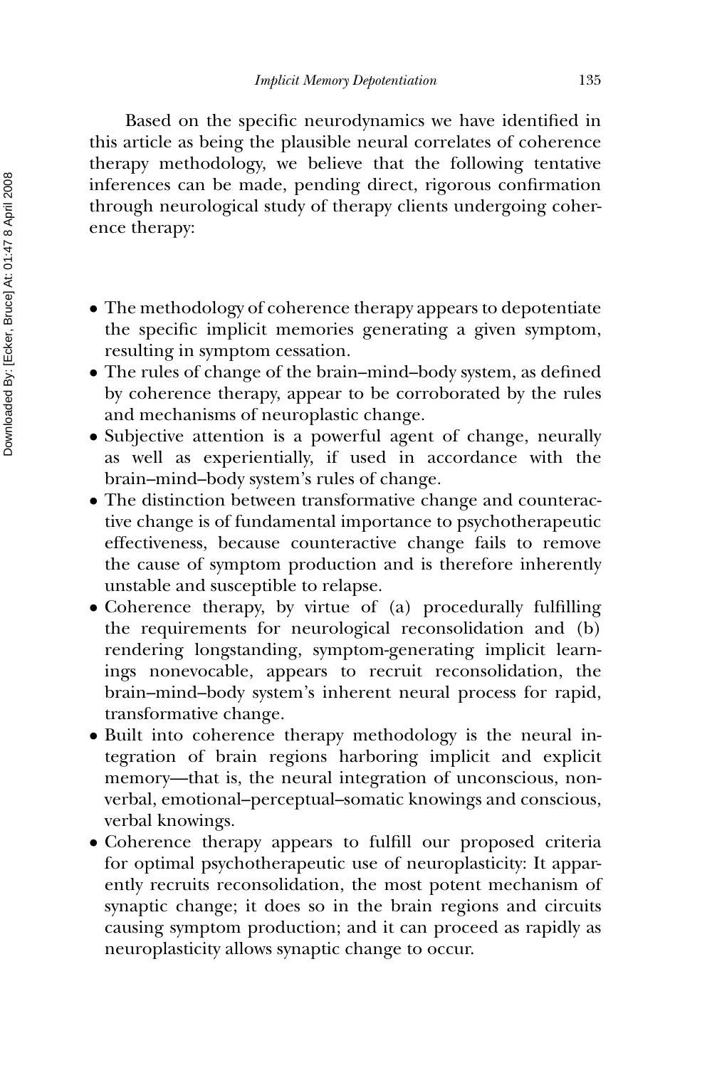Based on the specific neurodynamics we have identified in this article as being the plausible neural correlates of coherence therapy methodology, we believe that the following tentative inferences can be made, pending direct, rigorous confirmation through neurological study of therapy clients undergoing coherence therapy:

- The methodology of coherence therapy appears to depotentiate the specific implicit memories generating a given symptom, resulting in symptom cessation.
- The rules of change of the brain–mind–body system, as defined by coherence therapy, appear to be corroborated by the rules and mechanisms of neuroplastic change.
- Subjective attention is a powerful agent of change, neurally as well as experientially, if used in accordance with the brain–mind–body system's rules of change.
- The distinction between transformative change and counteractive change is of fundamental importance to psychotherapeutic effectiveness, because counteractive change fails to remove the cause of symptom production and is therefore inherently unstable and susceptible to relapse.
- Coherence therapy, by virtue of (a) procedurally fulfilling the requirements for neurological reconsolidation and (b) rendering longstanding, symptom-generating implicit learnings nonevocable, appears to recruit reconsolidation, the brain–mind–body system's inherent neural process for rapid, transformative change.
- Built into coherence therapy methodology is the neural integration of brain regions harboring implicit and explicit memory—that is, the neural integration of unconscious, nonverbal, emotional–perceptual–somatic knowings and conscious, verbal knowings.
- Coherence therapy appears to fulfill our proposed criteria for optimal psychotherapeutic use of neuroplasticity: It apparently recruits reconsolidation, the most potent mechanism of synaptic change; it does so in the brain regions and circuits causing symptom production; and it can proceed as rapidly as neuroplasticity allows synaptic change to occur.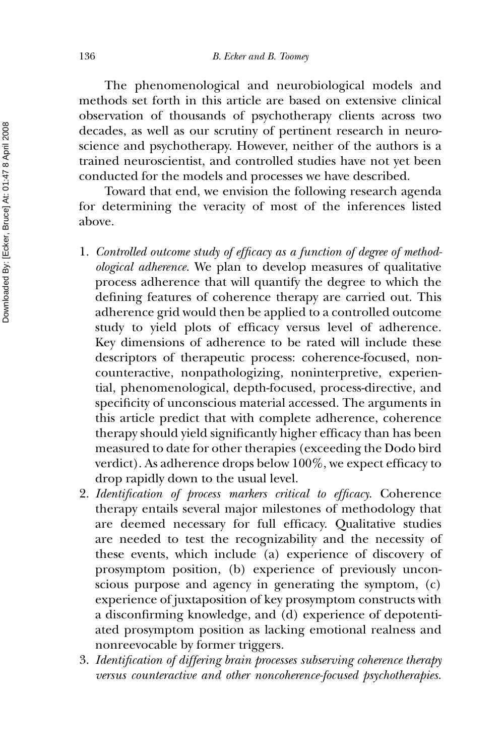The phenomenological and neurobiological models and methods set forth in this article are based on extensive clinical observation of thousands of psychotherapy clients across two decades, as well as our scrutiny of pertinent research in neuroscience and psychotherapy. However, neither of the authors is a trained neuroscientist, and controlled studies have not yet been conducted for the models and processes we have described.

Toward that end, we envision the following research agenda for determining the veracity of most of the inferences listed above.

1. *Controlled outcome study of efficacy as a function of degree of methodological adherence.* We plan to develop measures of qualitative process adherence that will quantify the degree to which the defining features of coherence therapy are carried out. This adherence grid would then be applied to a controlled outcome study to yield plots of efficacy versus level of adherence. Key dimensions of adherence to be rated will include these descriptors of therapeutic process: coherence-focused, noncounteractive, nonpathologizing, noninterpretive, experiential, phenomenological, depth-focused, process-directive, and specificity of unconscious material accessed. The arguments in this article predict that with complete adherence, coherence therapy should yield significantly higher efficacy than has been measured to date for other therapies (exceeding the Dodo bird verdict). As adherence drops below 100%, we expect efficacy to drop rapidly down to the usual level.
2. *Identification of process markers critical to efficacy.* Coherence therapy entails several major milestones of methodology that are deemed necessary for full efficacy. Qualitative studies are needed to test the recognizability and the necessity of these events, which include (a) experience of discovery of prosymptom position, (b) experience of previously unconscious purpose and agency in generating the symptom, (c) experience of juxtaposition of key prosymptom constructs with a disconfirming knowledge, and (d) experience of depotentiated prosymptom position as lacking emotional realness and nonreevocable by former triggers.
3. *Identification of differing brain processes subserving coherence therapy versus counteractive and other noncoherence-focused psychotherapies.*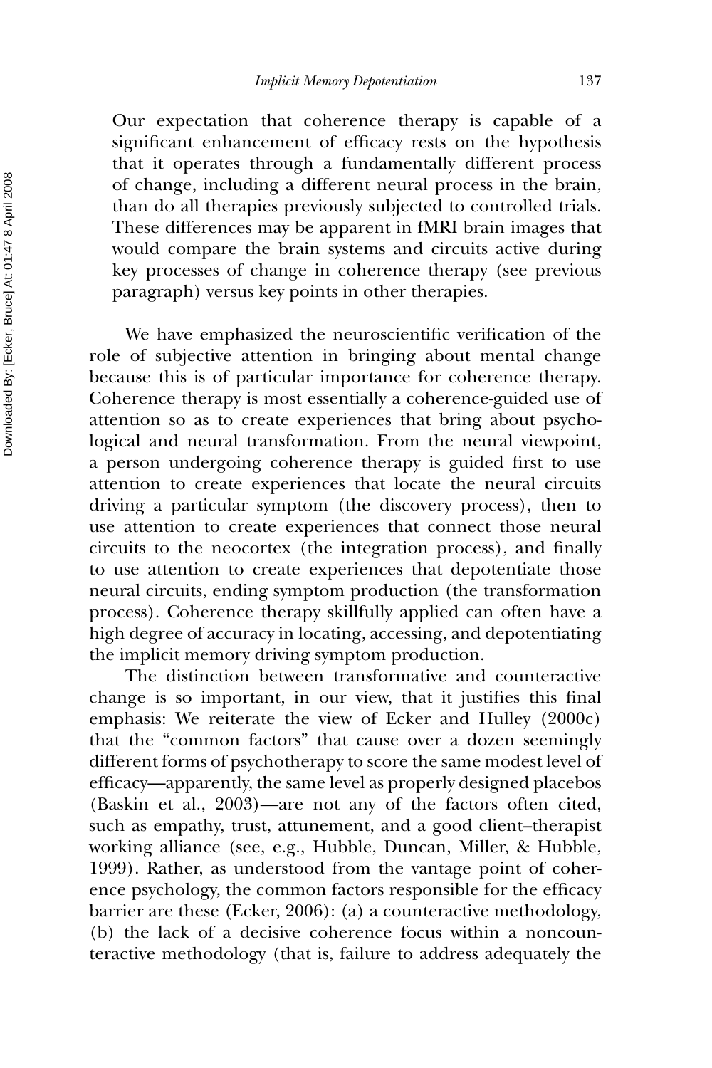Our expectation that coherence therapy is capable of a significant enhancement of efficacy rests on the hypothesis that it operates through a fundamentally different process of change, including a different neural process in the brain, than do all therapies previously subjected to controlled trials. These differences may be apparent in fMRI brain images that would compare the brain systems and circuits active during key processes of change in coherence therapy (see previous paragraph) versus key points in other therapies.

We have emphasized the neuroscientific verification of the role of subjective attention in bringing about mental change because this is of particular importance for coherence therapy. Coherence therapy is most essentially a coherence-guided use of attention so as to create experiences that bring about psychological and neural transformation. From the neural viewpoint, a person undergoing coherence therapy is guided first to use attention to create experiences that locate the neural circuits driving a particular symptom (the discovery process), then to use attention to create experiences that connect those neural circuits to the neocortex (the integration process), and finally to use attention to create experiences that depotentiate those neural circuits, ending symptom production (the transformation process). Coherence therapy skillfully applied can often have a high degree of accuracy in locating, accessing, and depotentiating the implicit memory driving symptom production.

The distinction between transformative and counteractive change is so important, in our view, that it justifies this final emphasis: We reiterate the view of Ecker and Hulley (2000c) that the "common factors" that cause over a dozen seemingly different forms of psychotherapy to score the same modest level of efficacy—apparently, the same level as properly designed placebos (Baskin et al., 2003)—are not any of the factors often cited, such as empathy, trust, attunement, and a good client–therapist working alliance (see, e.g., Hubble, Duncan, Miller, & Hubble, 1999). Rather, as understood from the vantage point of coherence psychology, the common factors responsible for the efficacy barrier are these (Ecker, 2006): (a) a counteractive methodology, (b) the lack of a decisive coherence focus within a noncounteractive methodology (that is, failure to address adequately the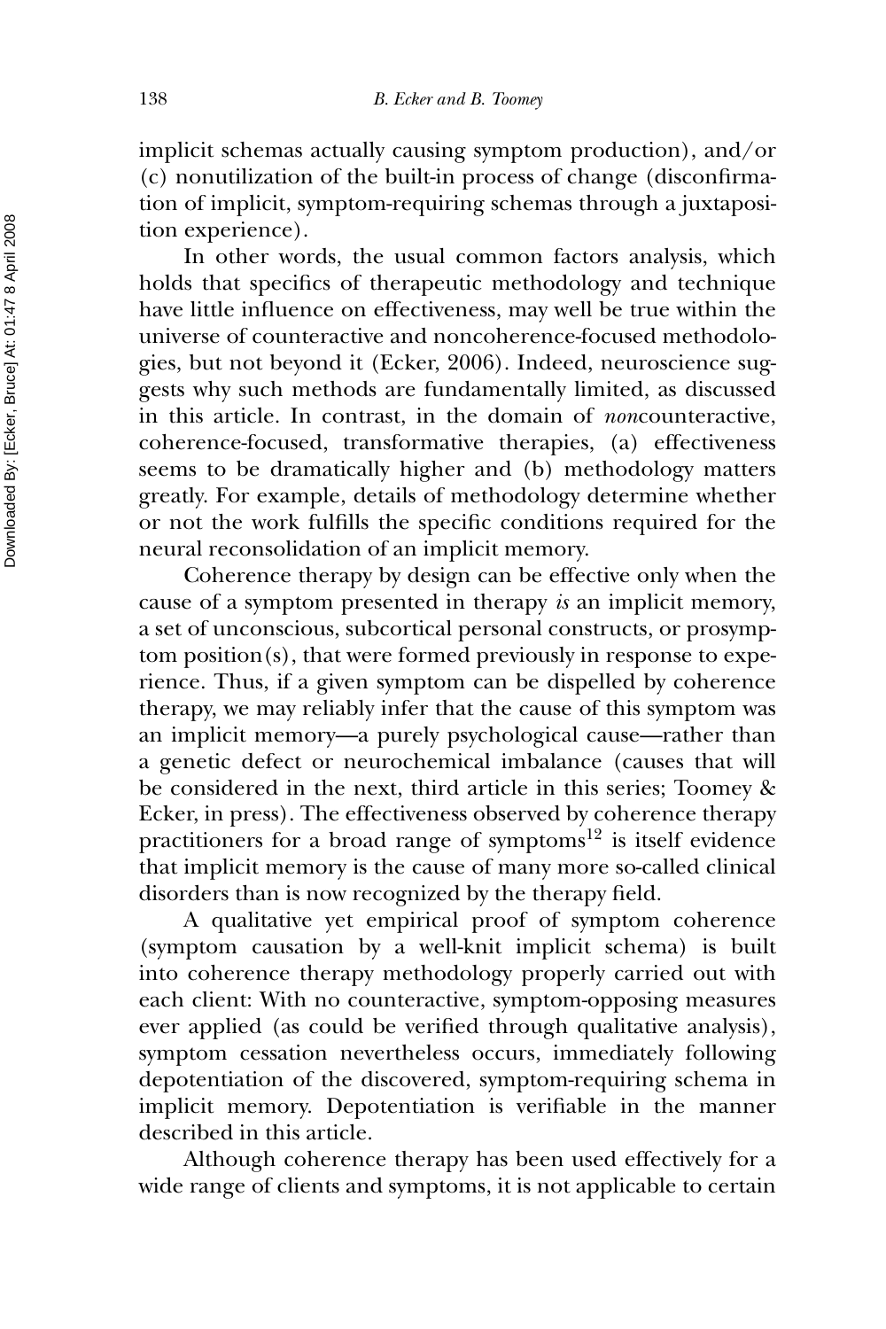implicit schemas actually causing symptom production), and/or (c) nonutilization of the built-in process of change (disconfirmation of implicit, symptom-requiring schemas through a juxtaposition experience).

In other words, the usual common factors analysis, which holds that specifics of therapeutic methodology and technique have little influence on effectiveness, may well be true within the universe of counteractive and noncoherence-focused methodologies, but not beyond it (Ecker, 2006). Indeed, neuroscience suggests why such methods are fundamentally limited, as discussed in this article. In contrast, in the domain of *non*counteractive, coherence-focused, transformative therapies, (a) effectiveness seems to be dramatically higher and (b) methodology matters greatly. For example, details of methodology determine whether or not the work fulfills the specific conditions required for the neural reconsolidation of an implicit memory.

Coherence therapy by design can be effective only when the cause of a symptom presented in therapy *is* an implicit memory, a set of unconscious, subcortical personal constructs, or prosymptom position(s), that were formed previously in response to experience. Thus, if a given symptom can be dispelled by coherence therapy, we may reliably infer that the cause of this symptom was an implicit memory—a purely psychological cause—rather than a genetic defect or neurochemical imbalance (causes that will be considered in the next, third article in this series; Toomey & Ecker, in press). The effectiveness observed by coherence therapy practitioners for a broad range of symptoms[12] is itself evidence that implicit memory is the cause of many more so-called clinical disorders than is now recognized by the therapy field.

A qualitative yet empirical proof of symptom coherence (symptom causation by a well-knit implicit schema) is built into coherence therapy methodology properly carried out with each client: With no counteractive, symptom-opposing measures ever applied (as could be verified through qualitative analysis), symptom cessation nevertheless occurs, immediately following depotentiation of the discovered, symptom-requiring schema in implicit memory. Depotentiation is verifiable in the manner described in this article.

Although coherence therapy has been used effectively for a wide range of clients and symptoms, it is not applicable to certain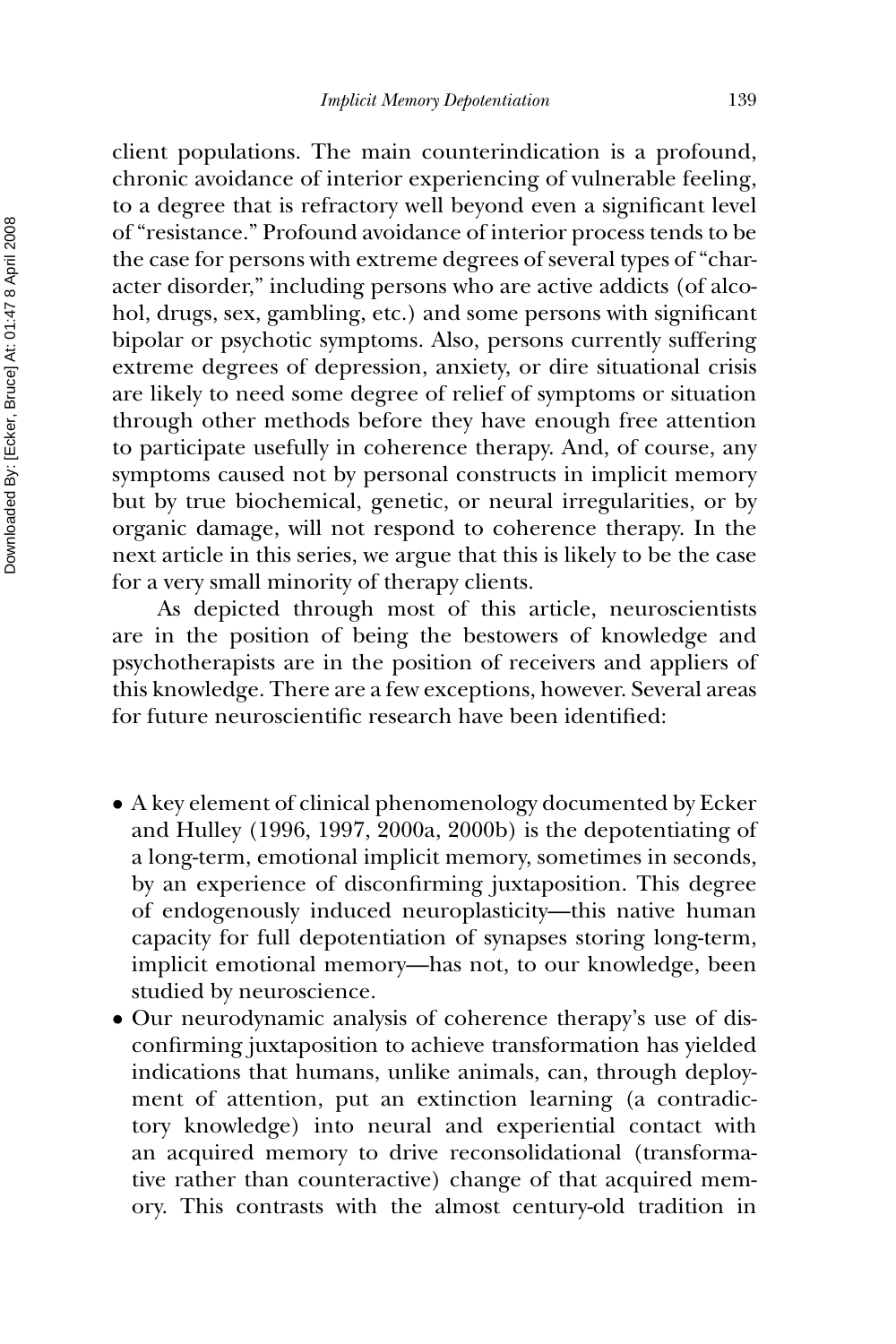client populations. The main counterindication is a profound, chronic avoidance of interior experiencing of vulnerable feeling, to a degree that is refractory well beyond even a significant level of "resistance." Profound avoidance of interior process tends to be the case for persons with extreme degrees of several types of "character disorder," including persons who are active addicts (of alcohol, drugs, sex, gambling, etc.) and some persons with significant bipolar or psychotic symptoms. Also, persons currently suffering extreme degrees of depression, anxiety, or dire situational crisis are likely to need some degree of relief of symptoms or situation through other methods before they have enough free attention to participate usefully in coherence therapy. And, of course, any symptoms caused not by personal constructs in implicit memory but by true biochemical, genetic, or neural irregularities, or by organic damage, will not respond to coherence therapy. In the next article in this series, we argue that this is likely to be the case for a very small minority of therapy clients.

As depicted through most of this article, neuroscientists are in the position of being the bestowers of knowledge and psychotherapists are in the position of receivers and appliers of this knowledge. There are a few exceptions, however. Several areas for future neuroscientific research have been identified:

- A key element of clinical phenomenology documented by Ecker and Hulley (1996, 1997, 2000a, 2000b) is the depotentiating of a long-term, emotional implicit memory, sometimes in seconds, by an experience of disconfirming juxtaposition. This degree of endogenously induced neuroplasticity—this native human capacity for full depotentiation of synapses storing long-term, implicit emotional memory—has not, to our knowledge, been studied by neuroscience.
- Our neurodynamic analysis of coherence therapy's use of disconfirming juxtaposition to achieve transformation has yielded indications that humans, unlike animals, can, through deployment of attention, put an extinction learning (a contradictory knowledge) into neural and experiential contact with an acquired memory to drive reconsolidational (transformative rather than counteractive) change of that acquired memory. This contrasts with the almost century-old tradition in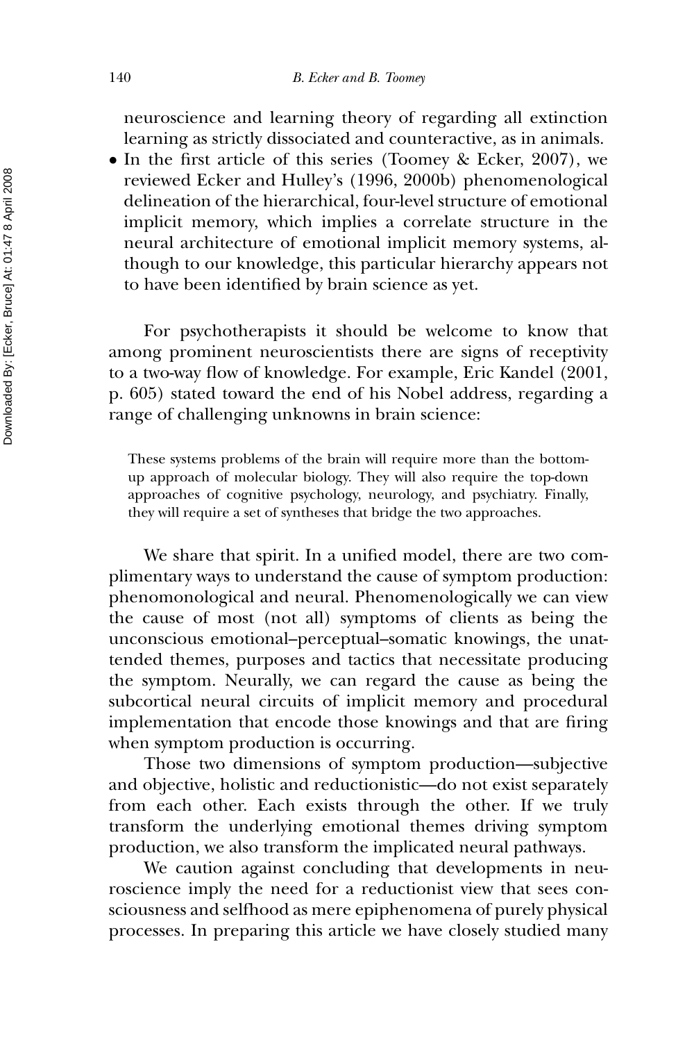neuroscience and learning theory of regarding all extinction learning as strictly dissociated and counteractive, as in animals.

- In the first article of this series (Toomey & Ecker, 2007), we reviewed Ecker and Hulley's (1996, 2000b) phenomenological delineation of the hierarchical, four-level structure of emotional implicit memory, which implies a correlate structure in the neural architecture of emotional implicit memory systems, although to our knowledge, this particular hierarchy appears not to have been identified by brain science as yet.

For psychotherapists it should be welcome to know that among prominent neuroscientists there are signs of receptivity to a two-way flow of knowledge. For example, Eric Kandel (2001, p. 605) stated toward the end of his Nobel address, regarding a range of challenging unknowns in brain science:

> These systems problems of the brain will require more than the bottom-up approach of molecular biology. They will also require the top-down approaches of cognitive psychology, neurology, and psychiatry. Finally, they will require a set of syntheses that bridge the two approaches.

We share that spirit. In a unified model, there are two complimentary ways to understand the cause of symptom production: phenomonological and neural. Phenomenologically we can view the cause of most (not all) symptoms of clients as being the unconscious emotional–perceptual–somatic knowings, the unattended themes, purposes and tactics that necessitate producing the symptom. Neurally, we can regard the cause as being the subcortical neural circuits of implicit memory and procedural implementation that encode those knowings and that are firing when symptom production is occurring.

Those two dimensions of symptom production—subjective and objective, holistic and reductionistic—do not exist separately from each other. Each exists through the other. If we truly transform the underlying emotional themes driving symptom production, we also transform the implicated neural pathways.

We caution against concluding that developments in neuroscience imply the need for a reductionist view that sees consciousness and selfhood as mere epiphenomena of purely physical processes. In preparing this article we have closely studied many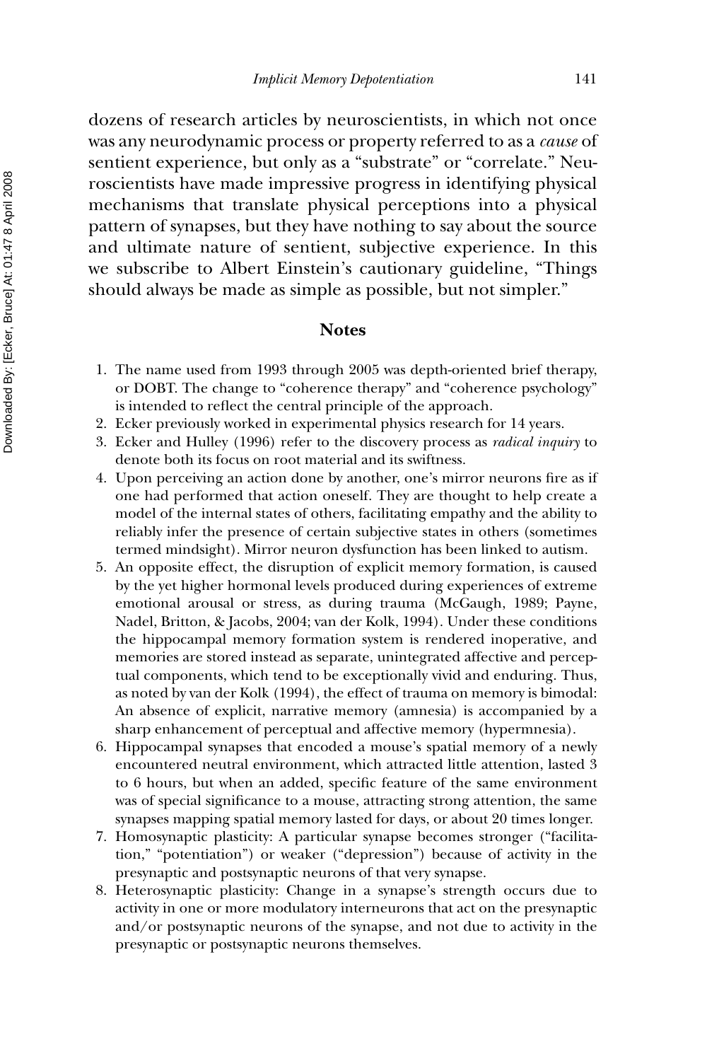dozens of research articles by neuroscientists, in which not once was any neurodynamic process or property referred to as a *cause* of sentient experience, but only as a "substrate" or "correlate." Neuroscientists have made impressive progress in identifying physical mechanisms that translate physical perceptions into a physical pattern of synapses, but they have nothing to say about the source and ultimate nature of sentient, subjective experience. In this we subscribe to Albert Einstein's cautionary guideline, "Things should always be made as simple as possible, but not simpler."

## Notes

1. The name used from 1993 through 2005 was depth-oriented brief therapy, or DOBT. The change to "coherence therapy" and "coherence psychology" is intended to reflect the central principle of the approach.
2. Ecker previously worked in experimental physics research for 14 years.
3. Ecker and Hulley (1996) refer to the discovery process as *radical inquiry* to denote both its focus on root material and its swiftness.
4. Upon perceiving an action done by another, one's mirror neurons fire as if one had performed that action oneself. They are thought to help create a model of the internal states of others, facilitating empathy and the ability to reliably infer the presence of certain subjective states in others (sometimes termed mindsight). Mirror neuron dysfunction has been linked to autism.
5. An opposite effect, the disruption of explicit memory formation, is caused by the yet higher hormonal levels produced during experiences of extreme emotional arousal or stress, as during trauma (McGaugh, 1989; Payne, Nadel, Britton, & Jacobs, 2004; van der Kolk, 1994). Under these conditions the hippocampal memory formation system is rendered inoperative, and memories are stored instead as separate, unintegrated affective and perceptual components, which tend to be exceptionally vivid and enduring. Thus, as noted by van der Kolk (1994), the effect of trauma on memory is bimodal: An absence of explicit, narrative memory (amnesia) is accompanied by a sharp enhancement of perceptual and affective memory (hypermnesia).
6. Hippocampal synapses that encoded a mouse's spatial memory of a newly encountered neutral environment, which attracted little attention, lasted 3 to 6 hours, but when an added, specific feature of the same environment was of special significance to a mouse, attracting strong attention, the same synapses mapping spatial memory lasted for days, or about 20 times longer.
7. Homosynaptic plasticity: A particular synapse becomes stronger ("facilitation," "potentiation") or weaker ("depression") because of activity in the presynaptic and postsynaptic neurons of that very synapse.
8. Heterosynaptic plasticity: Change in a synapse's strength occurs due to activity in one or more modulatory interneurons that act on the presynaptic and/or postsynaptic neurons of the synapse, and not due to activity in the presynaptic or postsynaptic neurons themselves.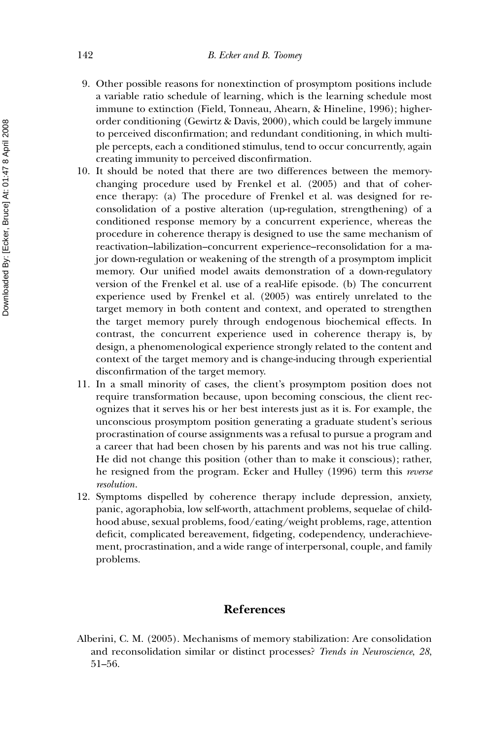9. Other possible reasons for nonextinction of prosymptom positions include a variable ratio schedule of learning, which is the learning schedule most immune to extinction (Field, Tonneau, Ahearn, & Hineline, 1996); higher-order conditioning (Gewirtz & Davis, 2000), which could be largely immune to perceived disconfirmation; and redundant conditioning, in which multiple percepts, each a conditioned stimulus, tend to occur concurrently, again creating immunity to perceived disconfirmation.
10. It should be noted that there are two differences between the memory-changing procedure used by Frenkel et al. (2005) and that of coherence therapy: (a) The procedure of Frenkel et al. was designed for reconsolidation of a postive alteration (up-regulation, strengthening) of a conditioned response memory by a concurrent experience, whereas the procedure in coherence therapy is designed to use the same mechanism of reactivation–labilization–concurrent experience–reconsolidation for a major down-regulation or weakening of the strength of a prosymptom implicit memory. Our unified model awaits demonstration of a down-regulatory version of the Frenkel et al. use of a real-life episode. (b) The concurrent experience used by Frenkel et al. (2005) was entirely unrelated to the target memory in both content and context, and operated to strengthen the target memory purely through endogenous biochemical effects. In contrast, the concurrent experience used in coherence therapy is, by design, a phenomenological experience strongly related to the content and context of the target memory and is change-inducing through experiential disconfirmation of the target memory.
11. In a small minority of cases, the client's prosymptom position does not require transformation because, upon becoming conscious, the client recognizes that it serves his or her best interests just as it is. For example, the unconscious prosymptom position generating a graduate student's serious procrastination of course assignments was a refusal to pursue a program and a career that had been chosen by his parents and was not his true calling. He did not change this position (other than to make it conscious); rather, he resigned from the program. Ecker and Hulley (1996) term this *reverse resolution*.
12. Symptoms dispelled by coherence therapy include depression, anxiety, panic, agoraphobia, low self-worth, attachment problems, sequelae of childhood abuse, sexual problems, food/eating/weight problems, rage, attention deficit, complicated bereavement, fidgeting, codependency, underachievement, procrastination, and a wide range of interpersonal, couple, and family problems.

## References

Alberini, C. M. (2005). Mechanisms of memory stabilization: Are consolidation and reconsolidation similar or distinct processes? *Trends in Neuroscience, 28*, 51–56.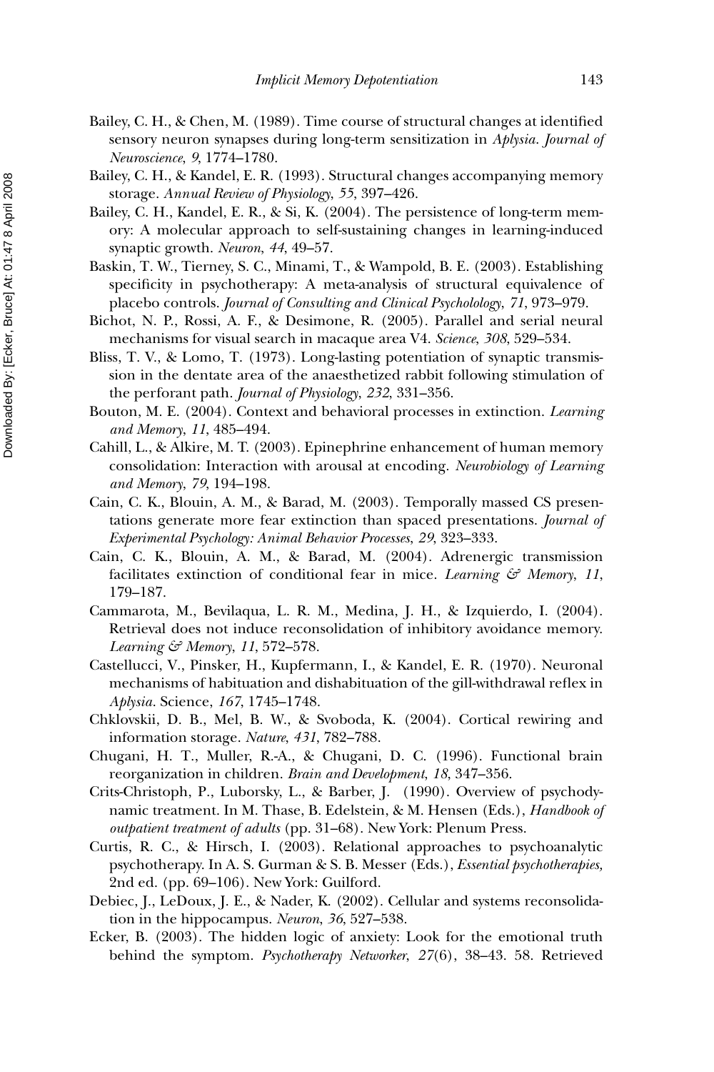Bailey, C. H., & Chen, M. (1989). Time course of structural changes at identified sensory neuron synapses during long-term sensitization in *Aplysia*. *Journal of Neuroscience*, *9*, 1774–1780.

Bailey, C. H., & Kandel, E. R. (1993). Structural changes accompanying memory storage. *Annual Review of Physiology*, *55*, 397–426.

Bailey, C. H., Kandel, E. R., & Si, K. (2004). The persistence of long-term memory: A molecular approach to self-sustaining changes in learning-induced synaptic growth. *Neuron*, *44*, 49–57.

Baskin, T. W., Tierney, S. C., Minami, T., & Wampold, B. E. (2003). Establishing specificity in psychotherapy: A meta-analysis of structural equivalence of placebo controls. *Journal of Consulting and Clinical Psycholology*, *71*, 973–979.

Bichot, N. P., Rossi, A. F., & Desimone, R. (2005). Parallel and serial neural mechanisms for visual search in macaque area V4. *Science*, *308*, 529–534.

Bliss, T. V., & Lomo, T. (1973). Long-lasting potentiation of synaptic transmission in the dentate area of the anaesthetized rabbit following stimulation of the perforant path. *Journal of Physiology*, *232*, 331–356.

Bouton, M. E. (2004). Context and behavioral processes in extinction. *Learning and Memory*, *11*, 485–494.

Cahill, L., & Alkire, M. T. (2003). Epinephrine enhancement of human memory consolidation: Interaction with arousal at encoding. *Neurobiology of Learning and Memory*, *79*, 194–198.

Cain, C. K., Blouin, A. M., & Barad, M. (2003). Temporally massed CS presentations generate more fear extinction than spaced presentations. *Journal of Experimental Psychology: Animal Behavior Processes*, *29*, 323–333.

Cain, C. K., Blouin, A. M., & Barad, M. (2004). Adrenergic transmission facilitates extinction of conditional fear in mice. *Learning & Memory*, *11*, 179–187.

Cammarota, M., Bevilaqua, L. R. M., Medina, J. H., & Izquierdo, I. (2004). Retrieval does not induce reconsolidation of inhibitory avoidance memory. *Learning & Memory*, *11*, 572–578.

Castellucci, V., Pinsker, H., Kupfermann, I., & Kandel, E. R. (1970). Neuronal mechanisms of habituation and dishabituation of the gill-withdrawal reflex in *Aplysia*. Science, *167*, 1745–1748.

Chklovskii, D. B., Mel, B. W., & Svoboda, K. (2004). Cortical rewiring and information storage. *Nature*, *431*, 782–788.

Chugani, H. T., Muller, R.-A., & Chugani, D. C. (1996). Functional brain reorganization in children. *Brain and Development*, *18*, 347–356.

Crits-Christoph, P., Luborsky, L., & Barber, J. (1990). Overview of psychodynamic treatment. In M. Thase, B. Edelstein, & M. Hensen (Eds.), *Handbook of outpatient treatment of adults* (pp. 31–68). New York: Plenum Press.

Curtis, R. C., & Hirsch, I. (2003). Relational approaches to psychoanalytic psychotherapy. In A. S. Gurman & S. B. Messer (Eds.), *Essential psychotherapies,* 2nd ed. (pp. 69–106). New York: Guilford.

Debiec, J., LeDoux, J. E., & Nader, K. (2002). Cellular and systems reconsolidation in the hippocampus. *Neuron*, *36*, 527–538.

Ecker, B. (2003). The hidden logic of anxiety: Look for the emotional truth behind the symptom. *Psychotherapy Networker*, *27*(6), 38–43. 58. Retrieved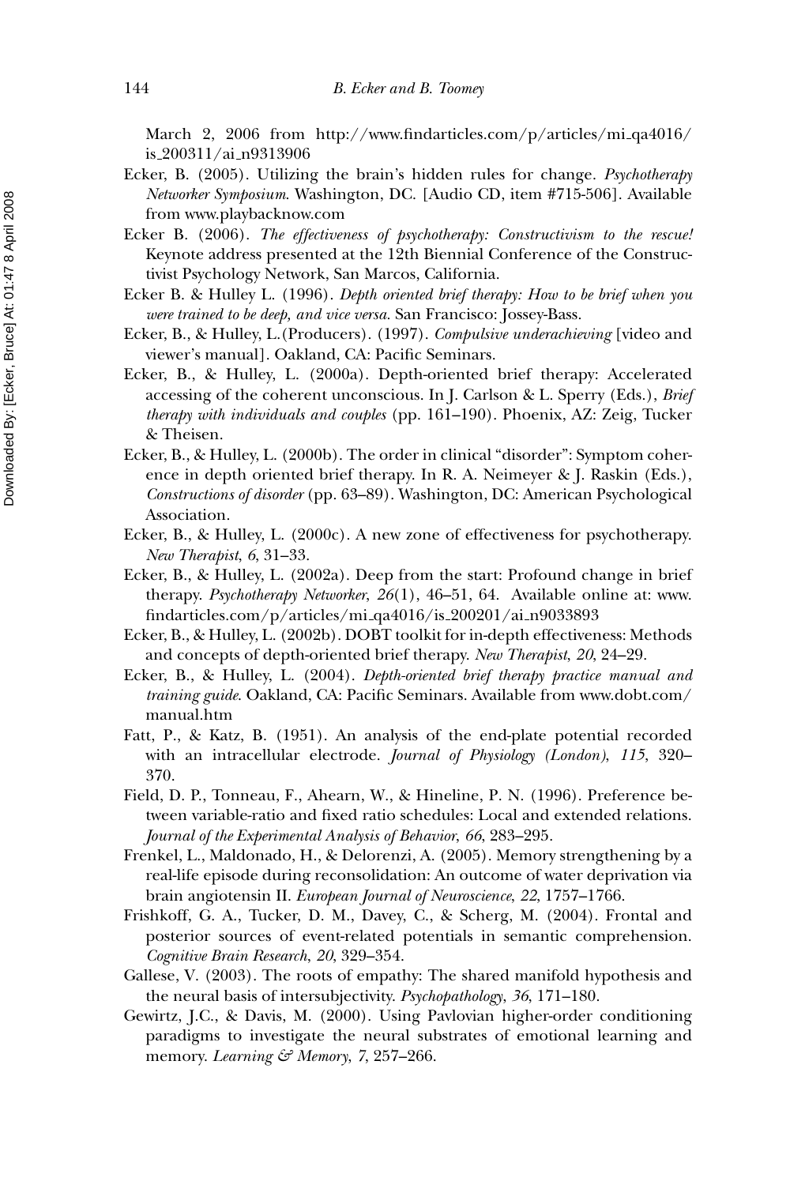March 2, 2006 from http://www.findarticles.com/p/articles/mi_qa4016/is_200311/ai_n9313906

Ecker, B. (2005). Utilizing the brain's hidden rules for change. *Psychotherapy Networker Symposium*. Washington, DC. [Audio CD, item #715-506]. Available from www.playbacknow.com

Ecker B. (2006). *The effectiveness of psychotherapy: Constructivism to the rescue!* Keynote address presented at the 12th Biennial Conference of the Constructivist Psychology Network, San Marcos, California.

Ecker B. & Hulley L. (1996). *Depth oriented brief therapy: How to be brief when you were trained to be deep, and vice versa*. San Francisco: Jossey-Bass.

Ecker, B., & Hulley, L.(Producers). (1997). *Compulsive underachieving* [video and viewer's manual]. Oakland, CA: Pacific Seminars.

Ecker, B., & Hulley, L. (2000a). Depth-oriented brief therapy: Accelerated accessing of the coherent unconscious. In J. Carlson & L. Sperry (Eds.), *Brief therapy with individuals and couples* (pp. 161–190). Phoenix, AZ: Zeig, Tucker & Theisen.

Ecker, B., & Hulley, L. (2000b). The order in clinical "disorder": Symptom coherence in depth oriented brief therapy. In R. A. Neimeyer & J. Raskin (Eds.), *Constructions of disorder* (pp. 63–89). Washington, DC: American Psychological Association.

Ecker, B., & Hulley, L. (2000c). A new zone of effectiveness for psychotherapy. *New Therapist*, *6*, 31–33.

Ecker, B., & Hulley, L. (2002a). Deep from the start: Profound change in brief therapy. *Psychotherapy Networker*, *26*(1), 46–51, 64. Available online at: www.findarticles.com/p/articles/mi_qa4016/is_200201/ai_n9033893

Ecker, B., & Hulley, L. (2002b). DOBT toolkit for in-depth effectiveness: Methods and concepts of depth-oriented brief therapy. *New Therapist*, *20*, 24–29.

Ecker, B., & Hulley, L. (2004). *Depth-oriented brief therapy practice manual and training guide*. Oakland, CA: Pacific Seminars. Available from www.dobt.com/manual.htm

Fatt, P., & Katz, B. (1951). An analysis of the end-plate potential recorded with an intracellular electrode. *Journal of Physiology (London)*, *115*, 320–370.

Field, D. P., Tonneau, F., Ahearn, W., & Hineline, P. N. (1996). Preference between variable-ratio and fixed ratio schedules: Local and extended relations. *Journal of the Experimental Analysis of Behavior*, *66*, 283–295.

Frenkel, L., Maldonado, H., & Delorenzi, A. (2005). Memory strengthening by a real-life episode during reconsolidation: An outcome of water deprivation via brain angiotensin II. *European Journal of Neuroscience*, *22*, 1757–1766.

Frishkoff, G. A., Tucker, D. M., Davey, C., & Scherg, M. (2004). Frontal and posterior sources of event-related potentials in semantic comprehension. *Cognitive Brain Research*, *20*, 329–354.

Gallese, V. (2003). The roots of empathy: The shared manifold hypothesis and the neural basis of intersubjectivity. *Psychopathology*, *36*, 171–180.

Gewirtz, J.C., & Davis, M. (2000). Using Pavlovian higher-order conditioning paradigms to investigate the neural substrates of emotional learning and memory. *Learning & Memory*, *7*, 257–266.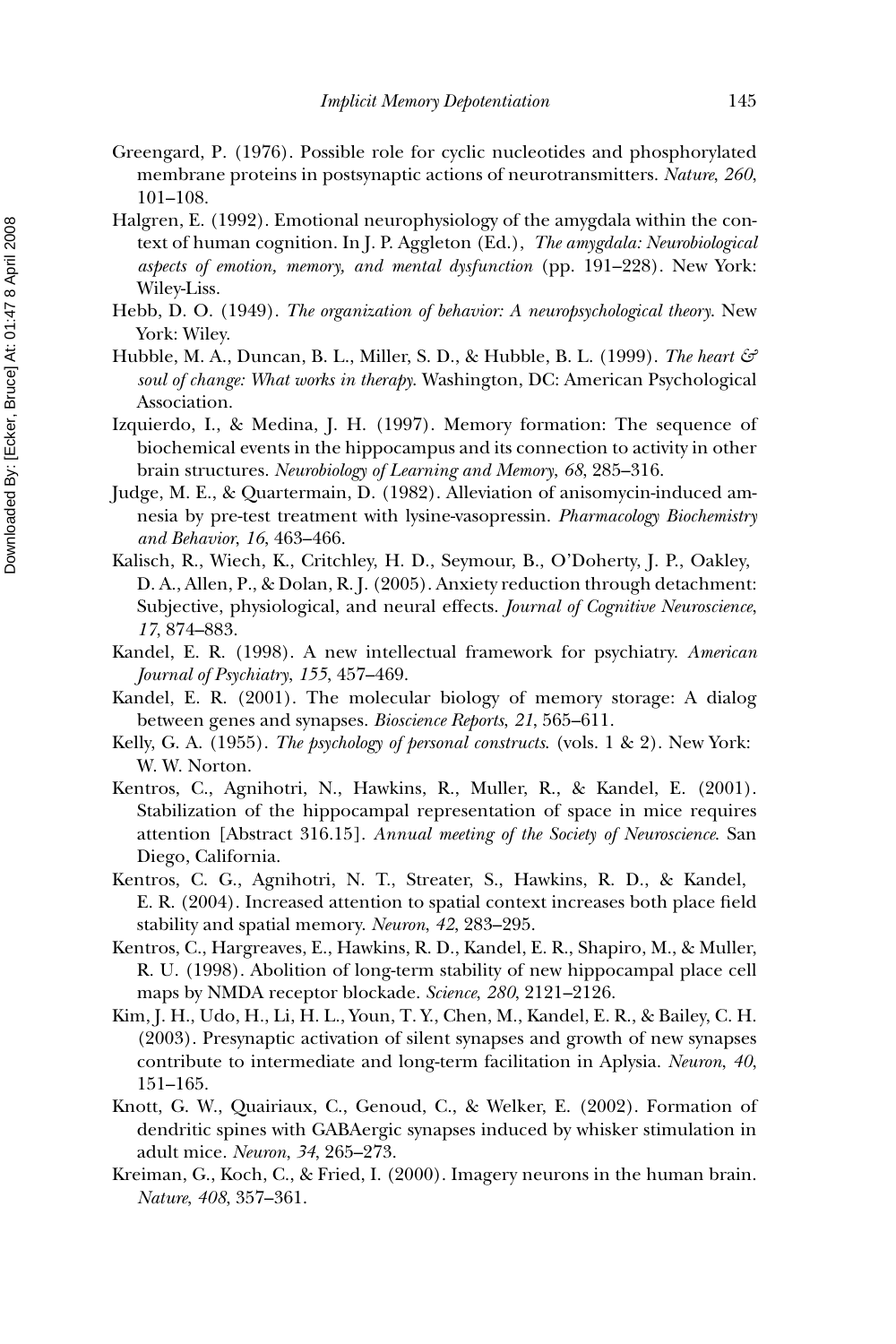Greengard, P. (1976). Possible role for cyclic nucleotides and phosphorylated membrane proteins in postsynaptic actions of neurotransmitters. *Nature*, *260*, 101–108.

Halgren, E. (1992). Emotional neurophysiology of the amygdala within the context of human cognition. In J. P. Aggleton (Ed.), *The amygdala: Neurobiological aspects of emotion, memory, and mental dysfunction* (pp. 191–228). New York: Wiley-Liss.

Hebb, D. O. (1949). *The organization of behavior: A neuropsychological theory*. New York: Wiley.

Hubble, M. A., Duncan, B. L., Miller, S. D., & Hubble, B. L. (1999). *The heart & soul of change: What works in therapy*. Washington, DC: American Psychological Association.

Izquierdo, I., & Medina, J. H. (1997). Memory formation: The sequence of biochemical events in the hippocampus and its connection to activity in other brain structures. *Neurobiology of Learning and Memory*, *68*, 285–316.

Judge, M. E., & Quartermain, D. (1982). Alleviation of anisomycin-induced amnesia by pre-test treatment with lysine-vasopressin. *Pharmacology Biochemistry and Behavior*, *16*, 463–466.

Kalisch, R., Wiech, K., Critchley, H. D., Seymour, B., O'Doherty, J. P., Oakley, D. A., Allen, P., & Dolan, R. J. (2005). Anxiety reduction through detachment: Subjective, physiological, and neural effects. *Journal of Cognitive Neuroscience*, *17*, 874–883.

Kandel, E. R. (1998). A new intellectual framework for psychiatry. *American Journal of Psychiatry*, *155*, 457–469.

Kandel, E. R. (2001). The molecular biology of memory storage: A dialog between genes and synapses. *Bioscience Reports*, *21*, 565–611.

Kelly, G. A. (1955). *The psychology of personal constructs*. (vols. 1 & 2). New York: W. W. Norton.

Kentros, C., Agnihotri, N., Hawkins, R., Muller, R., & Kandel, E. (2001). Stabilization of the hippocampal representation of space in mice requires attention [Abstract 316.15]. *Annual meeting of the Society of Neuroscience*. San Diego, California.

Kentros, C. G., Agnihotri, N. T., Streater, S., Hawkins, R. D., & Kandel, E. R. (2004). Increased attention to spatial context increases both place field stability and spatial memory. *Neuron*, *42*, 283–295.

Kentros, C., Hargreaves, E., Hawkins, R. D., Kandel, E. R., Shapiro, M., & Muller, R. U. (1998). Abolition of long-term stability of new hippocampal place cell maps by NMDA receptor blockade. *Science*, *280*, 2121–2126.

Kim, J. H., Udo, H., Li, H. L., Youn, T. Y., Chen, M., Kandel, E. R., & Bailey, C. H. (2003). Presynaptic activation of silent synapses and growth of new synapses contribute to intermediate and long-term facilitation in Aplysia. *Neuron*, *40*, 151–165.

Knott, G. W., Quairiaux, C., Genoud, C., & Welker, E. (2002). Formation of dendritic spines with GABAergic synapses induced by whisker stimulation in adult mice. *Neuron*, *34*, 265–273.

Kreiman, G., Koch, C., & Fried, I. (2000). Imagery neurons in the human brain. *Nature*, *408*, 357–361.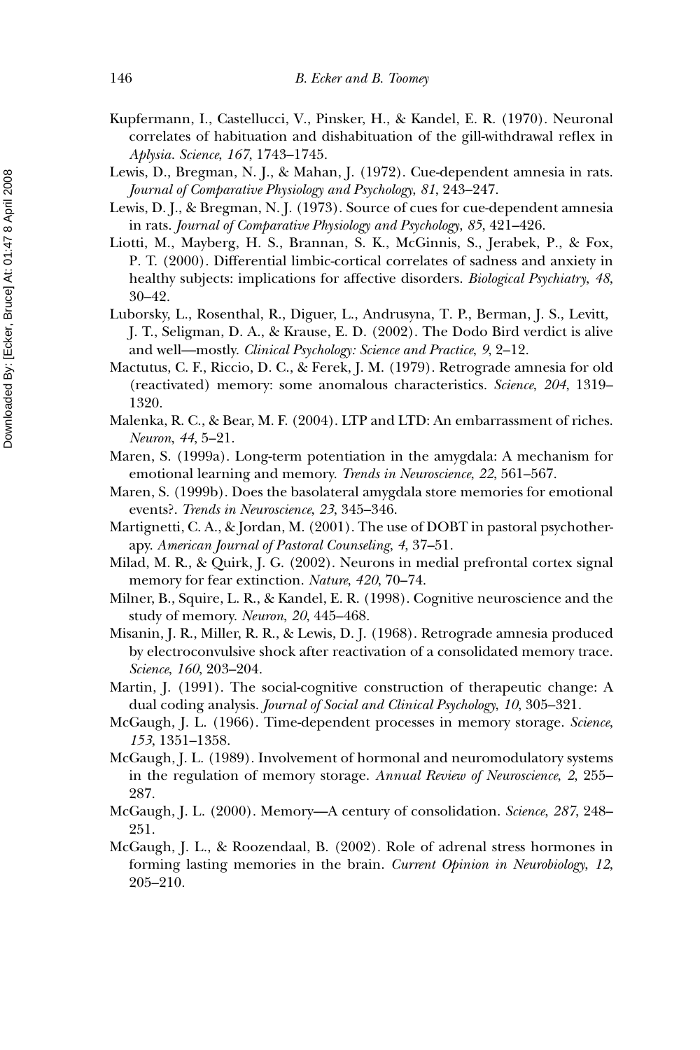Kupfermann, I., Castellucci, V., Pinsker, H., & Kandel, E. R. (1970). Neuronal correlates of habituation and dishabituation of the gill-withdrawal reflex in *Aplysia*. *Science*, *167*, 1743–1745.

Lewis, D., Bregman, N. J., & Mahan, J. (1972). Cue-dependent amnesia in rats. *Journal of Comparative Physiology and Psychology*, *81*, 243–247.

Lewis, D. J., & Bregman, N. J. (1973). Source of cues for cue-dependent amnesia in rats. *Journal of Comparative Physiology and Psychology*, *85*, 421–426.

Liotti, M., Mayberg, H. S., Brannan, S. K., McGinnis, S., Jerabek, P., & Fox, P. T. (2000). Differential limbic-cortical correlates of sadness and anxiety in healthy subjects: implications for affective disorders. *Biological Psychiatry*, *48*, 30–42.

Luborsky, L., Rosenthal, R., Diguer, L., Andrusyna, T. P., Berman, J. S., Levitt, J. T., Seligman, D. A., & Krause, E. D. (2002). The Dodo Bird verdict is alive and well—mostly. *Clinical Psychology: Science and Practice*, *9*, 2–12.

Mactutus, C. F., Riccio, D. C., & Ferek, J. M. (1979). Retrograde amnesia for old (reactivated) memory: some anomalous characteristics. *Science*, *204*, 1319–1320.

Malenka, R. C., & Bear, M. F. (2004). LTP and LTD: An embarrassment of riches. *Neuron*, *44*, 5–21.

Maren, S. (1999a). Long-term potentiation in the amygdala: A mechanism for emotional learning and memory. *Trends in Neuroscience*, *22*, 561–567.

Maren, S. (1999b). Does the basolateral amygdala store memories for emotional events?. *Trends in Neuroscience*, *23*, 345–346.

Martignetti, C. A., & Jordan, M. (2001). The use of DOBT in pastoral psychotherapy. *American Journal of Pastoral Counseling*, *4*, 37–51.

Milad, M. R., & Quirk, J. G. (2002). Neurons in medial prefrontal cortex signal memory for fear extinction. *Nature*, *420*, 70–74.

Milner, B., Squire, L. R., & Kandel, E. R. (1998). Cognitive neuroscience and the study of memory. *Neuron*, *20*, 445–468.

Misanin, J. R., Miller, R. R., & Lewis, D. J. (1968). Retrograde amnesia produced by electroconvulsive shock after reactivation of a consolidated memory trace. *Science*, *160*, 203–204.

Martin, J. (1991). The social-cognitive construction of therapeutic change: A dual coding analysis. *Journal of Social and Clinical Psychology*, *10*, 305–321.

McGaugh, J. L. (1966). Time-dependent processes in memory storage. *Science*, *153*, 1351–1358.

McGaugh, J. L. (1989). Involvement of hormonal and neuromodulatory systems in the regulation of memory storage. *Annual Review of Neuroscience*, *2*, 255–287.

McGaugh, J. L. (2000). Memory—A century of consolidation. *Science*, *287*, 248–251.

McGaugh, J. L., & Roozendaal, B. (2002). Role of adrenal stress hormones in forming lasting memories in the brain. *Current Opinion in Neurobiology*, *12*, 205–210.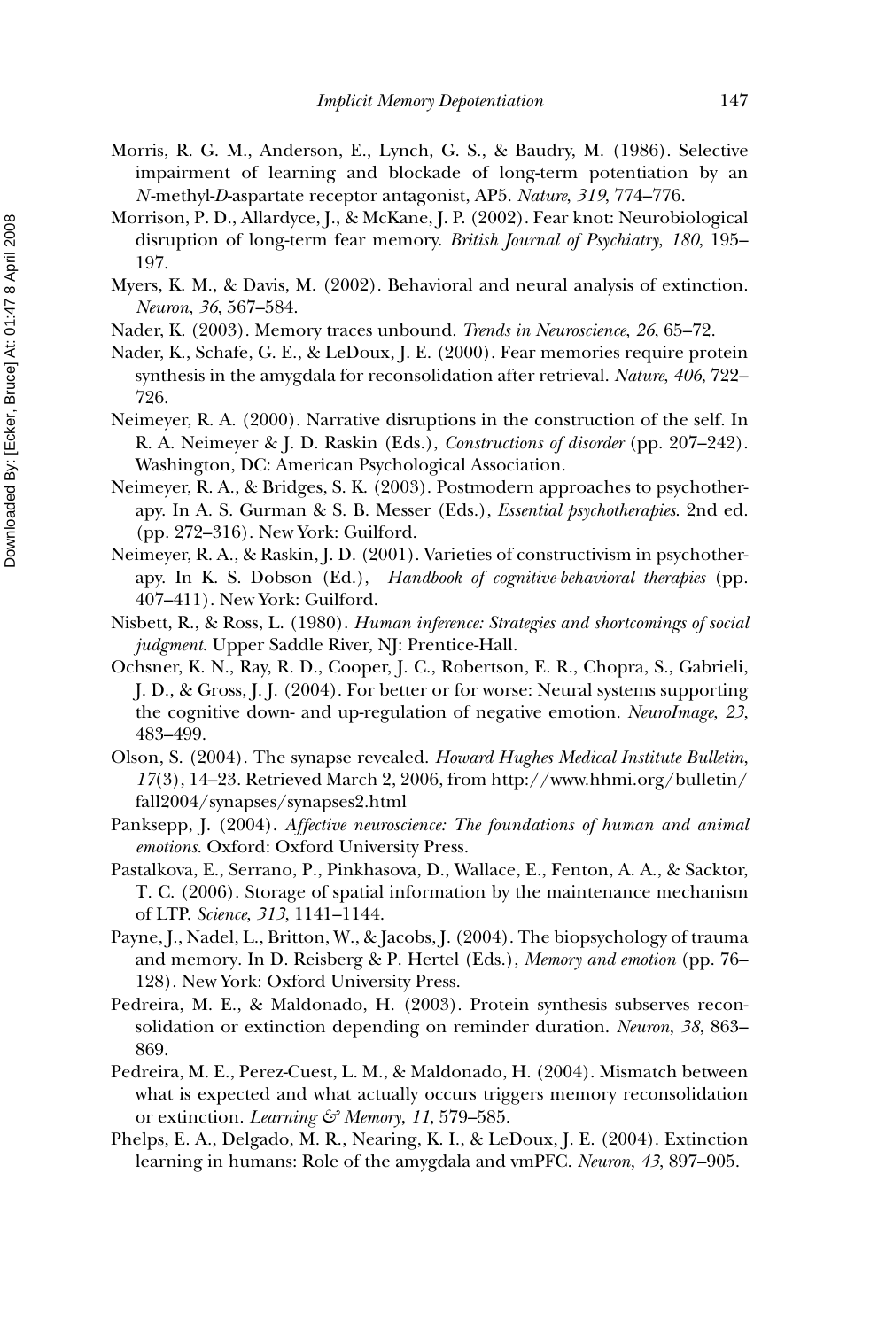Morris, R. G. M., Anderson, E., Lynch, G. S., & Baudry, M. (1986). Selective impairment of learning and blockade of long-term potentiation by an *N*-methyl-*D*-aspartate receptor antagonist, AP5. *Nature*, *319*, 774–776.

Morrison, P. D., Allardyce, J., & McKane, J. P. (2002). Fear knot: Neurobiological disruption of long-term fear memory. *British Journal of Psychiatry*, *180*, 195–197.

Myers, K. M., & Davis, M. (2002). Behavioral and neural analysis of extinction. *Neuron*, *36*, 567–584.

Nader, K. (2003). Memory traces unbound. *Trends in Neuroscience*, *26*, 65–72.

Nader, K., Schafe, G. E., & LeDoux, J. E. (2000). Fear memories require protein synthesis in the amygdala for reconsolidation after retrieval. *Nature*, *406*, 722–726.

Neimeyer, R. A. (2000). Narrative disruptions in the construction of the self. In R. A. Neimeyer & J. D. Raskin (Eds.), *Constructions of disorder* (pp. 207–242). Washington, DC: American Psychological Association.

Neimeyer, R. A., & Bridges, S. K. (2003). Postmodern approaches to psychotherapy. In A. S. Gurman & S. B. Messer (Eds.), *Essential psychotherapies*. 2nd ed. (pp. 272–316). New York: Guilford.

Neimeyer, R. A., & Raskin, J. D. (2001). Varieties of constructivism in psychotherapy. In K. S. Dobson (Ed.), *Handbook of cognitive-behavioral therapies* (pp. 407–411). New York: Guilford.

Nisbett, R., & Ross, L. (1980). *Human inference: Strategies and shortcomings of social judgment*. Upper Saddle River, NJ: Prentice-Hall.

Ochsner, K. N., Ray, R. D., Cooper, J. C., Robertson, E. R., Chopra, S., Gabrieli, J. D., & Gross, J. J. (2004). For better or for worse: Neural systems supporting the cognitive down- and up-regulation of negative emotion. *NeuroImage*, *23*, 483–499.

Olson, S. (2004). The synapse revealed. *Howard Hughes Medical Institute Bulletin*, *17*(3), 14–23. Retrieved March 2, 2006, from http://www.hhmi.org/bulletin/fall2004/synapses/synapses2.html

Panksepp, J. (2004). *Affective neuroscience: The foundations of human and animal emotions*. Oxford: Oxford University Press.

Pastalkova, E., Serrano, P., Pinkhasova, D., Wallace, E., Fenton, A. A., & Sacktor, T. C. (2006). Storage of spatial information by the maintenance mechanism of LTP. *Science*, *313*, 1141–1144.

Payne, J., Nadel, L., Britton, W., & Jacobs, J. (2004). The biopsychology of trauma and memory. In D. Reisberg & P. Hertel (Eds.), *Memory and emotion* (pp. 76–128). New York: Oxford University Press.

Pedreira, M. E., & Maldonado, H. (2003). Protein synthesis subserves reconsolidation or extinction depending on reminder duration. *Neuron*, *38*, 863–869.

Pedreira, M. E., Perez-Cuest, L. M., & Maldonado, H. (2004). Mismatch between what is expected and what actually occurs triggers memory reconsolidation or extinction. *Learning & Memory*, *11*, 579–585.

Phelps, E. A., Delgado, M. R., Nearing, K. I., & LeDoux, J. E. (2004). Extinction learning in humans: Role of the amygdala and vmPFC. *Neuron*, *43*, 897–905.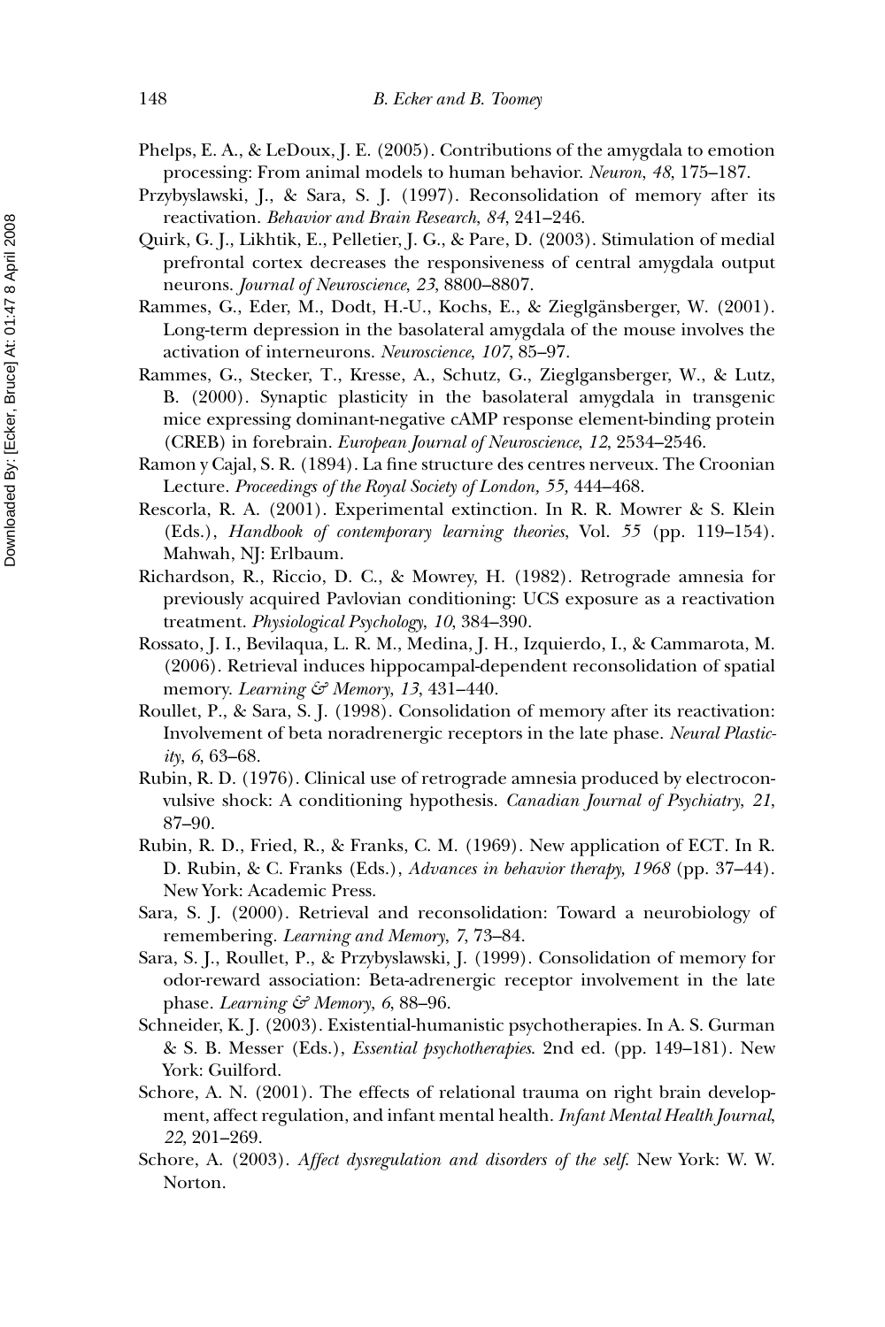Phelps, E. A., & LeDoux, J. E. (2005). Contributions of the amygdala to emotion processing: From animal models to human behavior. *Neuron*, *48*, 175–187.

Przybyslawski, J., & Sara, S. J. (1997). Reconsolidation of memory after its reactivation. *Behavior and Brain Research, 84*, 241–246.

Quirk, G. J., Likhtik, E., Pelletier, J. G., & Pare, D. (2003). Stimulation of medial prefrontal cortex decreases the responsiveness of central amygdala output neurons. *Journal of Neuroscience*, *23*, 8800–8807.

Rammes, G., Eder, M., Dodt, H.-U., Kochs, E., & Zieglgänsberger, W. (2001). Long-term depression in the basolateral amygdala of the mouse involves the activation of interneurons. *Neuroscience*, *107*, 85–97.

Rammes, G., Stecker, T., Kresse, A., Schutz, G., Zieglgansberger, W., & Lutz, B. (2000). Synaptic plasticity in the basolateral amygdala in transgenic mice expressing dominant-negative cAMP response element-binding protein (CREB) in forebrain. *European Journal of Neuroscience*, *12*, 2534–2546.

Ramon y Cajal, S. R. (1894). La fine structure des centres nerveux. The Croonian Lecture. *Proceedings of the Royal Society of London, 55,* 444–468.

Rescorla, R. A. (2001). Experimental extinction. In R. R. Mowrer & S. Klein (Eds.), *Handbook of contemporary learning theories*, Vol. *55* (pp. 119–154). Mahwah, NJ: Erlbaum.

Richardson, R., Riccio, D. C., & Mowrey, H. (1982). Retrograde amnesia for previously acquired Pavlovian conditioning: UCS exposure as a reactivation treatment. *Physiological Psychology*, *10*, 384–390.

Rossato, J. I., Bevilaqua, L. R. M., Medina, J. H., Izquierdo, I., & Cammarota, M. (2006). Retrieval induces hippocampal-dependent reconsolidation of spatial memory. *Learning & Memory*, *13*, 431–440.

Roullet, P., & Sara, S. J. (1998). Consolidation of memory after its reactivation: Involvement of beta noradrenergic receptors in the late phase. *Neural Plasticity*, *6*, 63–68.

Rubin, R. D. (1976). Clinical use of retrograde amnesia produced by electroconvulsive shock: A conditioning hypothesis. *Canadian Journal of Psychiatry*, *21*, 87–90.

Rubin, R. D., Fried, R., & Franks, C. M. (1969). New application of ECT. In R. D. Rubin, & C. Franks (Eds.), *Advances in behavior therapy, 1968* (pp. 37–44). New York: Academic Press.

Sara, S. J. (2000). Retrieval and reconsolidation: Toward a neurobiology of remembering. *Learning and Memory*, *7*, 73–84.

Sara, S. J., Roullet, P., & Przybyslawski, J. (1999). Consolidation of memory for odor-reward association: Beta-adrenergic receptor involvement in the late phase. *Learning & Memory*, *6*, 88–96.

Schneider, K. J. (2003). Existential-humanistic psychotherapies. In A. S. Gurman & S. B. Messer (Eds.), *Essential psychotherapies*. 2nd ed. (pp. 149–181). New York: Guilford.

Schore, A. N. (2001). The effects of relational trauma on right brain development, affect regulation, and infant mental health. *Infant Mental Health Journal*, *22*, 201–269.

Schore, A. (2003). *Affect dysregulation and disorders of the self*. New York: W. W. Norton.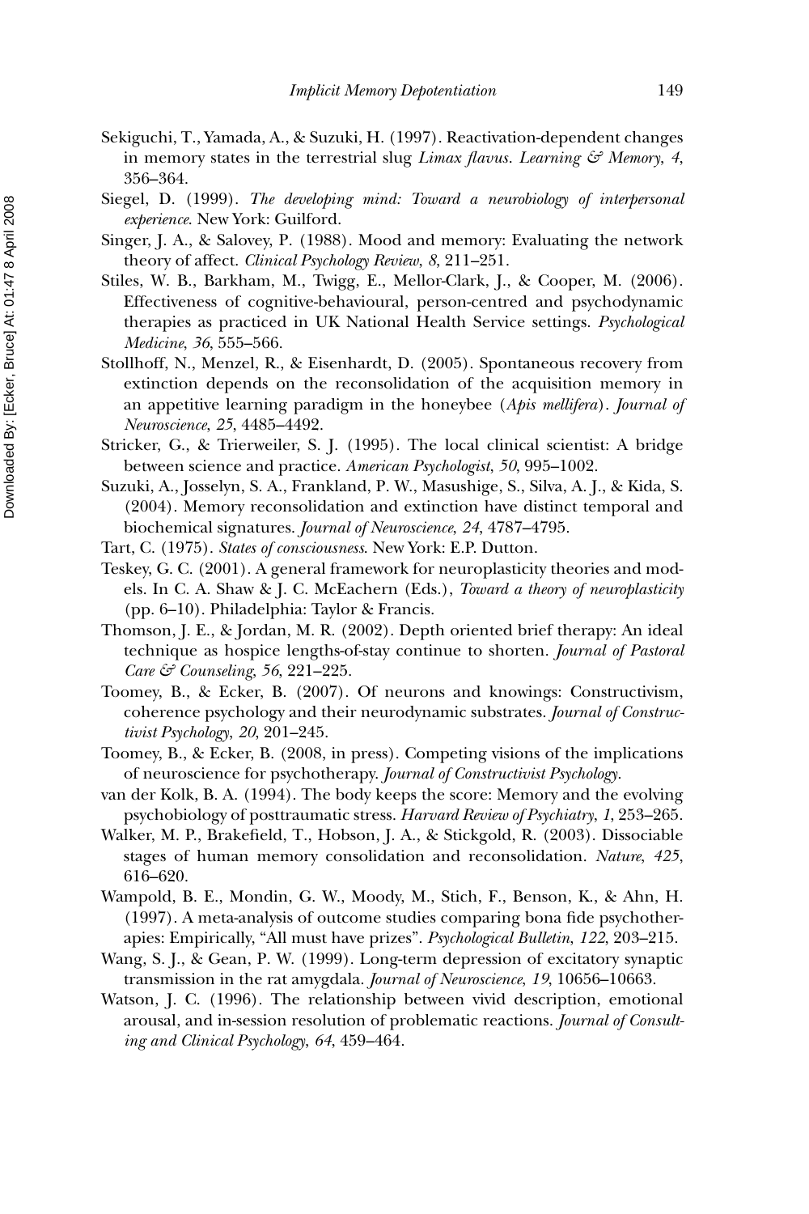Sekiguchi, T., Yamada, A., & Suzuki, H. (1997). Reactivation-dependent changes in memory states in the terrestrial slug *Limax flavus*. *Learning & Memory*, *4*, 356–364.

Siegel, D. (1999). *The developing mind: Toward a neurobiology of interpersonal experience*. New York: Guilford.

Singer, J. A., & Salovey, P. (1988). Mood and memory: Evaluating the network theory of affect. *Clinical Psychology Review*, *8*, 211–251.

Stiles, W. B., Barkham, M., Twigg, E., Mellor-Clark, J., & Cooper, M. (2006). Effectiveness of cognitive-behavioural, person-centred and psychodynamic therapies as practiced in UK National Health Service settings. *Psychological Medicine*, *36*, 555–566.

Stollhoff, N., Menzel, R., & Eisenhardt, D. (2005). Spontaneous recovery from extinction depends on the reconsolidation of the acquisition memory in an appetitive learning paradigm in the honeybee (*Apis mellifera*). *Journal of Neuroscience*, *25*, 4485–4492.

Stricker, G., & Trierweiler, S. J. (1995). The local clinical scientist: A bridge between science and practice. *American Psychologist*, *50*, 995–1002.

Suzuki, A., Josselyn, S. A., Frankland, P. W., Masushige, S., Silva, A. J., & Kida, S. (2004). Memory reconsolidation and extinction have distinct temporal and biochemical signatures. *Journal of Neuroscience*, *24*, 4787–4795.

Tart, C. (1975). *States of consciousness*. New York: E.P. Dutton.

Teskey, G. C. (2001). A general framework for neuroplasticity theories and models. In C. A. Shaw & J. C. McEachern (Eds.), *Toward a theory of neuroplasticity* (pp. 6–10). Philadelphia: Taylor & Francis.

Thomson, J. E., & Jordan, M. R. (2002). Depth oriented brief therapy: An ideal technique as hospice lengths-of-stay continue to shorten. *Journal of Pastoral Care & Counseling*, *56*, 221–225.

Toomey, B., & Ecker, B. (2007). Of neurons and knowings: Constructivism, coherence psychology and their neurodynamic substrates. *Journal of Constructivist Psychology*, *20*, 201–245.

Toomey, B., & Ecker, B. (2008, in press). Competing visions of the implications of neuroscience for psychotherapy. *Journal of Constructivist Psychology*.

van der Kolk, B. A. (1994). The body keeps the score: Memory and the evolving psychobiology of posttraumatic stress. *Harvard Review of Psychiatry*, *1*, 253–265.

Walker, M. P., Brakefield, T., Hobson, J. A., & Stickgold, R. (2003). Dissociable stages of human memory consolidation and reconsolidation. *Nature*, *425*, 616–620.

Wampold, B. E., Mondin, G. W., Moody, M., Stich, F., Benson, K., & Ahn, H. (1997). A meta-analysis of outcome studies comparing bona fide psychotherapies: Empirically, "All must have prizes". *Psychological Bulletin*, *122*, 203–215.

Wang, S. J., & Gean, P. W. (1999). Long-term depression of excitatory synaptic transmission in the rat amygdala. *Journal of Neuroscience*, *19*, 10656–10663.

Watson, J. C. (1996). The relationship between vivid description, emotional arousal, and in-session resolution of problematic reactions. *Journal of Consulting and Clinical Psychology*, *64*, 459–464.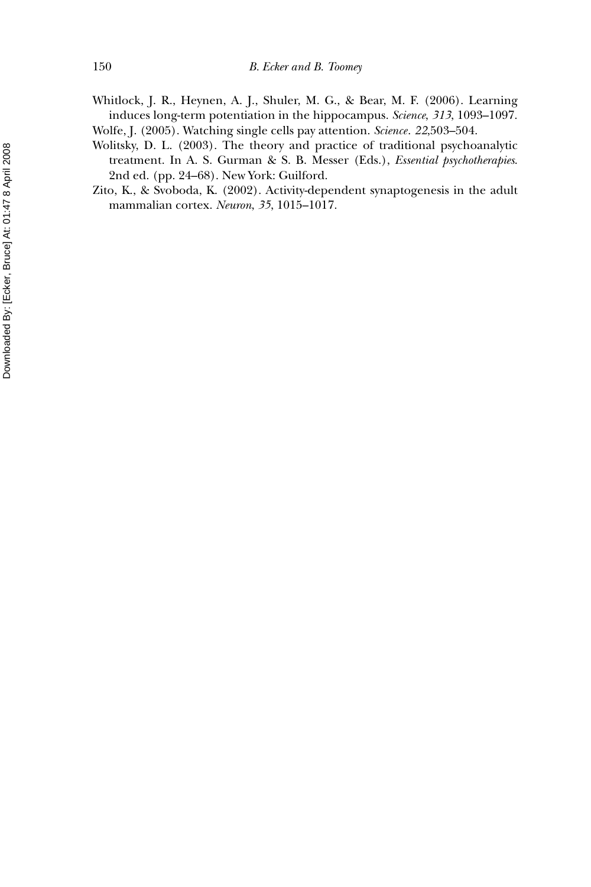Whitlock, J. R., Heynen, A. J., Shuler, M. G., & Bear, M. F. (2006). Learning induces long-term potentiation in the hippocampus. *Science*, *313*, 1093–1097.

Wolfe, J. (2005). Watching single cells pay attention. *Science*. *22*,503–504.

Wolitsky, D. L. (2003). The theory and practice of traditional psychoanalytic treatment. In A. S. Gurman & S. B. Messer (Eds.), *Essential psychotherapies*. 2nd ed. (pp. 24–68). New York: Guilford.

Zito, K., & Svoboda, K. (2002). Activity-dependent synaptogenesis in the adult mammalian cortex. *Neuron*, *35*, 1015–1017.